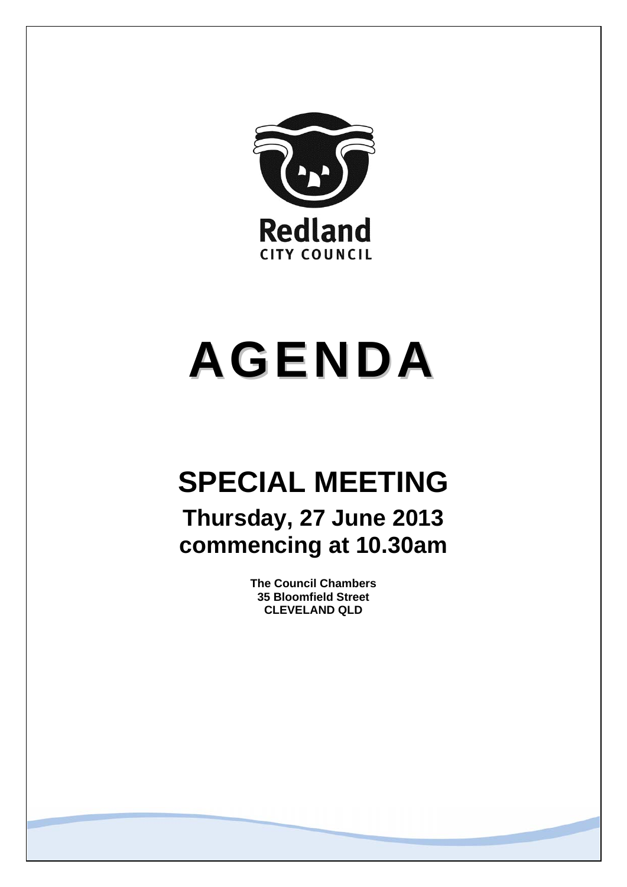Redland
CITY COUNCIL

# AGENDA

## SPECIAL MEETING

### Thursday, 27 June 2013
### commencing at 10.30am

**The Council Chambers**
**35 Bloomfield Street**
**CLEVELAND QLD**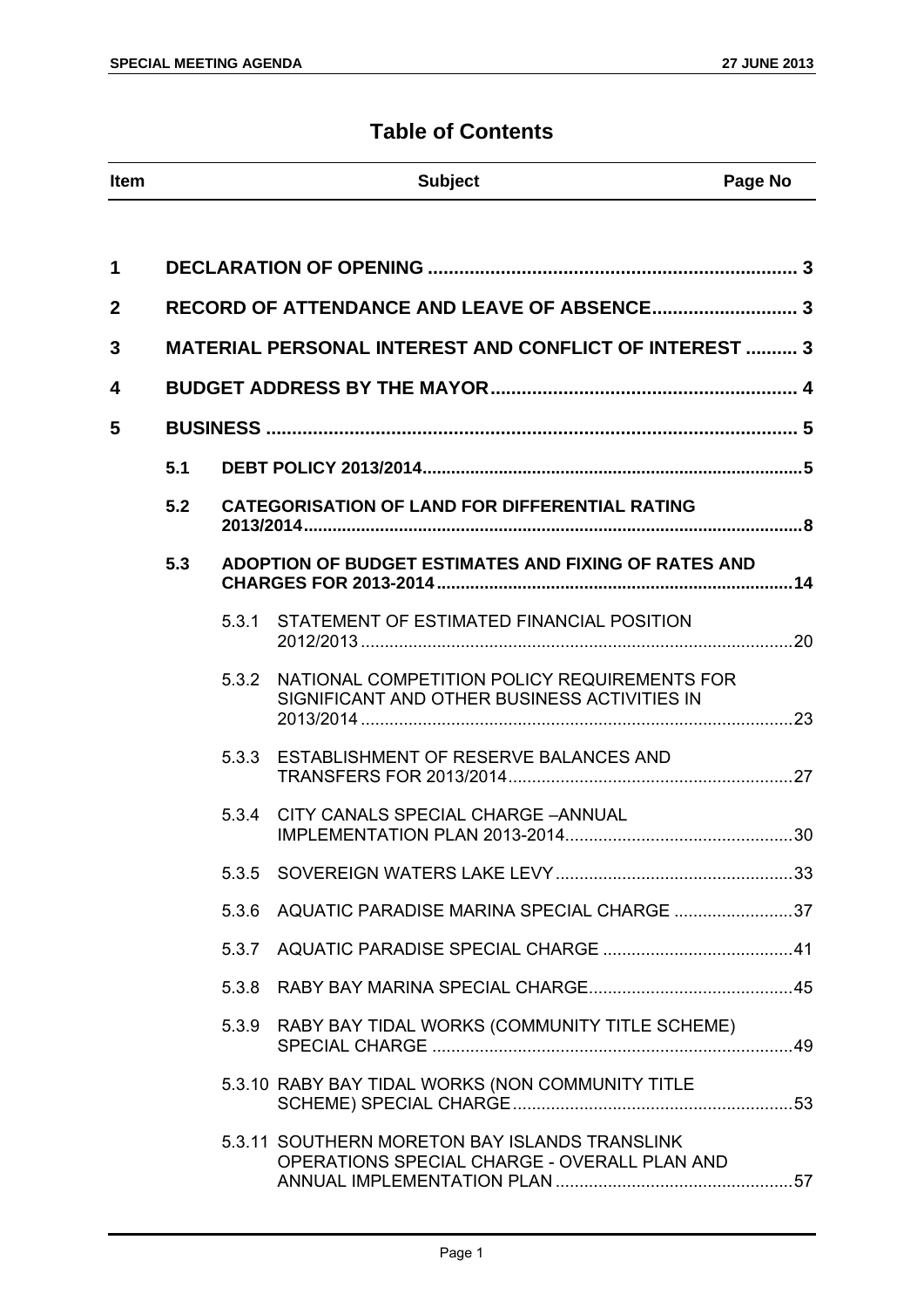# Table of Contents

| Item | | | Subject | Page No |
|---|---|---|---|---|
| **1** | | | **DECLARATION OF OPENING** | **3** |
| **2** | | | **RECORD OF ATTENDANCE AND LEAVE OF ABSENCE** | **3** |
| **3** | | | **MATERIAL PERSONAL INTEREST AND CONFLICT OF INTEREST** | **3** |
| **4** | | | **BUDGET ADDRESS BY THE MAYOR** | **4** |
| **5** | | | **BUSINESS** | **5** |
| | **5.1** | | **DEBT POLICY 2013/2014** | **5** |
| | **5.2** | | **CATEGORISATION OF LAND FOR DIFFERENTIAL RATING 2013/2014** | **8** |
| | **5.3** | | **ADOPTION OF BUDGET ESTIMATES AND FIXING OF RATES AND CHARGES FOR 2013-2014** | **14** |
| | | 5.3.1 | STATEMENT OF ESTIMATED FINANCIAL POSITION 2012/2013 | 20 |
| | | 5.3.2 | NATIONAL COMPETITION POLICY REQUIREMENTS FOR SIGNIFICANT AND OTHER BUSINESS ACTIVITIES IN 2013/2014 | 23 |
| | | 5.3.3 | ESTABLISHMENT OF RESERVE BALANCES AND TRANSFERS FOR 2013/2014 | 27 |
| | | 5.3.4 | CITY CANALS SPECIAL CHARGE –ANNUAL IMPLEMENTATION PLAN 2013-2014 | 30 |
| | | 5.3.5 | SOVEREIGN WATERS LAKE LEVY | 33 |
| | | 5.3.6 | AQUATIC PARADISE MARINA SPECIAL CHARGE | 37 |
| | | 5.3.7 | AQUATIC PARADISE SPECIAL CHARGE | 41 |
| | | 5.3.8 | RABY BAY MARINA SPECIAL CHARGE | 45 |
| | | 5.3.9 | RABY BAY TIDAL WORKS (COMMUNITY TITLE SCHEME) SPECIAL CHARGE | 49 |
| | | 5.3.10 | RABY BAY TIDAL WORKS (NON COMMUNITY TITLE SCHEME) SPECIAL CHARGE | 53 |
| | | 5.3.11 | SOUTHERN MORETON BAY ISLANDS TRANSLINK OPERATIONS SPECIAL CHARGE - OVERALL PLAN AND ANNUAL IMPLEMENTATION PLAN | 57 |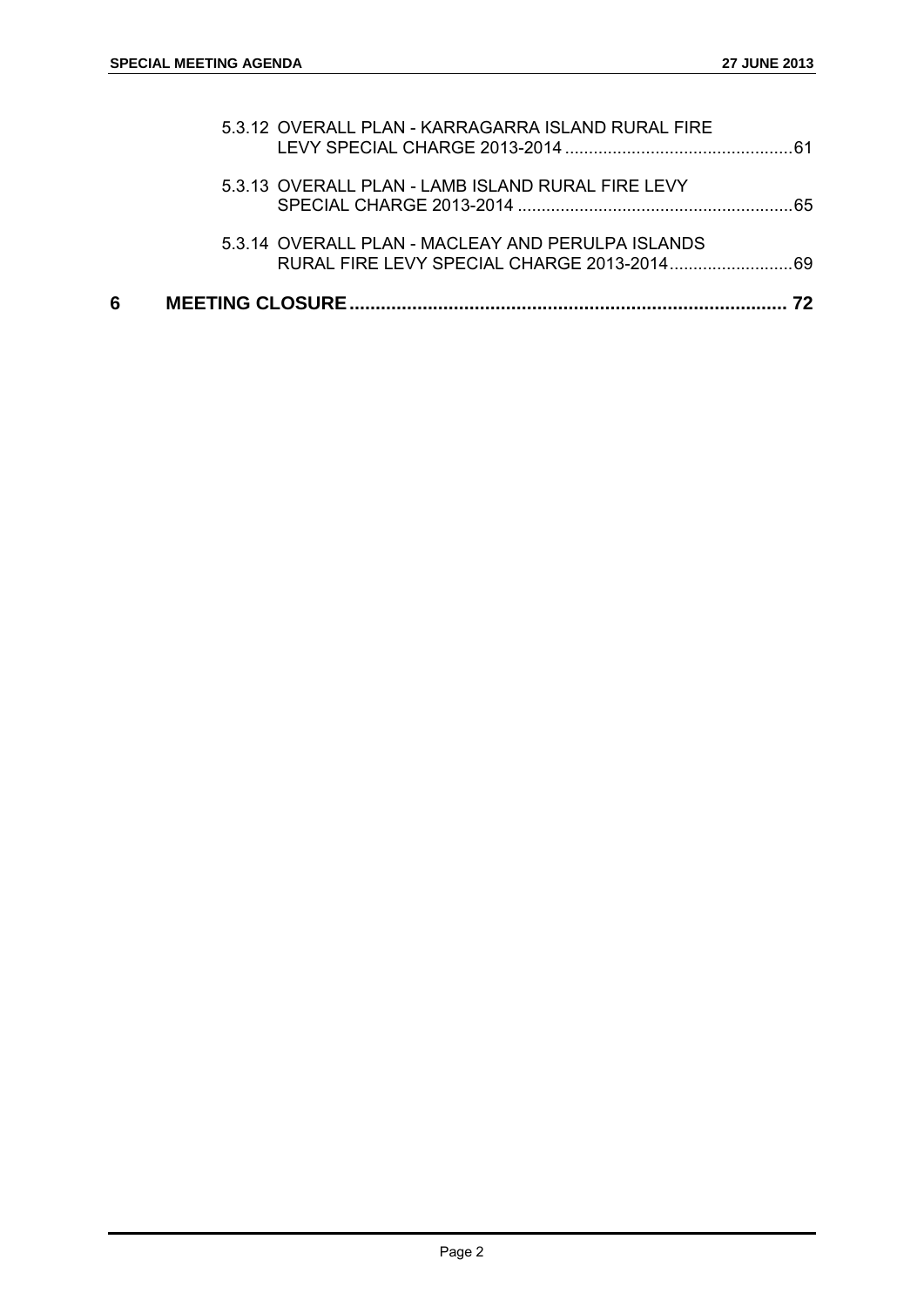5.3.12 OVERALL PLAN - KARRAGARRA ISLAND RURAL FIRE LEVY SPECIAL CHARGE 2013-2014 ........................................ 61

5.3.13 OVERALL PLAN - LAMB ISLAND RURAL FIRE LEVY SPECIAL CHARGE 2013-2014 ........................................ 65

5.3.14 OVERALL PLAN - MACLEAY AND PERULPA ISLANDS RURAL FIRE LEVY SPECIAL CHARGE 2013-2014 ........................................ 69

**6 MEETING CLOSURE ........................................ 72**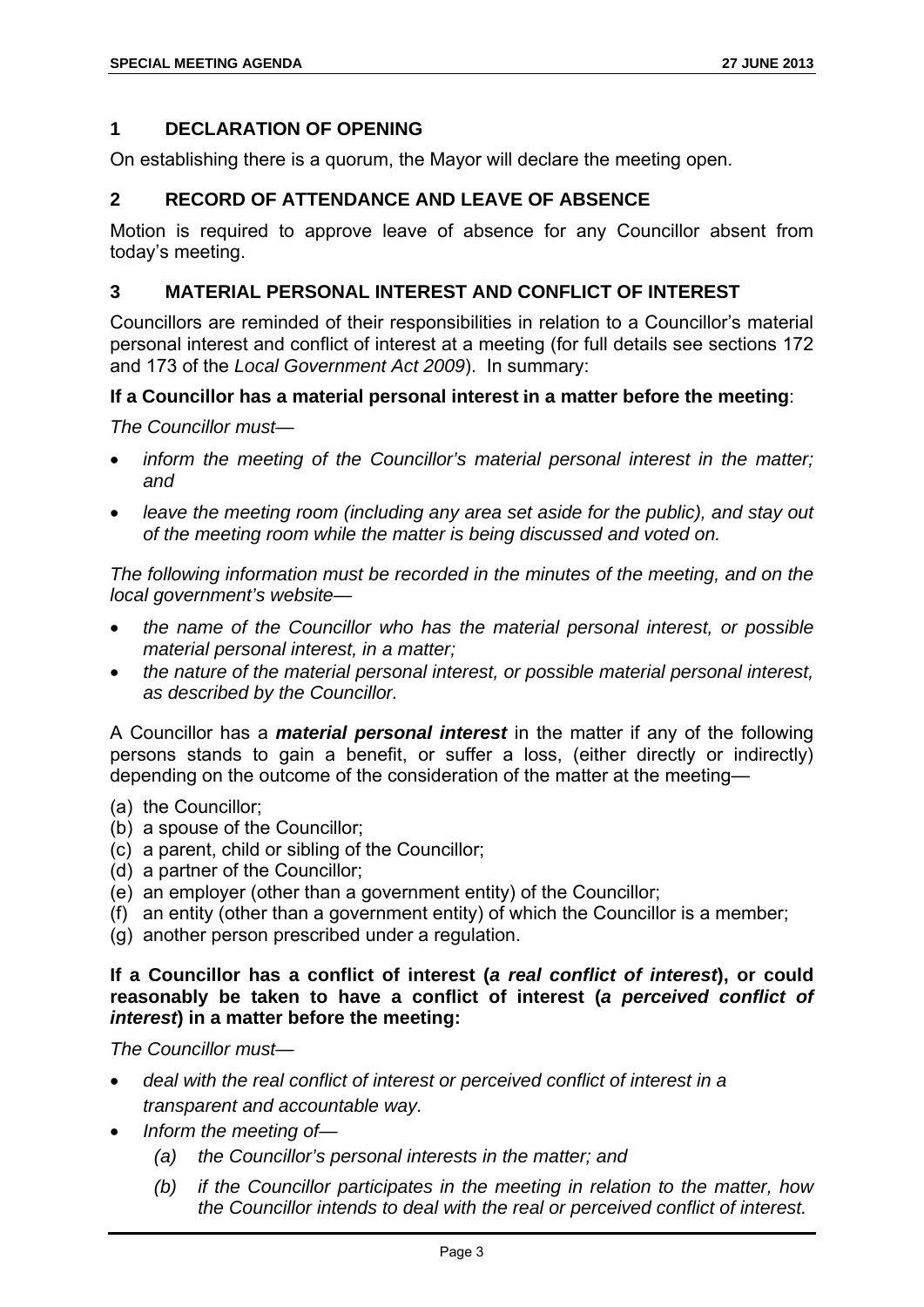## 1 DECLARATION OF OPENING

On establishing there is a quorum, the Mayor will declare the meeting open.

## 2 RECORD OF ATTENDANCE AND LEAVE OF ABSENCE

Motion is required to approve leave of absence for any Councillor absent from today's meeting.

## 3 MATERIAL PERSONAL INTEREST AND CONFLICT OF INTEREST

Councillors are reminded of their responsibilities in relation to a Councillor's material personal interest and conflict of interest at a meeting (for full details see sections 172 and 173 of the *Local Government Act 2009*). In summary:

**If a Councillor has a material personal interest in a matter before the meeting**:

*The Councillor must—*

- *inform the meeting of the Councillor's material personal interest in the matter; and*
- *leave the meeting room (including any area set aside for the public), and stay out of the meeting room while the matter is being discussed and voted on.*

*The following information must be recorded in the minutes of the meeting, and on the local government's website—*

- *the name of the Councillor who has the material personal interest, or possible material personal interest, in a matter;*
- *the nature of the material personal interest, or possible material personal interest, as described by the Councillor.*

A Councillor has a ***material personal interest*** in the matter if any of the following persons stands to gain a benefit, or suffer a loss, (either directly or indirectly) depending on the outcome of the consideration of the matter at the meeting—

(a) the Councillor;
(b) a spouse of the Councillor;
(c) a parent, child or sibling of the Councillor;
(d) a partner of the Councillor;
(e) an employer (other than a government entity) of the Councillor;
(f) an entity (other than a government entity) of which the Councillor is a member;
(g) another person prescribed under a regulation.

**If a Councillor has a conflict of interest (*a real conflict of interest*), or could reasonably be taken to have a conflict of interest (*a perceived conflict of interest*) in a matter before the meeting:**

*The Councillor must—*

- *deal with the real conflict of interest or perceived conflict of interest in a transparent and accountable way.*
- *Inform the meeting of—*
  - *(a) the Councillor's personal interests in the matter; and*
  - *(b) if the Councillor participates in the meeting in relation to the matter, how the Councillor intends to deal with the real or perceived conflict of interest.*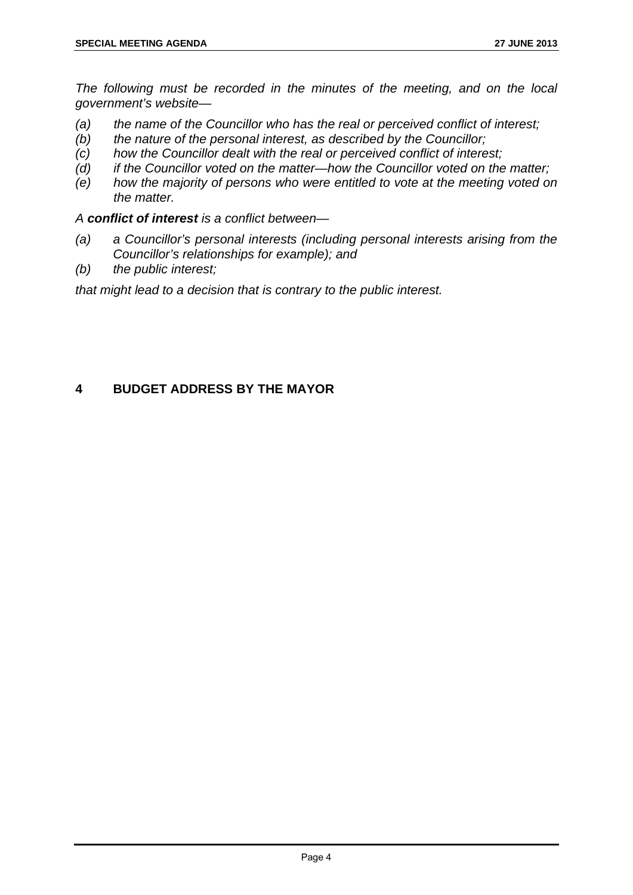*The following must be recorded in the minutes of the meeting, and on the local government's website—*

*(a) the name of the Councillor who has the real or perceived conflict of interest;*
*(b) the nature of the personal interest, as described by the Councillor;*
*(c) how the Councillor dealt with the real or perceived conflict of interest;*
*(d) if the Councillor voted on the matter—how the Councillor voted on the matter;*
*(e) how the majority of persons who were entitled to vote at the meeting voted on the matter.*

*A* ***conflict of interest*** *is a conflict between—*

*(a) a Councillor's personal interests (including personal interests arising from the Councillor's relationships for example); and*
*(b) the public interest;*

*that might lead to a decision that is contrary to the public interest.*

## 4 BUDGET ADDRESS BY THE MAYOR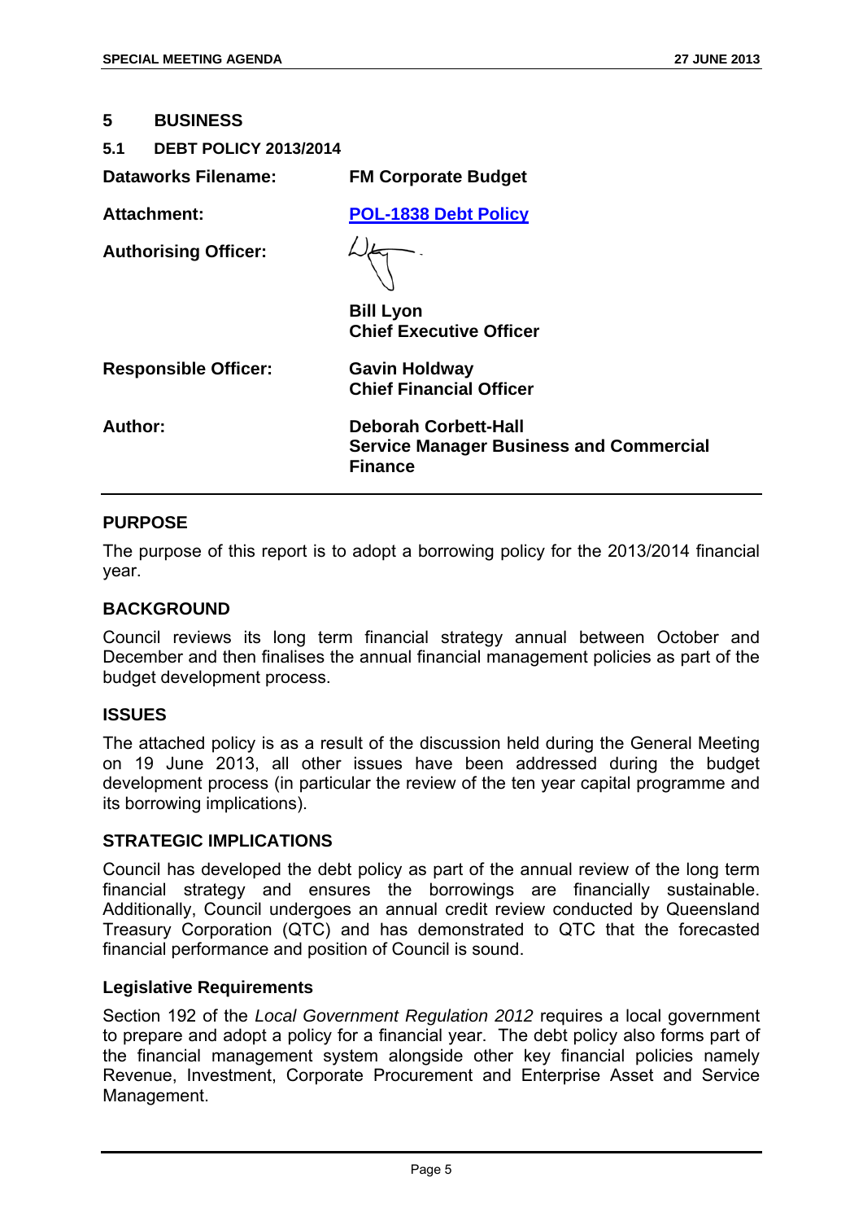# 5 BUSINESS

## 5.1 DEBT POLICY 2013/2014

**Dataworks Filename:** **FM Corporate Budget**

**Attachment:** **POL-1838 Debt Policy**

**Authorising Officer:**

**Bill Lyon**
**Chief Executive Officer**

**Responsible Officer:** **Gavin Holdway**
**Chief Financial Officer**

**Author:** **Deborah Corbett-Hall**
**Service Manager Business and Commercial Finance**

---

### PURPOSE

The purpose of this report is to adopt a borrowing policy for the 2013/2014 financial year.

### BACKGROUND

Council reviews its long term financial strategy annual between October and December and then finalises the annual financial management policies as part of the budget development process.

### ISSUES

The attached policy is as a result of the discussion held during the General Meeting on 19 June 2013, all other issues have been addressed during the budget development process (in particular the review of the ten year capital programme and its borrowing implications).

### STRATEGIC IMPLICATIONS

Council has developed the debt policy as part of the annual review of the long term financial strategy and ensures the borrowings are financially sustainable. Additionally, Council undergoes an annual credit review conducted by Queensland Treasury Corporation (QTC) and has demonstrated to QTC that the forecasted financial performance and position of Council is sound.

#### Legislative Requirements

Section 192 of the *Local Government Regulation 2012* requires a local government to prepare and adopt a policy for a financial year. The debt policy also forms part of the financial management system alongside other key financial policies namely Revenue, Investment, Corporate Procurement and Enterprise Asset and Service Management.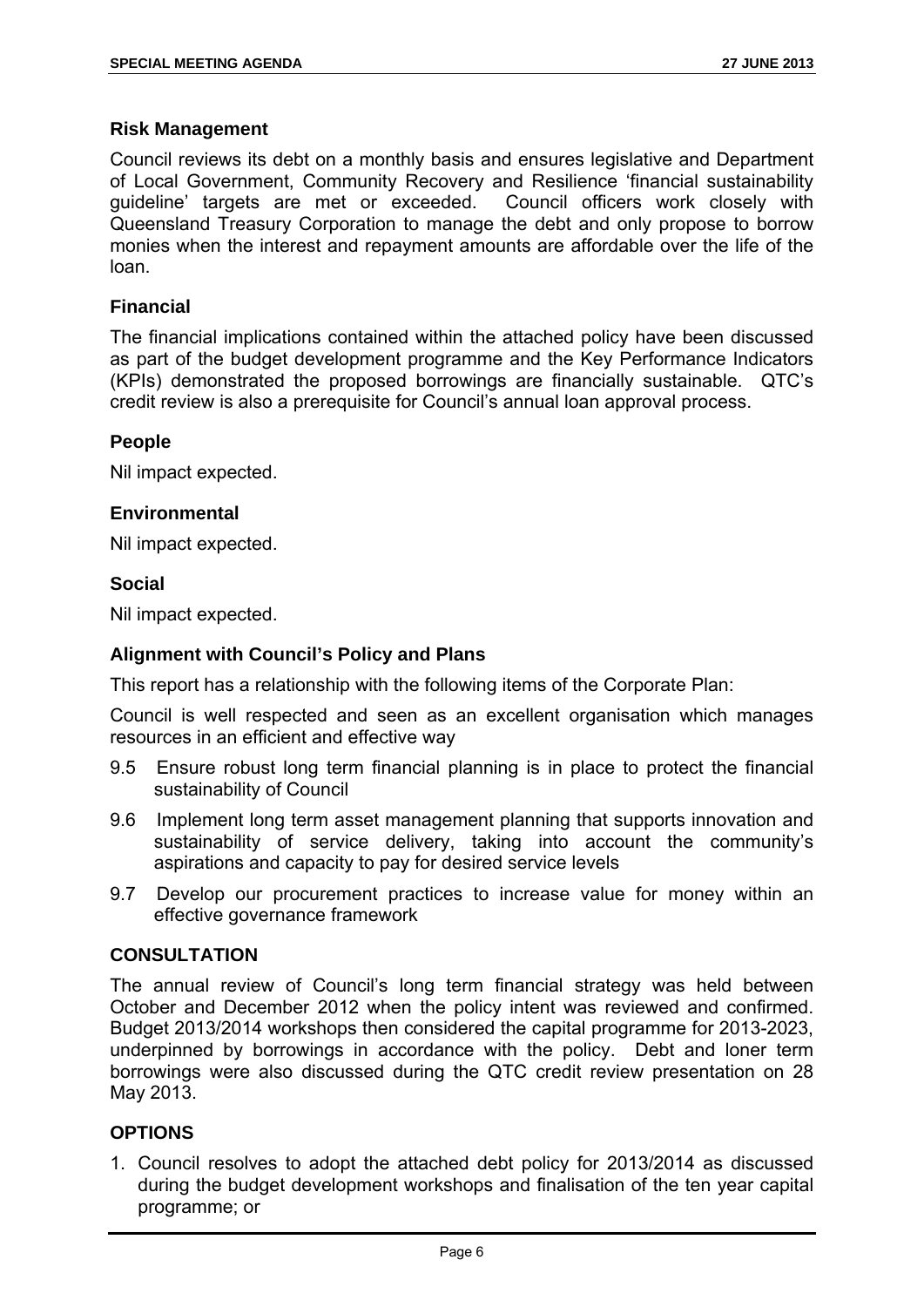### Risk Management

Council reviews its debt on a monthly basis and ensures legislative and Department of Local Government, Community Recovery and Resilience 'financial sustainability guideline' targets are met or exceeded. Council officers work closely with Queensland Treasury Corporation to manage the debt and only propose to borrow monies when the interest and repayment amounts are affordable over the life of the loan.

### Financial

The financial implications contained within the attached policy have been discussed as part of the budget development programme and the Key Performance Indicators (KPIs) demonstrated the proposed borrowings are financially sustainable. QTC's credit review is also a prerequisite for Council's annual loan approval process.

### People

Nil impact expected.

### Environmental

Nil impact expected.

### Social

Nil impact expected.

### Alignment with Council's Policy and Plans

This report has a relationship with the following items of the Corporate Plan:

Council is well respected and seen as an excellent organisation which manages resources in an efficient and effective way

9.5 Ensure robust long term financial planning is in place to protect the financial sustainability of Council

9.6 Implement long term asset management planning that supports innovation and sustainability of service delivery, taking into account the community's aspirations and capacity to pay for desired service levels

9.7 Develop our procurement practices to increase value for money within an effective governance framework

## CONSULTATION

The annual review of Council's long term financial strategy was held between October and December 2012 when the policy intent was reviewed and confirmed. Budget 2013/2014 workshops then considered the capital programme for 2013-2023, underpinned by borrowings in accordance with the policy. Debt and loner term borrowings were also discussed during the QTC credit review presentation on 28 May 2013.

## OPTIONS

1. Council resolves to adopt the attached debt policy for 2013/2014 as discussed during the budget development workshops and finalisation of the ten year capital programme; or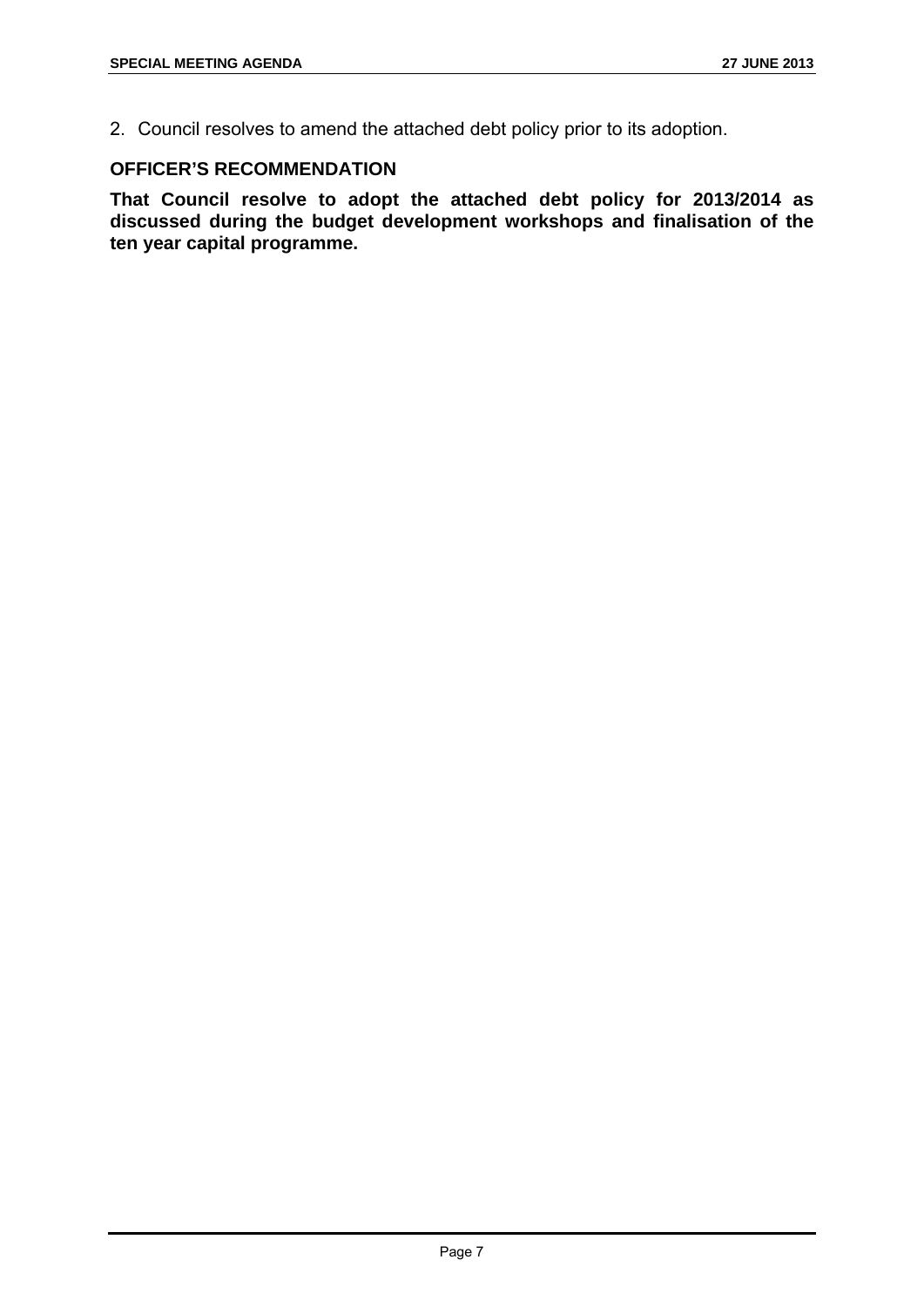2. Council resolves to amend the attached debt policy prior to its adoption.

**OFFICER'S RECOMMENDATION**

**That Council resolve to adopt the attached debt policy for 2013/2014 as discussed during the budget development workshops and finalisation of the ten year capital programme.**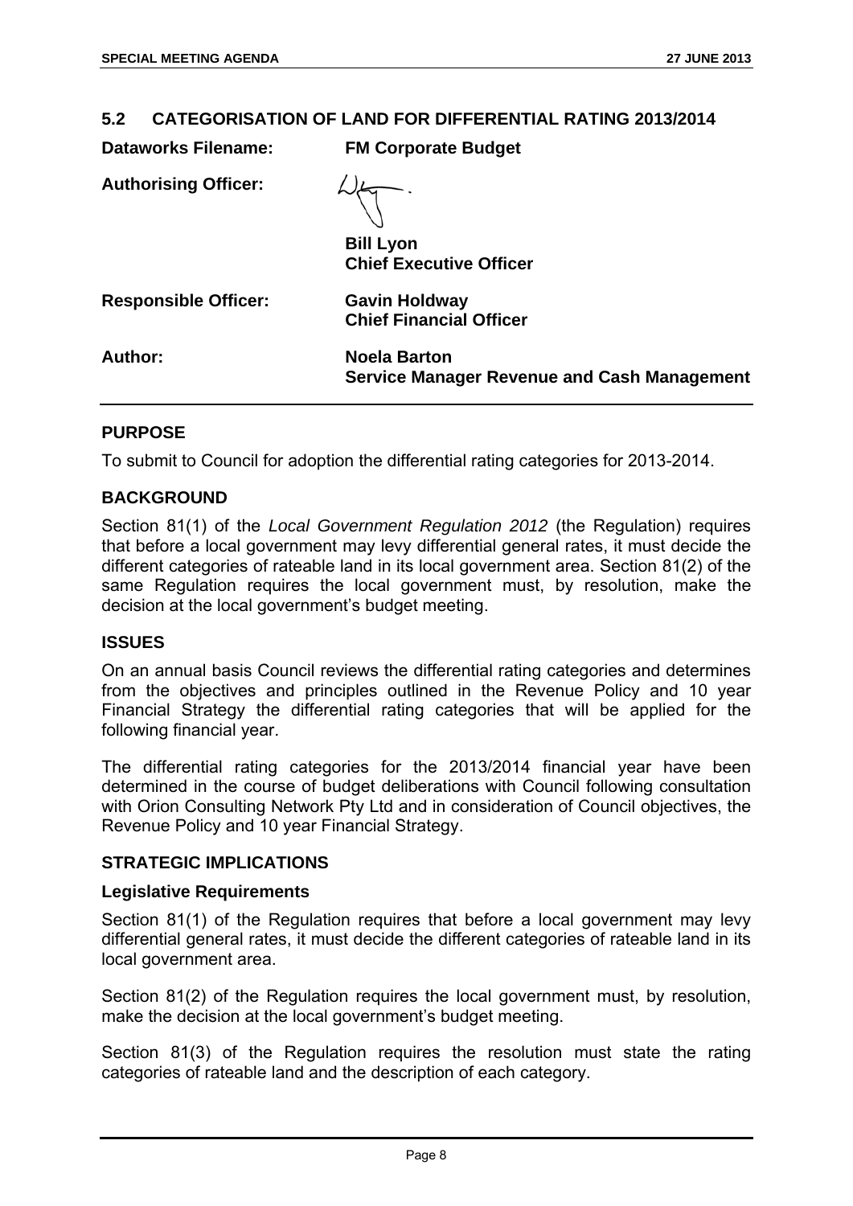## 5.2 CATEGORISATION OF LAND FOR DIFFERENTIAL RATING 2013/2014

**Dataworks Filename:** **FM Corporate Budget**

**Authorising Officer:**

**Bill Lyon**
**Chief Executive Officer**

**Responsible Officer:** **Gavin Holdway**
**Chief Financial Officer**

**Author:** **Noela Barton**
**Service Manager Revenue and Cash Management**

### PURPOSE

To submit to Council for adoption the differential rating categories for 2013-2014.

### BACKGROUND

Section 81(1) of the *Local Government Regulation 2012* (the Regulation) requires that before a local government may levy differential general rates, it must decide the different categories of rateable land in its local government area. Section 81(2) of the same Regulation requires the local government must, by resolution, make the decision at the local government's budget meeting.

### ISSUES

On an annual basis Council reviews the differential rating categories and determines from the objectives and principles outlined in the Revenue Policy and 10 year Financial Strategy the differential rating categories that will be applied for the following financial year.

The differential rating categories for the 2013/2014 financial year have been determined in the course of budget deliberations with Council following consultation with Orion Consulting Network Pty Ltd and in consideration of Council objectives, the Revenue Policy and 10 year Financial Strategy.

### STRATEGIC IMPLICATIONS

#### Legislative Requirements

Section 81(1) of the Regulation requires that before a local government may levy differential general rates, it must decide the different categories of rateable land in its local government area.

Section 81(2) of the Regulation requires the local government must, by resolution, make the decision at the local government's budget meeting.

Section 81(3) of the Regulation requires the resolution must state the rating categories of rateable land and the description of each category.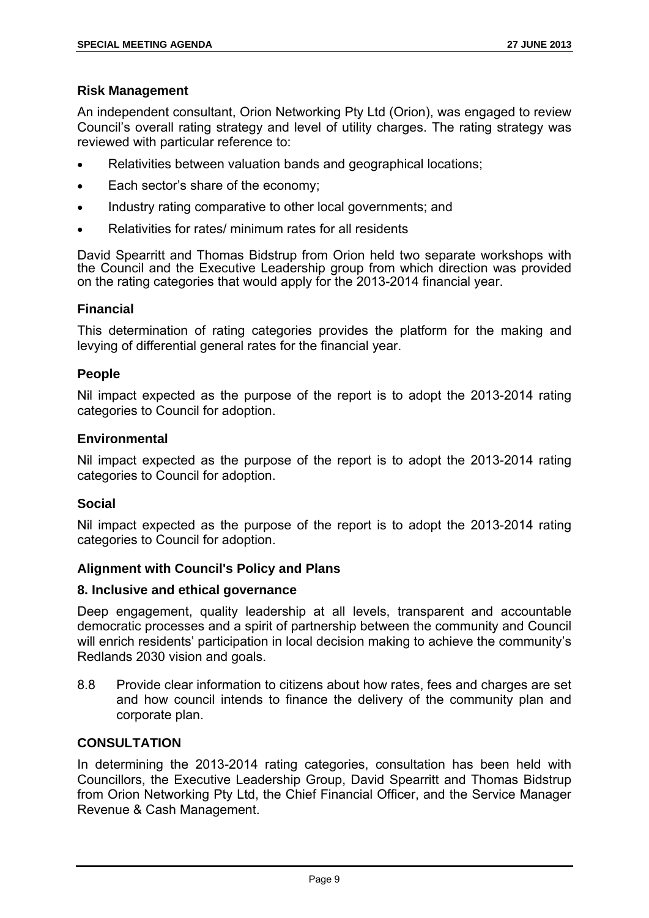### Risk Management

An independent consultant, Orion Networking Pty Ltd (Orion), was engaged to review Council's overall rating strategy and level of utility charges. The rating strategy was reviewed with particular reference to:

- Relativities between valuation bands and geographical locations;
- Each sector's share of the economy;
- Industry rating comparative to other local governments; and
- Relativities for rates/ minimum rates for all residents

David Spearritt and Thomas Bidstrup from Orion held two separate workshops with the Council and the Executive Leadership group from which direction was provided on the rating categories that would apply for the 2013-2014 financial year.

### Financial

This determination of rating categories provides the platform for the making and levying of differential general rates for the financial year.

### People

Nil impact expected as the purpose of the report is to adopt the 2013-2014 rating categories to Council for adoption.

### Environmental

Nil impact expected as the purpose of the report is to adopt the 2013-2014 rating categories to Council for adoption.

### Social

Nil impact expected as the purpose of the report is to adopt the 2013-2014 rating categories to Council for adoption.

### Alignment with Council's Policy and Plans

### 8. Inclusive and ethical governance

Deep engagement, quality leadership at all levels, transparent and accountable democratic processes and a spirit of partnership between the community and Council will enrich residents' participation in local decision making to achieve the community's Redlands 2030 vision and goals.

8.8 Provide clear information to citizens about how rates, fees and charges are set and how council intends to finance the delivery of the community plan and corporate plan.

## CONSULTATION

In determining the 2013-2014 rating categories, consultation has been held with Councillors, the Executive Leadership Group, David Spearritt and Thomas Bidstrup from Orion Networking Pty Ltd, the Chief Financial Officer, and the Service Manager Revenue & Cash Management.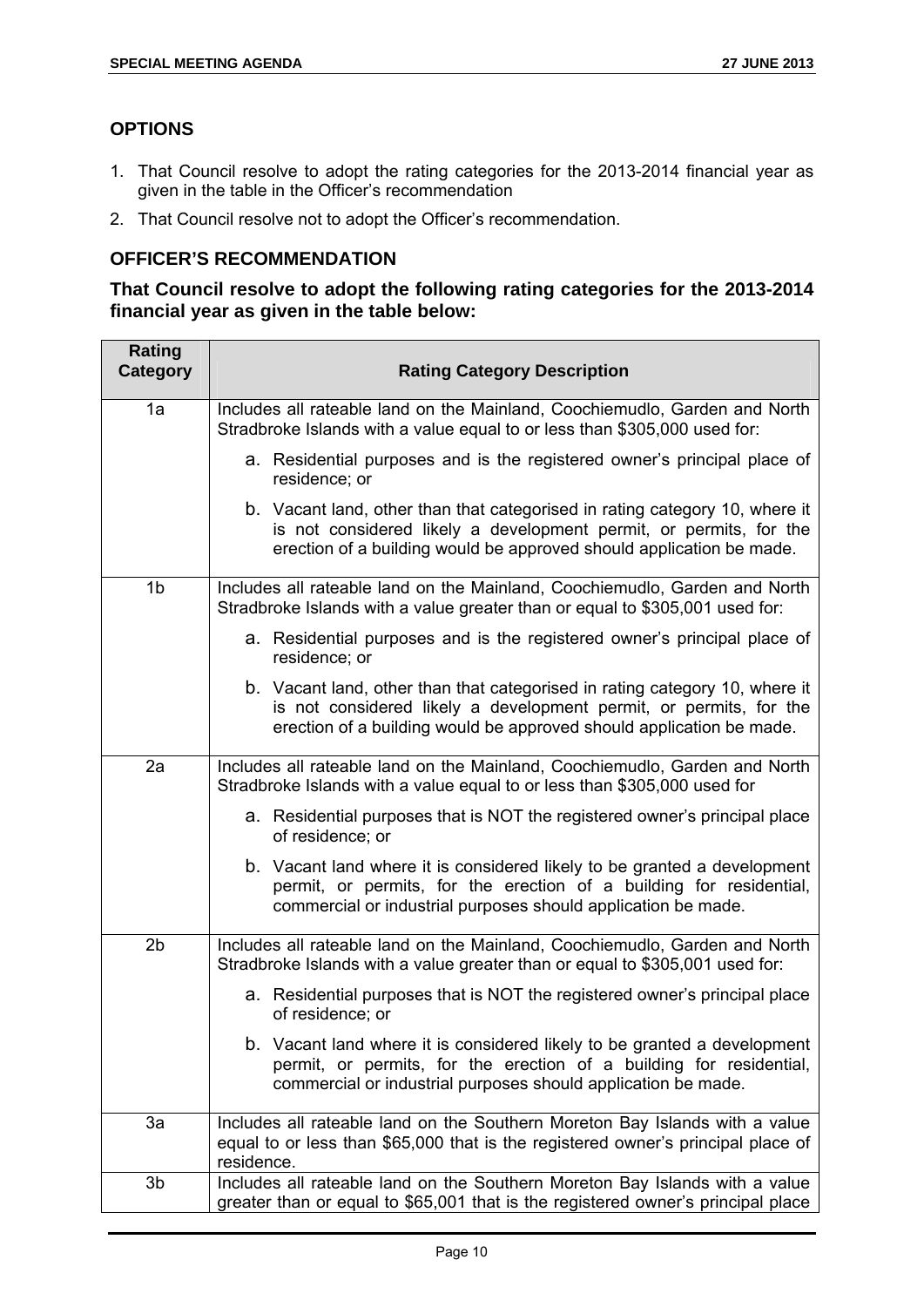## OPTIONS

1. That Council resolve to adopt the rating categories for the 2013-2014 financial year as given in the table in the Officer's recommendation
2. That Council resolve not to adopt the Officer's recommendation.

## OFFICER'S RECOMMENDATION

**That Council resolve to adopt the following rating categories for the 2013-2014 financial year as given in the table below:**

| Rating Category | Rating Category Description |
|---|---|
| 1a | Includes all rateable land on the Mainland, Coochiemudlo, Garden and North Stradbroke Islands with a value equal to or less than $305,000 used for:<br>a. Residential purposes and is the registered owner's principal place of residence; or<br>b. Vacant land, other than that categorised in rating category 10, where it is not considered likely a development permit, or permits, for the erection of a building would be approved should application be made. |
| 1b | Includes all rateable land on the Mainland, Coochiemudlo, Garden and North Stradbroke Islands with a value greater than or equal to $305,001 used for:<br>a. Residential purposes and is the registered owner's principal place of residence; or<br>b. Vacant land, other than that categorised in rating category 10, where it is not considered likely a development permit, or permits, for the erection of a building would be approved should application be made. |
| 2a | Includes all rateable land on the Mainland, Coochiemudlo, Garden and North Stradbroke Islands with a value equal to or less than $305,000 used for<br>a. Residential purposes that is NOT the registered owner's principal place of residence; or<br>b. Vacant land where it is considered likely to be granted a development permit, or permits, for the erection of a building for residential, commercial or industrial purposes should application be made. |
| 2b | Includes all rateable land on the Mainland, Coochiemudlo, Garden and North Stradbroke Islands with a value greater than or equal to $305,001 used for:<br>a. Residential purposes that is NOT the registered owner's principal place of residence; or<br>b. Vacant land where it is considered likely to be granted a development permit, or permits, for the erection of a building for residential, commercial or industrial purposes should application be made. |
| 3a | Includes all rateable land on the Southern Moreton Bay Islands with a value equal to or less than $65,000 that is the registered owner's principal place of residence. |
| 3b | Includes all rateable land on the Southern Moreton Bay Islands with a value greater than or equal to $65,001 that is the registered owner's principal place |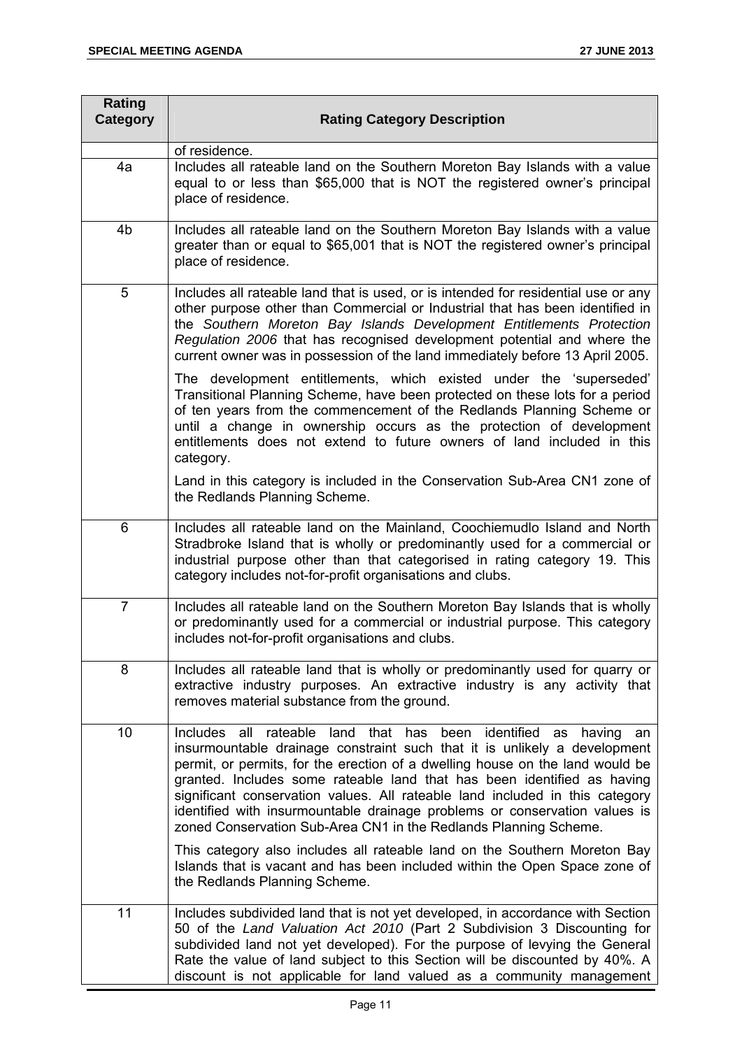| Rating Category | Rating Category Description |
|---|---|
| | of residence. |
| 4a | Includes all rateable land on the Southern Moreton Bay Islands with a value equal to or less than $65,000 that is NOT the registered owner's principal place of residence. |
| 4b | Includes all rateable land on the Southern Moreton Bay Islands with a value greater than or equal to $65,001 that is NOT the registered owner's principal place of residence. |
| 5 | Includes all rateable land that is used, or is intended for residential use or any other purpose other than Commercial or Industrial that has been identified in the *Southern Moreton Bay Islands Development Entitlements Protection Regulation 2006* that has recognised development potential and where the current owner was in possession of the land immediately before 13 April 2005.<br><br>The development entitlements, which existed under the 'superseded' Transitional Planning Scheme, have been protected on these lots for a period of ten years from the commencement of the Redlands Planning Scheme or until a change in ownership occurs as the protection of development entitlements does not extend to future owners of land included in this category.<br><br>Land in this category is included in the Conservation Sub-Area CN1 zone of the Redlands Planning Scheme. |
| 6 | Includes all rateable land on the Mainland, Coochiemudlo Island and North Stradbroke Island that is wholly or predominantly used for a commercial or industrial purpose other than that categorised in rating category 19. This category includes not-for-profit organisations and clubs. |
| 7 | Includes all rateable land on the Southern Moreton Bay Islands that is wholly or predominantly used for a commercial or industrial purpose. This category includes not-for-profit organisations and clubs. |
| 8 | Includes all rateable land that is wholly or predominantly used for quarry or extractive industry purposes. An extractive industry is any activity that removes material substance from the ground. |
| 10 | Includes all rateable land that has been identified as having an insurmountable drainage constraint such that it is unlikely a development permit, or permits, for the erection of a dwelling house on the land would be granted. Includes some rateable land that has been identified as having significant conservation values. All rateable land included in this category identified with insurmountable drainage problems or conservation values is zoned Conservation Sub-Area CN1 in the Redlands Planning Scheme.<br><br>This category also includes all rateable land on the Southern Moreton Bay Islands that is vacant and has been included within the Open Space zone of the Redlands Planning Scheme. |
| 11 | Includes subdivided land that is not yet developed, in accordance with Section 50 of the *Land Valuation Act 2010* (Part 2 Subdivision 3 Discounting for subdivided land not yet developed). For the purpose of levying the General Rate the value of land subject to this Section will be discounted by 40%. A discount is not applicable for land valued as a community management |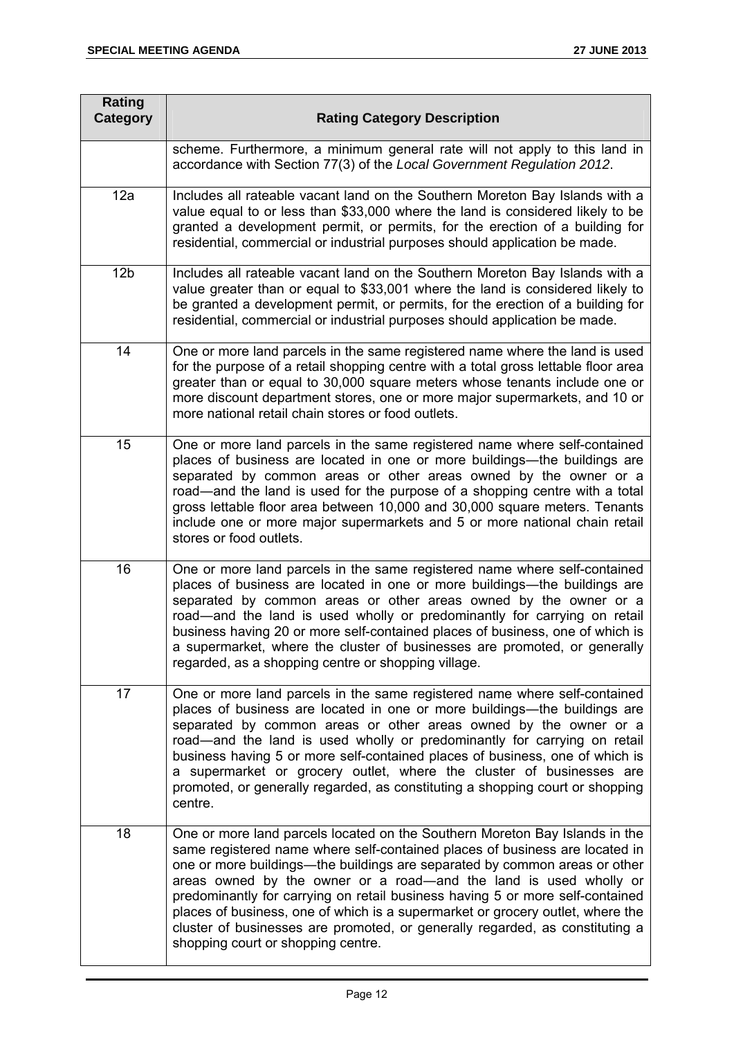| Rating Category | Rating Category Description |
|---|---|
| | scheme. Furthermore, a minimum general rate will not apply to this land in accordance with Section 77(3) of the *Local Government Regulation 2012*. |
| 12a | Includes all rateable vacant land on the Southern Moreton Bay Islands with a value equal to or less than $33,000 where the land is considered likely to be granted a development permit, or permits, for the erection of a building for residential, commercial or industrial purposes should application be made. |
| 12b | Includes all rateable vacant land on the Southern Moreton Bay Islands with a value greater than or equal to $33,001 where the land is considered likely to be granted a development permit, or permits, for the erection of a building for residential, commercial or industrial purposes should application be made. |
| 14 | One or more land parcels in the same registered name where the land is used for the purpose of a retail shopping centre with a total gross lettable floor area greater than or equal to 30,000 square meters whose tenants include one or more discount department stores, one or more major supermarkets, and 10 or more national retail chain stores or food outlets. |
| 15 | One or more land parcels in the same registered name where self-contained places of business are located in one or more buildings—the buildings are separated by common areas or other areas owned by the owner or a road—and the land is used for the purpose of a shopping centre with a total gross lettable floor area between 10,000 and 30,000 square meters. Tenants include one or more major supermarkets and 5 or more national chain retail stores or food outlets. |
| 16 | One or more land parcels in the same registered name where self-contained places of business are located in one or more buildings—the buildings are separated by common areas or other areas owned by the owner or a road—and the land is used wholly or predominantly for carrying on retail business having 20 or more self-contained places of business, one of which is a supermarket, where the cluster of businesses are promoted, or generally regarded, as a shopping centre or shopping village. |
| 17 | One or more land parcels in the same registered name where self-contained places of business are located in one or more buildings—the buildings are separated by common areas or other areas owned by the owner or a road—and the land is used wholly or predominantly for carrying on retail business having 5 or more self-contained places of business, one of which is a supermarket or grocery outlet, where the cluster of businesses are promoted, or generally regarded, as constituting a shopping court or shopping centre. |
| 18 | One or more land parcels located on the Southern Moreton Bay Islands in the same registered name where self-contained places of business are located in one or more buildings—the buildings are separated by common areas or other areas owned by the owner or a road—and the land is used wholly or predominantly for carrying on retail business having 5 or more self-contained places of business, one of which is a supermarket or grocery outlet, where the cluster of businesses are promoted, or generally regarded, as constituting a shopping court or shopping centre. |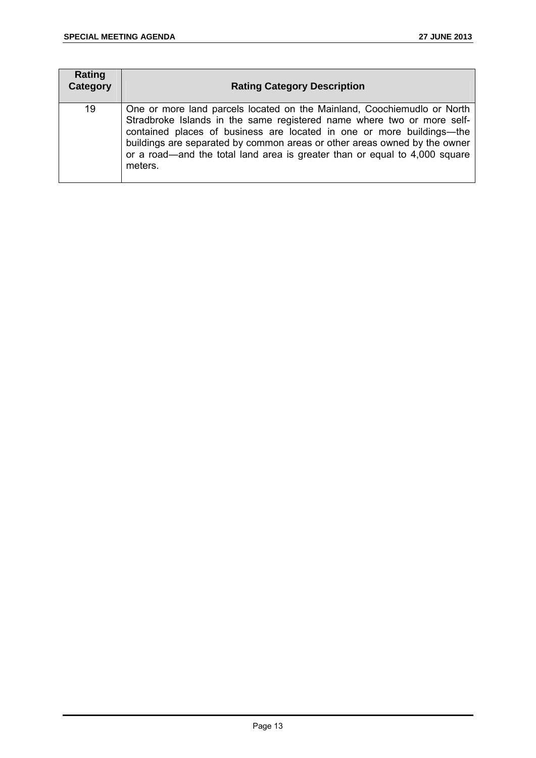| Rating Category | Rating Category Description |
|---|---|
| 19 | One or more land parcels located on the Mainland, Coochiemudlo or North Stradbroke Islands in the same registered name where two or more self-contained places of business are located in one or more buildings—the buildings are separated by common areas or other areas owned by the owner or a road—and the total land area is greater than or equal to 4,000 square meters. |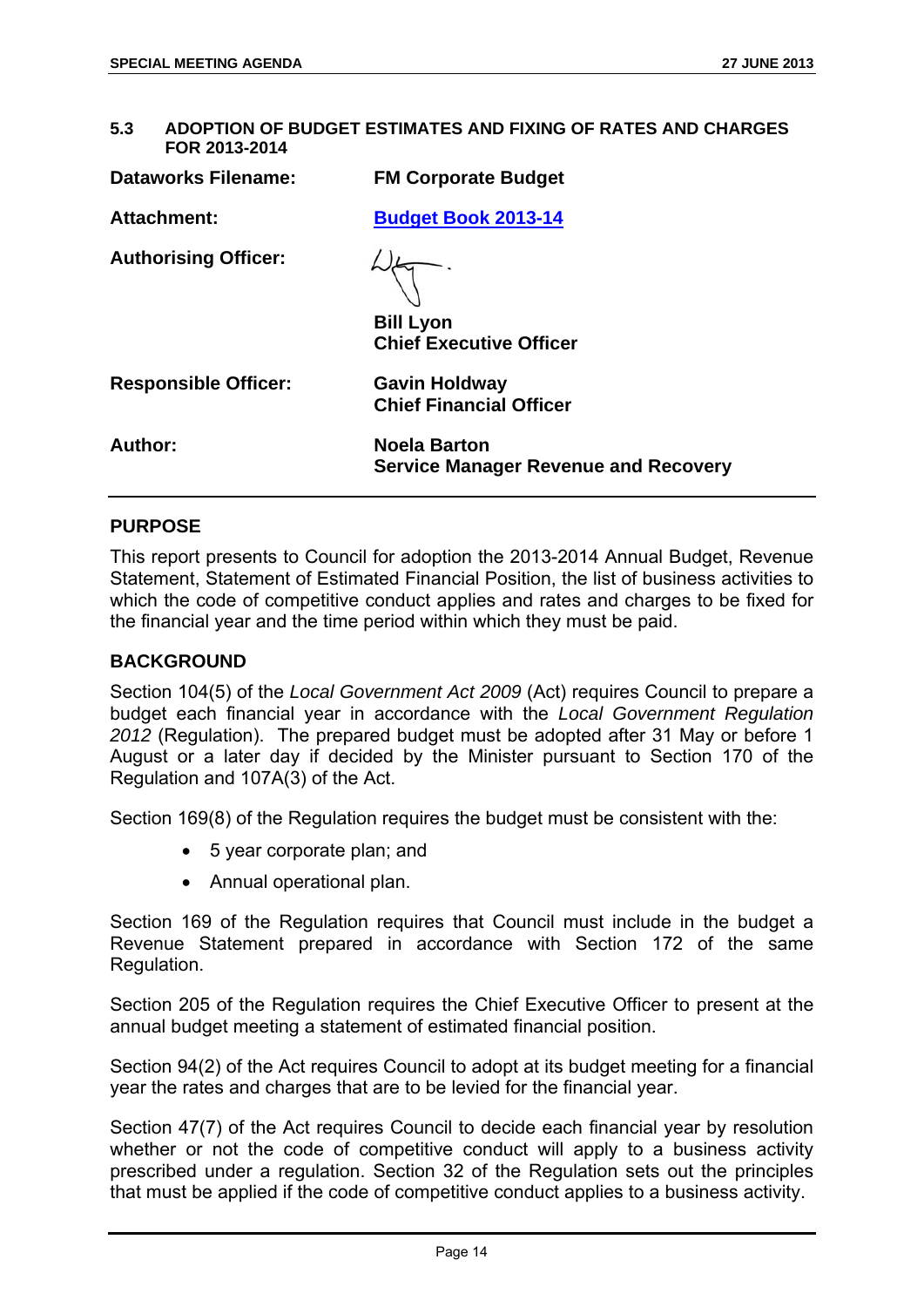## 5.3 ADOPTION OF BUDGET ESTIMATES AND FIXING OF RATES AND CHARGES FOR 2013-2014

| | |
|---|---|
| **Dataworks Filename:** | **FM Corporate Budget** |
| **Attachment:** | **Budget Book 2013-14** |
| **Authorising Officer:** | **Bill Lyon**<br>**Chief Executive Officer** |
| **Responsible Officer:** | **Gavin Holdway**<br>**Chief Financial Officer** |
| **Author:** | **Noela Barton**<br>**Service Manager Revenue and Recovery** |

### PURPOSE

This report presents to Council for adoption the 2013-2014 Annual Budget, Revenue Statement, Statement of Estimated Financial Position, the list of business activities to which the code of competitive conduct applies and rates and charges to be fixed for the financial year and the time period within which they must be paid.

### BACKGROUND

Section 104(5) of the *Local Government Act 2009* (Act) requires Council to prepare a budget each financial year in accordance with the *Local Government Regulation 2012* (Regulation). The prepared budget must be adopted after 31 May or before 1 August or a later day if decided by the Minister pursuant to Section 170 of the Regulation and 107A(3) of the Act.

Section 169(8) of the Regulation requires the budget must be consistent with the:

- 5 year corporate plan; and
- Annual operational plan.

Section 169 of the Regulation requires that Council must include in the budget a Revenue Statement prepared in accordance with Section 172 of the same Regulation.

Section 205 of the Regulation requires the Chief Executive Officer to present at the annual budget meeting a statement of estimated financial position.

Section 94(2) of the Act requires Council to adopt at its budget meeting for a financial year the rates and charges that are to be levied for the financial year.

Section 47(7) of the Act requires Council to decide each financial year by resolution whether or not the code of competitive conduct will apply to a business activity prescribed under a regulation. Section 32 of the Regulation sets out the principles that must be applied if the code of competitive conduct applies to a business activity.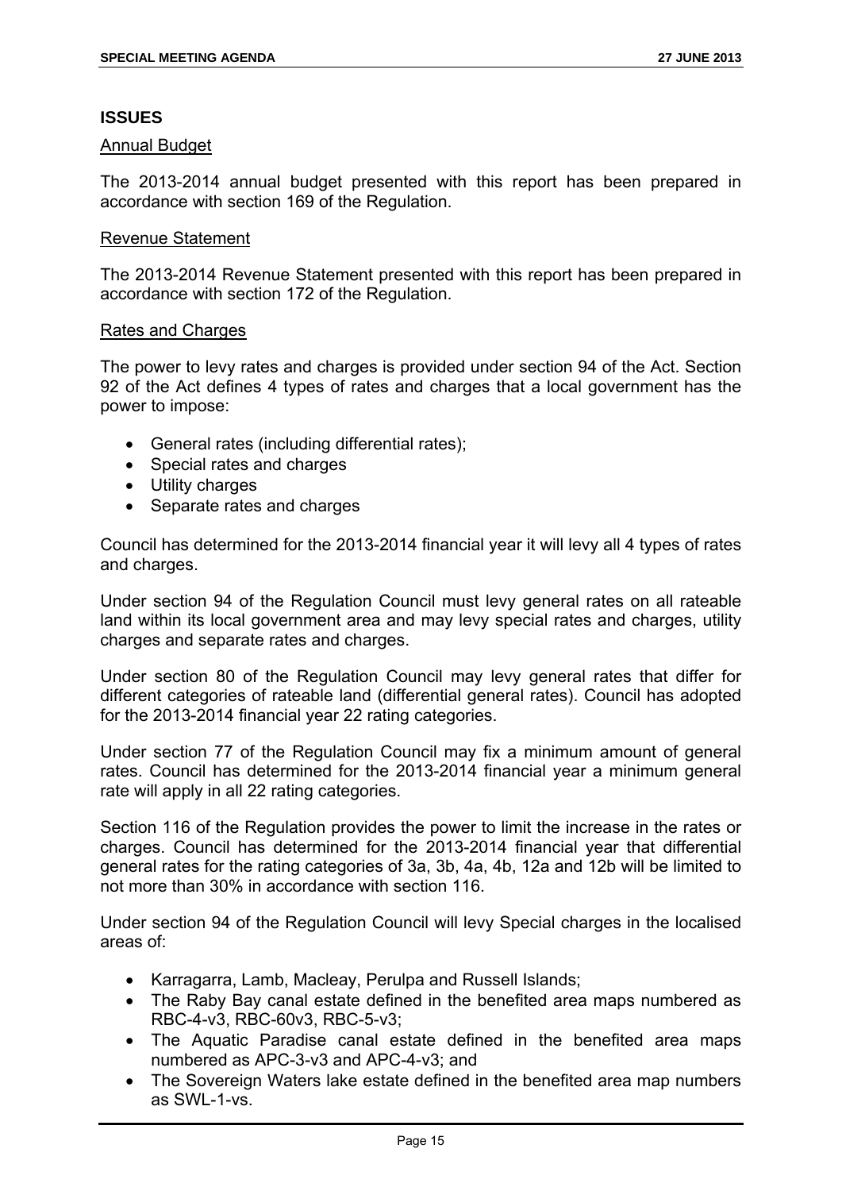## ISSUES

Annual Budget

The 2013-2014 annual budget presented with this report has been prepared in accordance with section 169 of the Regulation.

Revenue Statement

The 2013-2014 Revenue Statement presented with this report has been prepared in accordance with section 172 of the Regulation.

Rates and Charges

The power to levy rates and charges is provided under section 94 of the Act. Section 92 of the Act defines 4 types of rates and charges that a local government has the power to impose:

- General rates (including differential rates);
- Special rates and charges
- Utility charges
- Separate rates and charges

Council has determined for the 2013-2014 financial year it will levy all 4 types of rates and charges.

Under section 94 of the Regulation Council must levy general rates on all rateable land within its local government area and may levy special rates and charges, utility charges and separate rates and charges.

Under section 80 of the Regulation Council may levy general rates that differ for different categories of rateable land (differential general rates). Council has adopted for the 2013-2014 financial year 22 rating categories.

Under section 77 of the Regulation Council may fix a minimum amount of general rates. Council has determined for the 2013-2014 financial year a minimum general rate will apply in all 22 rating categories.

Section 116 of the Regulation provides the power to limit the increase in the rates or charges. Council has determined for the 2013-2014 financial year that differential general rates for the rating categories of 3a, 3b, 4a, 4b, 12a and 12b will be limited to not more than 30% in accordance with section 116.

Under section 94 of the Regulation Council will levy Special charges in the localised areas of:

- Karragarra, Lamb, Macleay, Perulpa and Russell Islands;
- The Raby Bay canal estate defined in the benefited area maps numbered as RBC-4-v3, RBC-60v3, RBC-5-v3;
- The Aquatic Paradise canal estate defined in the benefited area maps numbered as APC-3-v3 and APC-4-v3; and
- The Sovereign Waters lake estate defined in the benefited area map numbers as SWL-1-vs.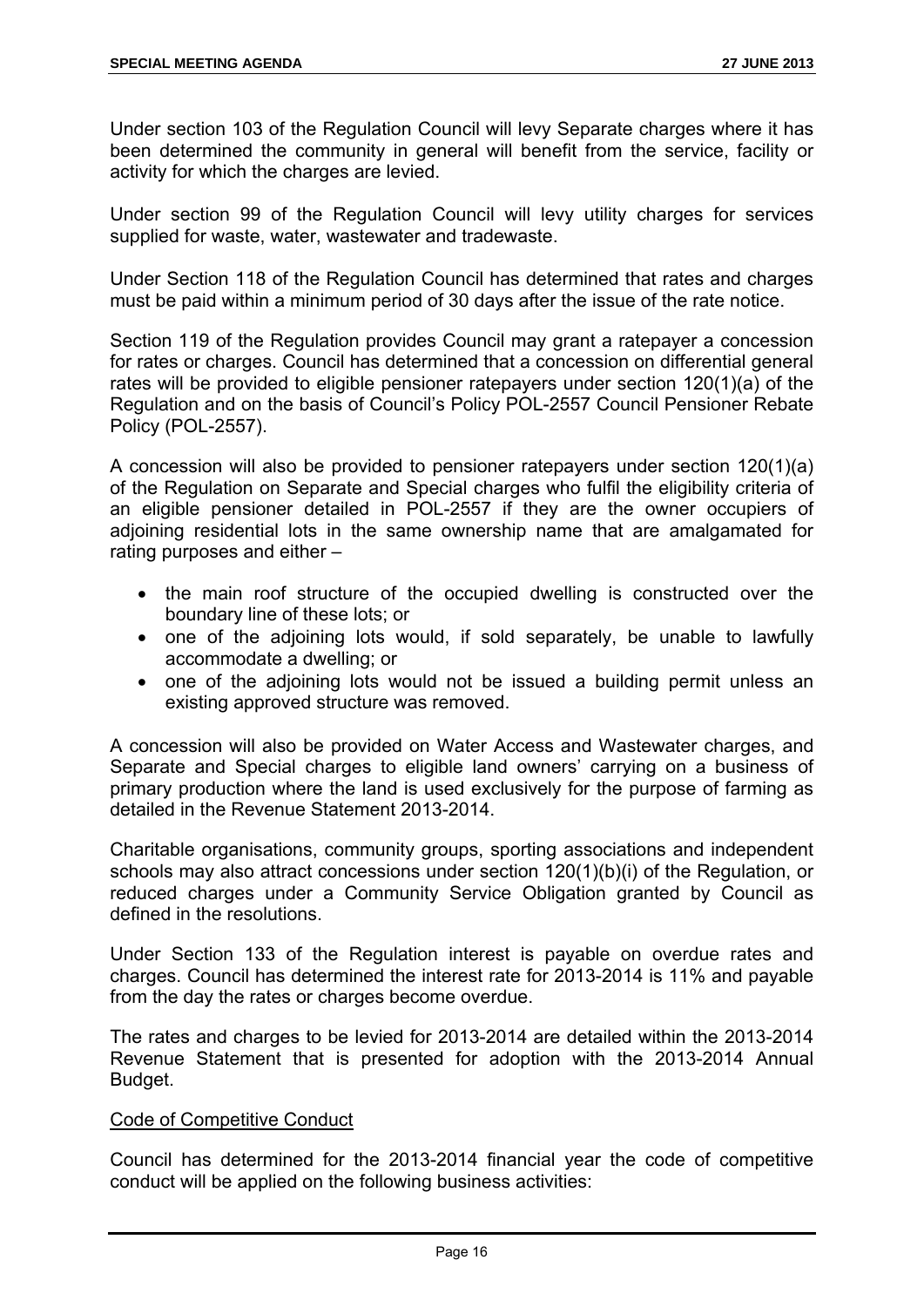Under section 103 of the Regulation Council will levy Separate charges where it has been determined the community in general will benefit from the service, facility or activity for which the charges are levied.

Under section 99 of the Regulation Council will levy utility charges for services supplied for waste, water, wastewater and tradewaste.

Under Section 118 of the Regulation Council has determined that rates and charges must be paid within a minimum period of 30 days after the issue of the rate notice.

Section 119 of the Regulation provides Council may grant a ratepayer a concession for rates or charges. Council has determined that a concession on differential general rates will be provided to eligible pensioner ratepayers under section 120(1)(a) of the Regulation and on the basis of Council's Policy POL-2557 Council Pensioner Rebate Policy (POL-2557).

A concession will also be provided to pensioner ratepayers under section 120(1)(a) of the Regulation on Separate and Special charges who fulfil the eligibility criteria of an eligible pensioner detailed in POL-2557 if they are the owner occupiers of adjoining residential lots in the same ownership name that are amalgamated for rating purposes and either –

- the main roof structure of the occupied dwelling is constructed over the boundary line of these lots; or
- one of the adjoining lots would, if sold separately, be unable to lawfully accommodate a dwelling; or
- one of the adjoining lots would not be issued a building permit unless an existing approved structure was removed.

A concession will also be provided on Water Access and Wastewater charges, and Separate and Special charges to eligible land owners' carrying on a business of primary production where the land is used exclusively for the purpose of farming as detailed in the Revenue Statement 2013-2014.

Charitable organisations, community groups, sporting associations and independent schools may also attract concessions under section 120(1)(b)(i) of the Regulation, or reduced charges under a Community Service Obligation granted by Council as defined in the resolutions.

Under Section 133 of the Regulation interest is payable on overdue rates and charges. Council has determined the interest rate for 2013-2014 is 11% and payable from the day the rates or charges become overdue.

The rates and charges to be levied for 2013-2014 are detailed within the 2013-2014 Revenue Statement that is presented for adoption with the 2013-2014 Annual Budget.

Code of Competitive Conduct

Council has determined for the 2013-2014 financial year the code of competitive conduct will be applied on the following business activities: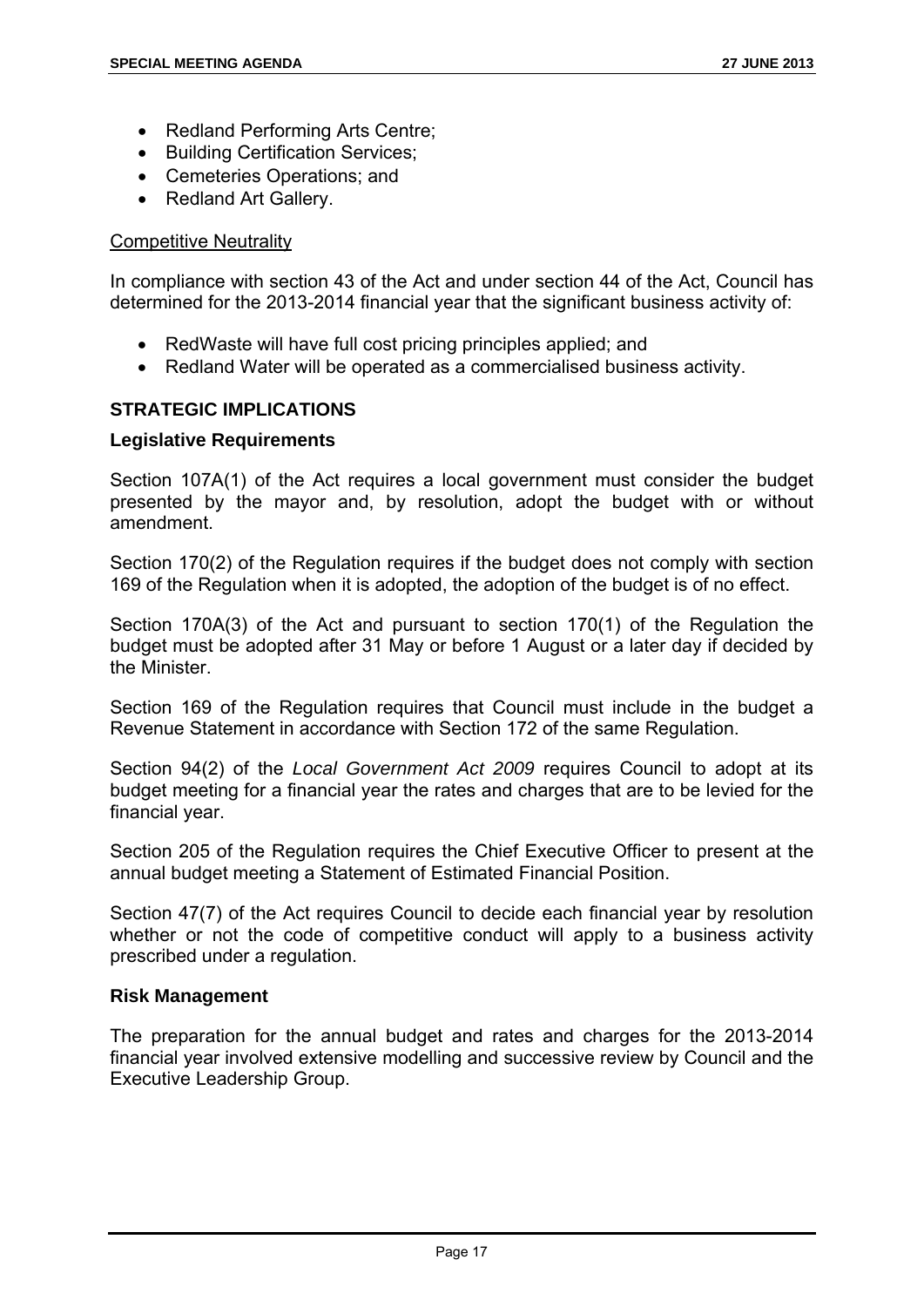- Redland Performing Arts Centre;
- Building Certification Services;
- Cemeteries Operations; and
- Redland Art Gallery.

Competitive Neutrality

In compliance with section 43 of the Act and under section 44 of the Act, Council has determined for the 2013-2014 financial year that the significant business activity of:

- RedWaste will have full cost pricing principles applied; and
- Redland Water will be operated as a commercialised business activity.

## STRATEGIC IMPLICATIONS

### Legislative Requirements

Section 107A(1) of the Act requires a local government must consider the budget presented by the mayor and, by resolution, adopt the budget with or without amendment.

Section 170(2) of the Regulation requires if the budget does not comply with section 169 of the Regulation when it is adopted, the adoption of the budget is of no effect.

Section 170A(3) of the Act and pursuant to section 170(1) of the Regulation the budget must be adopted after 31 May or before 1 August or a later day if decided by the Minister.

Section 169 of the Regulation requires that Council must include in the budget a Revenue Statement in accordance with Section 172 of the same Regulation.

Section 94(2) of the *Local Government Act 2009* requires Council to adopt at its budget meeting for a financial year the rates and charges that are to be levied for the financial year.

Section 205 of the Regulation requires the Chief Executive Officer to present at the annual budget meeting a Statement of Estimated Financial Position.

Section 47(7) of the Act requires Council to decide each financial year by resolution whether or not the code of competitive conduct will apply to a business activity prescribed under a regulation.

### Risk Management

The preparation for the annual budget and rates and charges for the 2013-2014 financial year involved extensive modelling and successive review by Council and the Executive Leadership Group.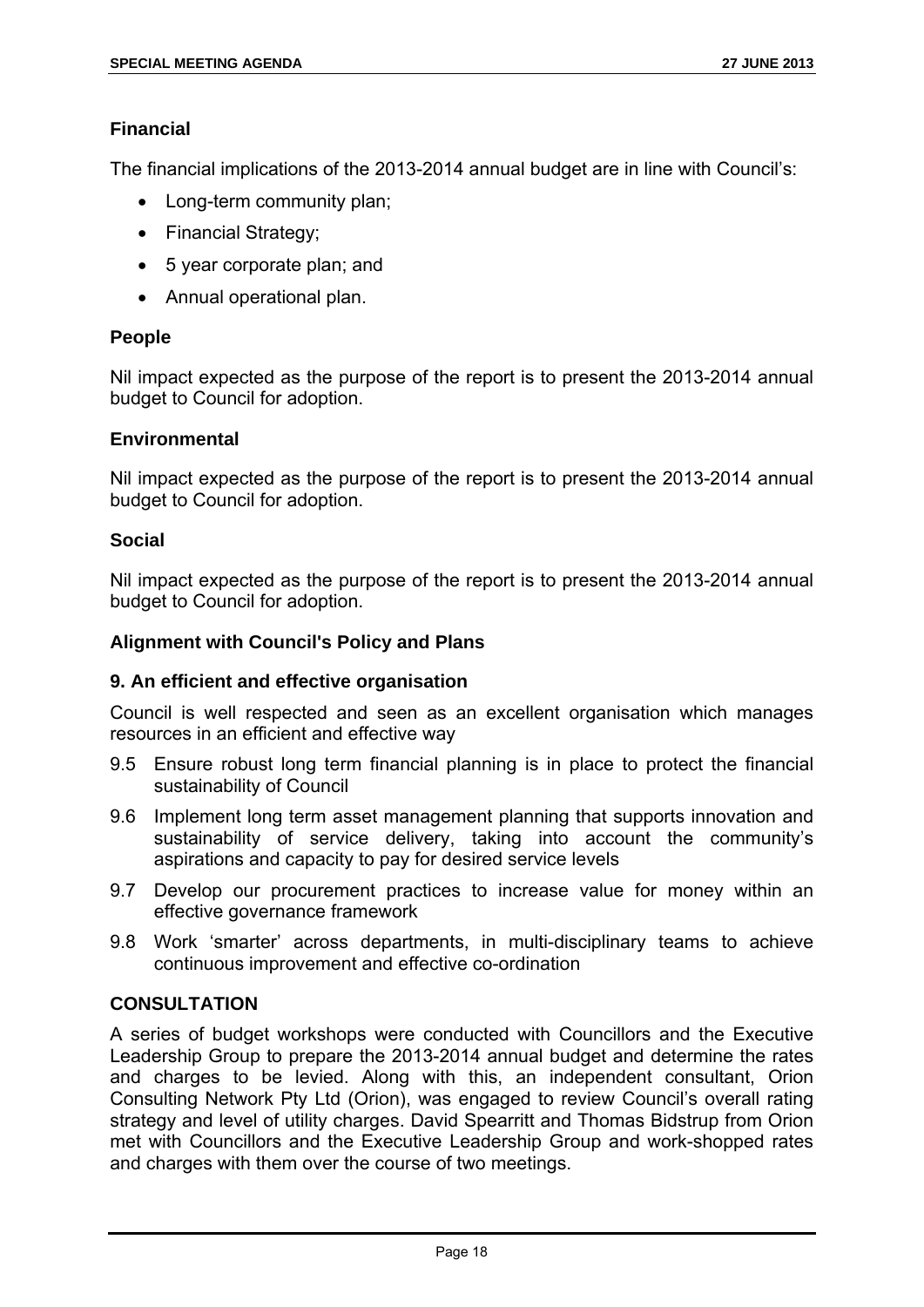### Financial

The financial implications of the 2013-2014 annual budget are in line with Council's:

- Long-term community plan;
- Financial Strategy;
- 5 year corporate plan; and
- Annual operational plan.

### People

Nil impact expected as the purpose of the report is to present the 2013-2014 annual budget to Council for adoption.

### Environmental

Nil impact expected as the purpose of the report is to present the 2013-2014 annual budget to Council for adoption.

### Social

Nil impact expected as the purpose of the report is to present the 2013-2014 annual budget to Council for adoption.

### Alignment with Council's Policy and Plans

### 9. An efficient and effective organisation

Council is well respected and seen as an excellent organisation which manages resources in an efficient and effective way

9.5 Ensure robust long term financial planning is in place to protect the financial sustainability of Council

9.6 Implement long term asset management planning that supports innovation and sustainability of service delivery, taking into account the community's aspirations and capacity to pay for desired service levels

9.7 Develop our procurement practices to increase value for money within an effective governance framework

9.8 Work 'smarter' across departments, in multi-disciplinary teams to achieve continuous improvement and effective co-ordination

## CONSULTATION

A series of budget workshops were conducted with Councillors and the Executive Leadership Group to prepare the 2013-2014 annual budget and determine the rates and charges to be levied. Along with this, an independent consultant, Orion Consulting Network Pty Ltd (Orion), was engaged to review Council's overall rating strategy and level of utility charges. David Spearritt and Thomas Bidstrup from Orion met with Councillors and the Executive Leadership Group and work-shopped rates and charges with them over the course of two meetings.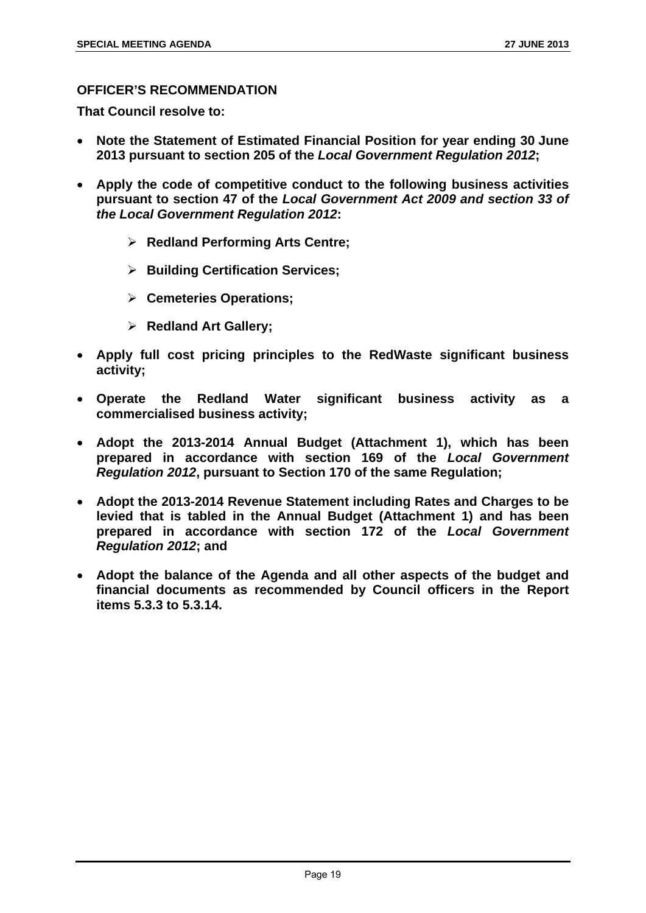### OFFICER'S RECOMMENDATION

**That Council resolve to:**

- **Note the Statement of Estimated Financial Position for year ending 30 June 2013 pursuant to section 205 of the *Local Government Regulation 2012*;**
- **Apply the code of competitive conduct to the following business activities pursuant to section 47 of the *Local Government Act 2009 and section 33 of the Local Government Regulation 2012*:**
    - **Redland Performing Arts Centre;**
    - **Building Certification Services;**
    - **Cemeteries Operations;**
    - **Redland Art Gallery;**
- **Apply full cost pricing principles to the RedWaste significant business activity;**
- **Operate the Redland Water significant business activity as a commercialised business activity;**
- **Adopt the 2013-2014 Annual Budget (Attachment 1), which has been prepared in accordance with section 169 of the *Local Government Regulation 2012*, pursuant to Section 170 of the same Regulation;**
- **Adopt the 2013-2014 Revenue Statement including Rates and Charges to be levied that is tabled in the Annual Budget (Attachment 1) and has been prepared in accordance with section 172 of the *Local Government Regulation 2012*; and**
- **Adopt the balance of the Agenda and all other aspects of the budget and financial documents as recommended by Council officers in the Report items 5.3.3 to 5.3.14.**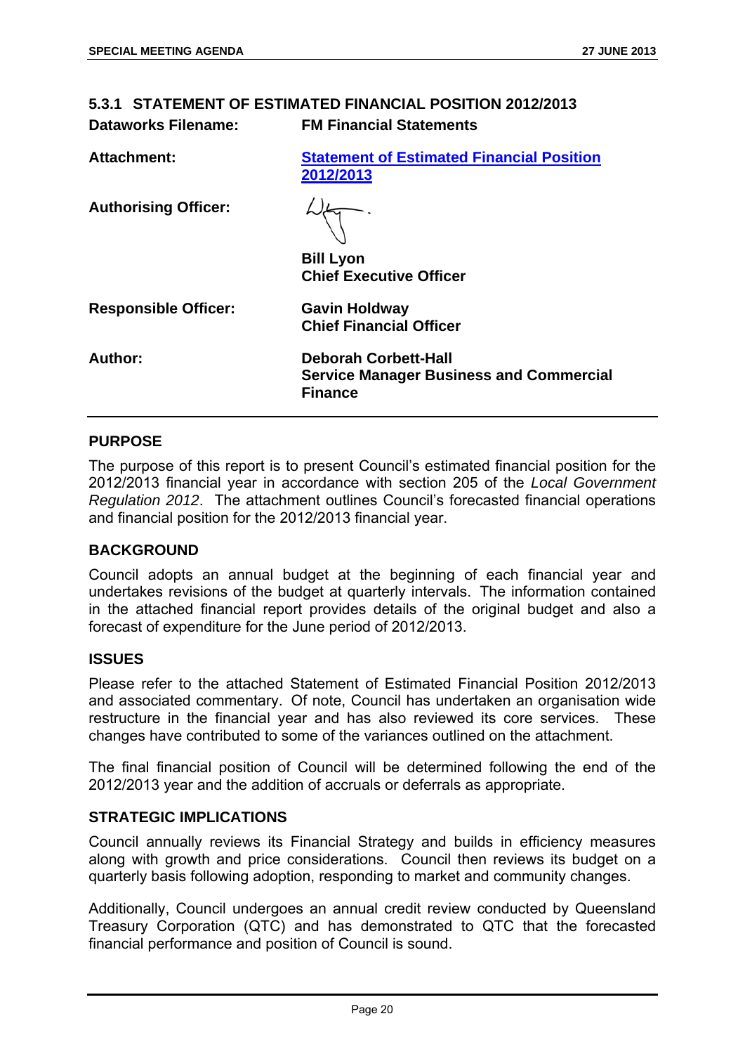### 5.3.1 STATEMENT OF ESTIMATED FINANCIAL POSITION 2012/2013

**Dataworks Filename:** **FM Financial Statements**

**Attachment:** **Statement of Estimated Financial Position 2012/2013**

**Authorising Officer:**

**Bill Lyon**
**Chief Executive Officer**

**Responsible Officer:** **Gavin Holdway**
**Chief Financial Officer**

**Author:** **Deborah Corbett-Hall**
**Service Manager Business and Commercial Finance**

---

**PURPOSE**

The purpose of this report is to present Council's estimated financial position for the 2012/2013 financial year in accordance with section 205 of the *Local Government Regulation 2012*. The attachment outlines Council's forecasted financial operations and financial position for the 2012/2013 financial year.

**BACKGROUND**

Council adopts an annual budget at the beginning of each financial year and undertakes revisions of the budget at quarterly intervals. The information contained in the attached financial report provides details of the original budget and also a forecast of expenditure for the June period of 2012/2013.

**ISSUES**

Please refer to the attached Statement of Estimated Financial Position 2012/2013 and associated commentary. Of note, Council has undertaken an organisation wide restructure in the financial year and has also reviewed its core services. These changes have contributed to some of the variances outlined on the attachment.

The final financial position of Council will be determined following the end of the 2012/2013 year and the addition of accruals or deferrals as appropriate.

**STRATEGIC IMPLICATIONS**

Council annually reviews its Financial Strategy and builds in efficiency measures along with growth and price considerations. Council then reviews its budget on a quarterly basis following adoption, responding to market and community changes.

Additionally, Council undergoes an annual credit review conducted by Queensland Treasury Corporation (QTC) and has demonstrated to QTC that the forecasted financial performance and position of Council is sound.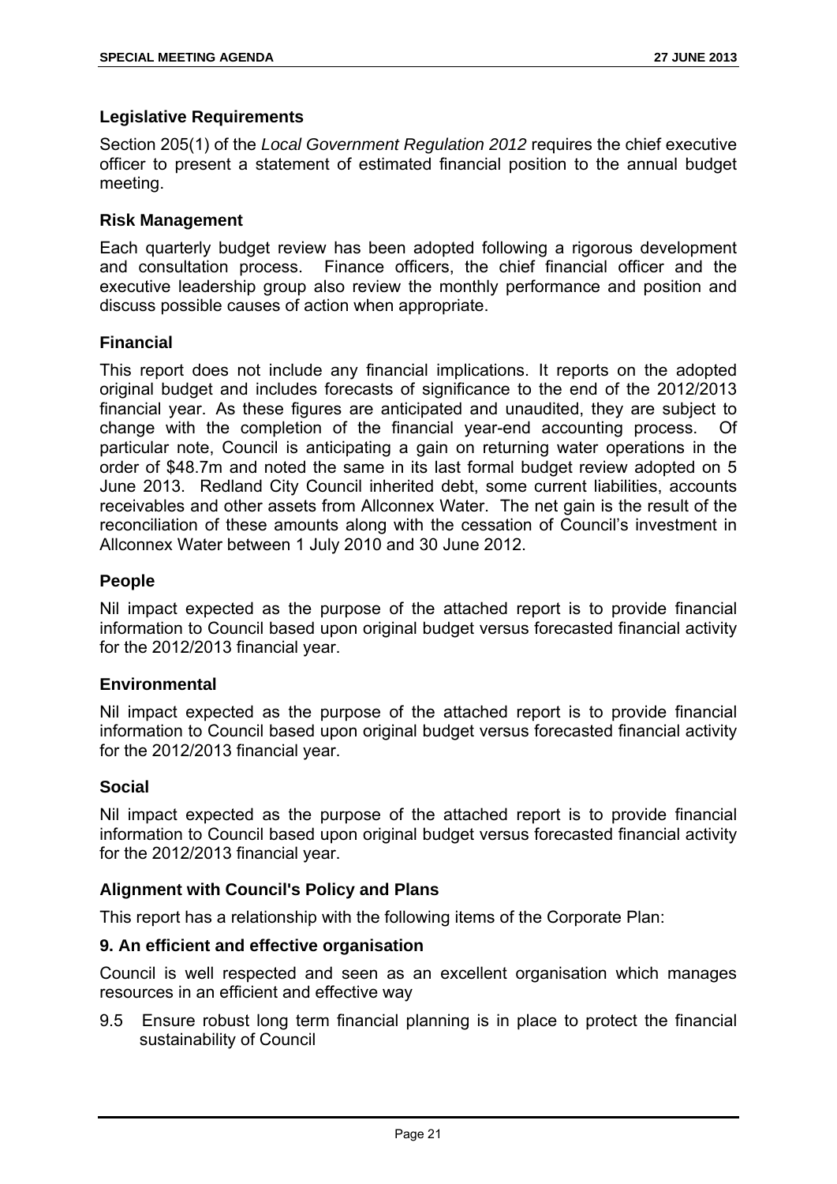### Legislative Requirements

Section 205(1) of the *Local Government Regulation 2012* requires the chief executive officer to present a statement of estimated financial position to the annual budget meeting.

### Risk Management

Each quarterly budget review has been adopted following a rigorous development and consultation process. Finance officers, the chief financial officer and the executive leadership group also review the monthly performance and position and discuss possible causes of action when appropriate.

### Financial

This report does not include any financial implications. It reports on the adopted original budget and includes forecasts of significance to the end of the 2012/2013 financial year. As these figures are anticipated and unaudited, they are subject to change with the completion of the financial year-end accounting process. Of particular note, Council is anticipating a gain on returning water operations in the order of $48.7m and noted the same in its last formal budget review adopted on 5 June 2013. Redland City Council inherited debt, some current liabilities, accounts receivables and other assets from Allconnex Water. The net gain is the result of the reconciliation of these amounts along with the cessation of Council's investment in Allconnex Water between 1 July 2010 and 30 June 2012.

### People

Nil impact expected as the purpose of the attached report is to provide financial information to Council based upon original budget versus forecasted financial activity for the 2012/2013 financial year.

### Environmental

Nil impact expected as the purpose of the attached report is to provide financial information to Council based upon original budget versus forecasted financial activity for the 2012/2013 financial year.

### Social

Nil impact expected as the purpose of the attached report is to provide financial information to Council based upon original budget versus forecasted financial activity for the 2012/2013 financial year.

### Alignment with Council's Policy and Plans

This report has a relationship with the following items of the Corporate Plan:

### 9. An efficient and effective organisation

Council is well respected and seen as an excellent organisation which manages resources in an efficient and effective way

9.5 Ensure robust long term financial planning is in place to protect the financial sustainability of Council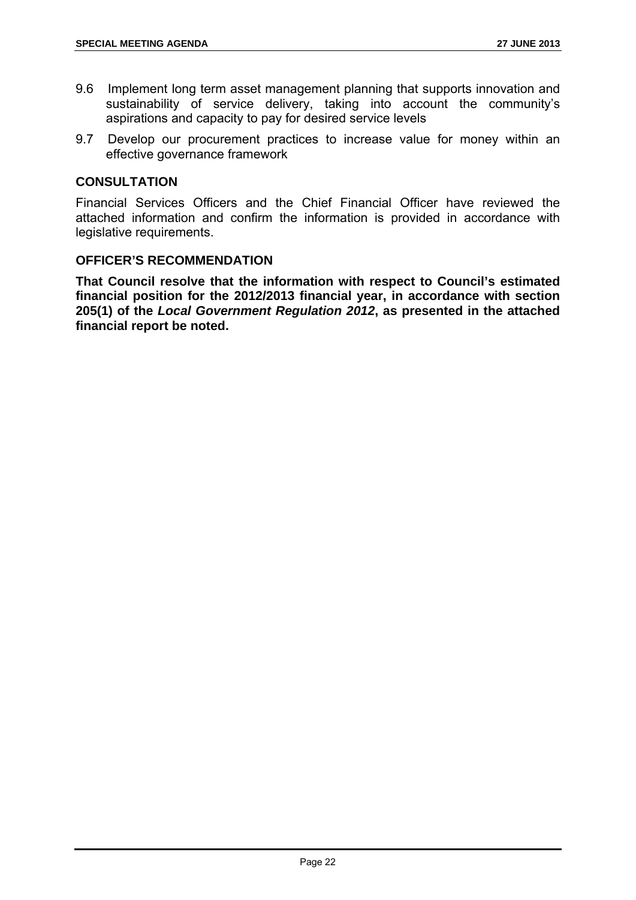9.6 Implement long term asset management planning that supports innovation and sustainability of service delivery, taking into account the community's aspirations and capacity to pay for desired service levels

9.7 Develop our procurement practices to increase value for money within an effective governance framework

## CONSULTATION

Financial Services Officers and the Chief Financial Officer have reviewed the attached information and confirm the information is provided in accordance with legislative requirements.

## OFFICER'S RECOMMENDATION

**That Council resolve that the information with respect to Council's estimated financial position for the 2012/2013 financial year, in accordance with section 205(1) of the *Local Government Regulation 2012*, as presented in the attached financial report be noted.**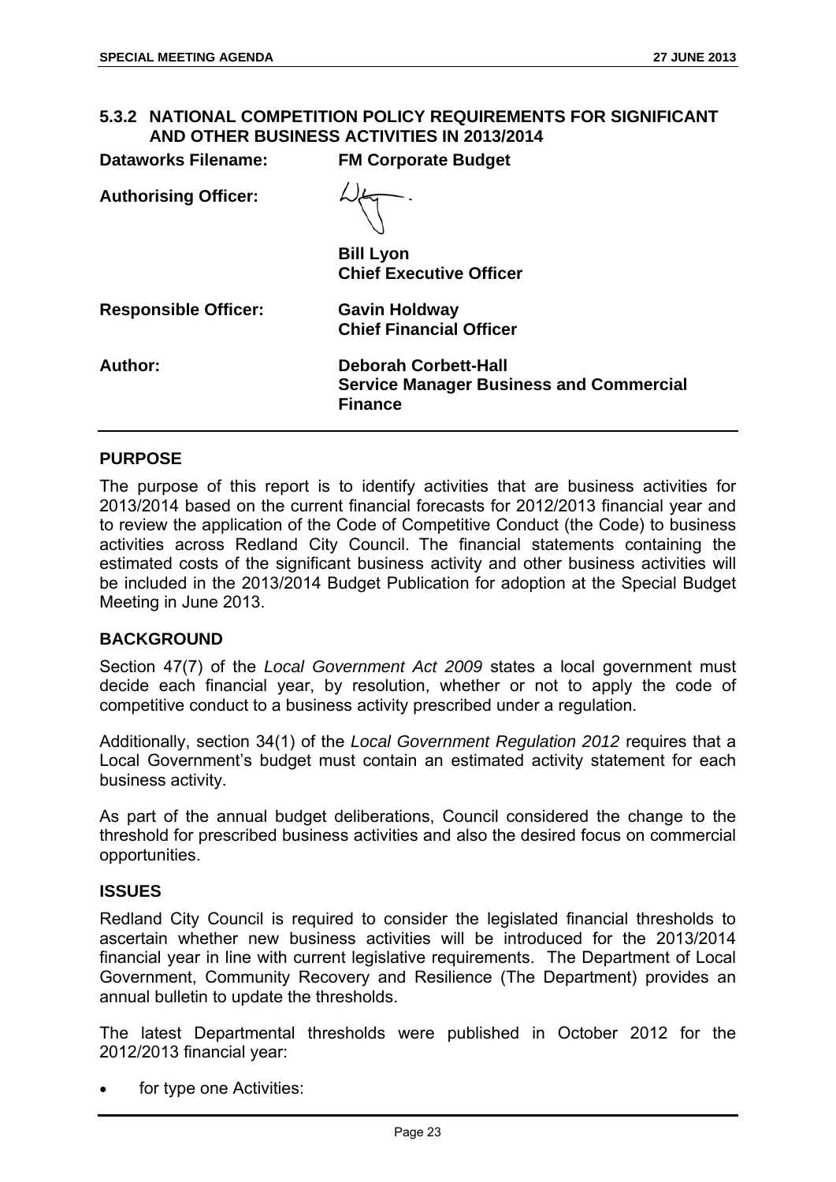## 5.3.2 NATIONAL COMPETITION POLICY REQUIREMENTS FOR SIGNIFICANT AND OTHER BUSINESS ACTIVITIES IN 2013/2014

**Dataworks Filename:** **FM Corporate Budget**

**Authorising Officer:**

**Bill Lyon**
**Chief Executive Officer**

**Responsible Officer:** **Gavin Holdway**
**Chief Financial Officer**

**Author:** **Deborah Corbett-Hall**
**Service Manager Business and Commercial Finance**

### PURPOSE

The purpose of this report is to identify activities that are business activities for 2013/2014 based on the current financial forecasts for 2012/2013 financial year and to review the application of the Code of Competitive Conduct (the Code) to business activities across Redland City Council. The financial statements containing the estimated costs of the significant business activity and other business activities will be included in the 2013/2014 Budget Publication for adoption at the Special Budget Meeting in June 2013.

### BACKGROUND

Section 47(7) of the *Local Government Act 2009* states a local government must decide each financial year, by resolution, whether or not to apply the code of competitive conduct to a business activity prescribed under a regulation.

Additionally, section 34(1) of the *Local Government Regulation 2012* requires that a Local Government's budget must contain an estimated activity statement for each business activity.

As part of the annual budget deliberations, Council considered the change to the threshold for prescribed business activities and also the desired focus on commercial opportunities.

### ISSUES

Redland City Council is required to consider the legislated financial thresholds to ascertain whether new business activities will be introduced for the 2013/2014 financial year in line with current legislative requirements. The Department of Local Government, Community Recovery and Resilience (The Department) provides an annual bulletin to update the thresholds.

The latest Departmental thresholds were published in October 2012 for the 2012/2013 financial year:

- for type one Activities: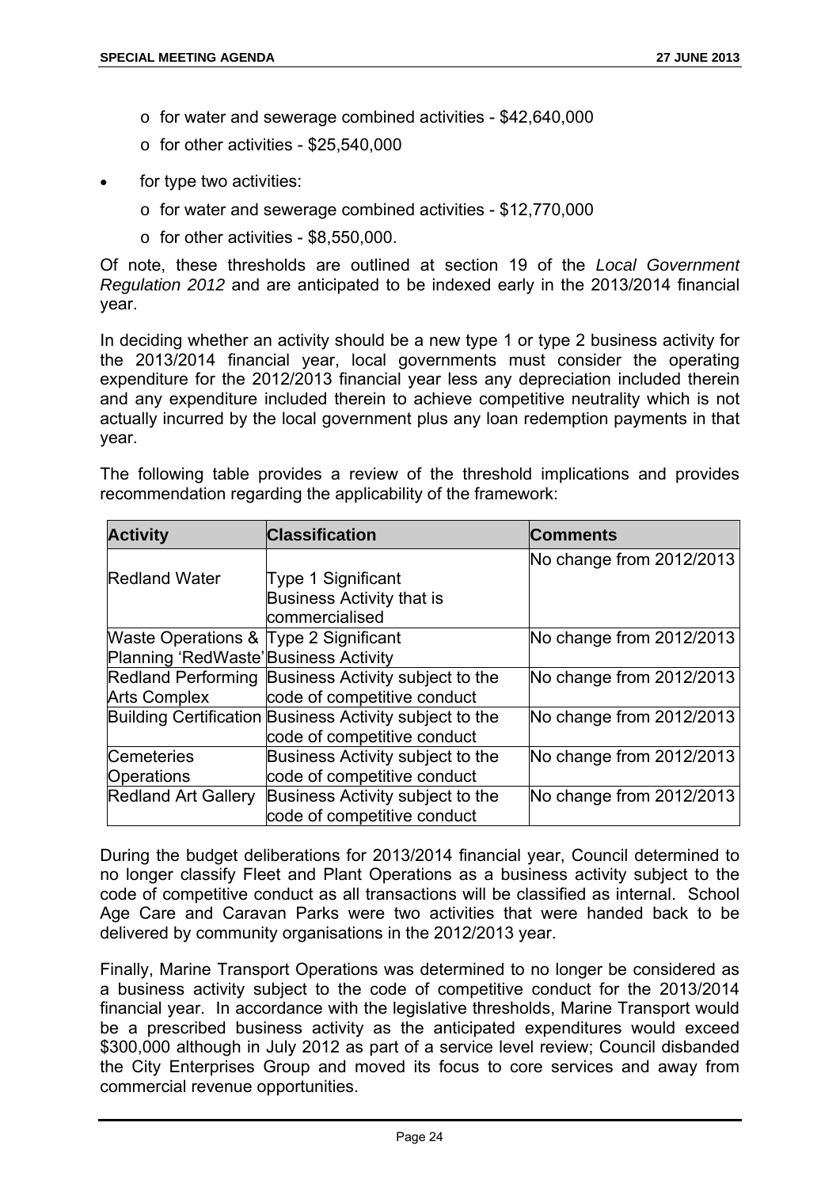- for water and sewerage combined activities - $42,640,000
  - for other activities - $25,540,000
- for type two activities:
  - for water and sewerage combined activities - $12,770,000
  - for other activities - $8,550,000.

Of note, these thresholds are outlined at section 19 of the *Local Government Regulation 2012* and are anticipated to be indexed early in the 2013/2014 financial year.

In deciding whether an activity should be a new type 1 or type 2 business activity for the 2013/2014 financial year, local governments must consider the operating expenditure for the 2012/2013 financial year less any depreciation included therein and any expenditure included therein to achieve competitive neutrality which is not actually incurred by the local government plus any loan redemption payments in that year.

The following table provides a review of the threshold implications and provides recommendation regarding the applicability of the framework:

| Activity | Classification | Comments |
|---|---|---|
| Redland Water | Type 1 Significant Business Activity that is commercialised | No change from 2012/2013 |
| Waste Operations & Planning 'RedWaste' | Type 2 Significant Business Activity | No change from 2012/2013 |
| Redland Performing Arts Complex | Business Activity subject to the code of competitive conduct | No change from 2012/2013 |
| Building Certification | Business Activity subject to the code of competitive conduct | No change from 2012/2013 |
| Cemeteries Operations | Business Activity subject to the code of competitive conduct | No change from 2012/2013 |
| Redland Art Gallery | Business Activity subject to the code of competitive conduct | No change from 2012/2013 |

During the budget deliberations for 2013/2014 financial year, Council determined to no longer classify Fleet and Plant Operations as a business activity subject to the code of competitive conduct as all transactions will be classified as internal. School Age Care and Caravan Parks were two activities that were handed back to be delivered by community organisations in the 2012/2013 year.

Finally, Marine Transport Operations was determined to no longer be considered as a business activity subject to the code of competitive conduct for the 2013/2014 financial year. In accordance with the legislative thresholds, Marine Transport would be a prescribed business activity as the anticipated expenditures would exceed $300,000 although in July 2012 as part of a service level review; Council disbanded the City Enterprises Group and moved its focus to core services and away from commercial revenue opportunities.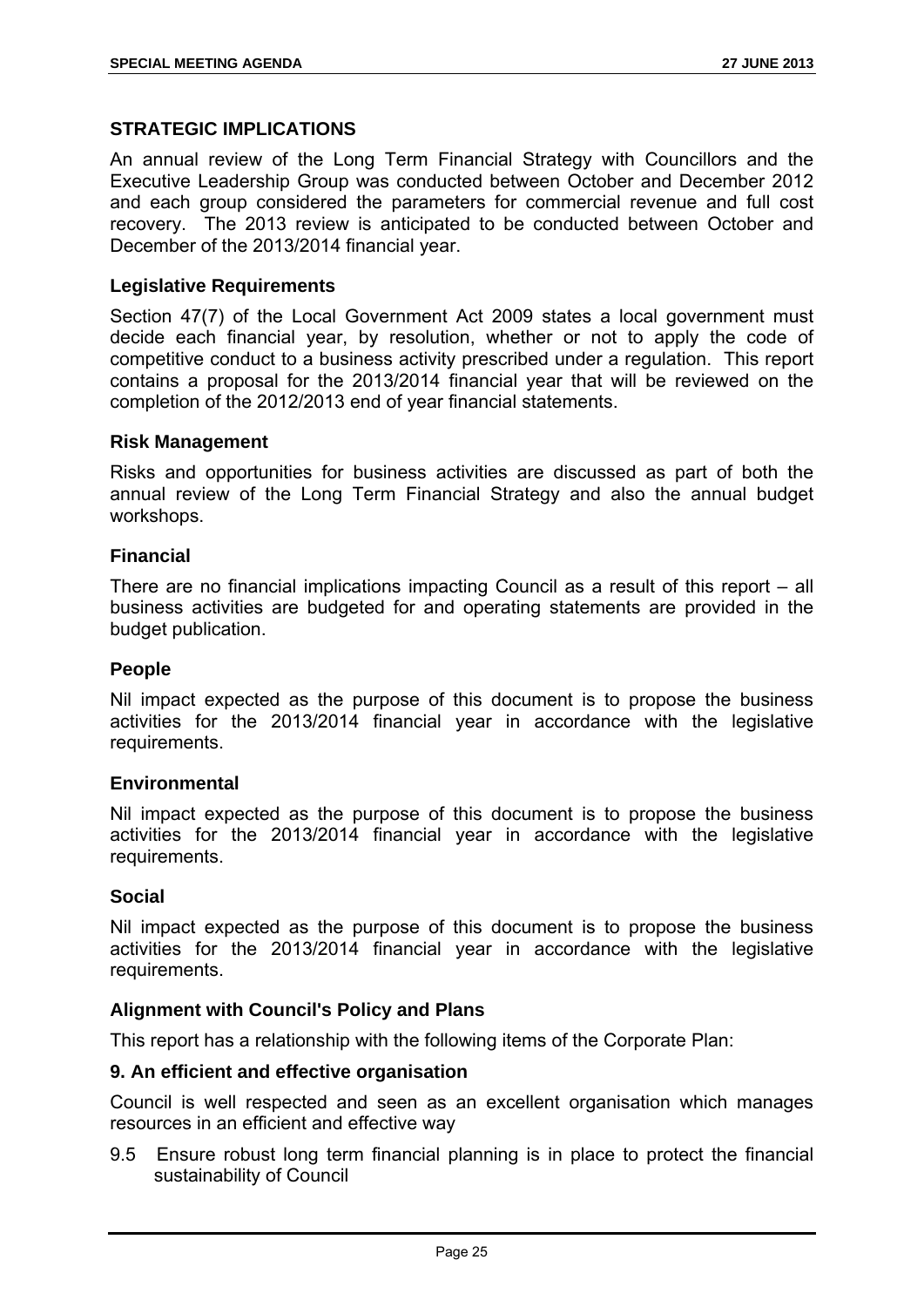## STRATEGIC IMPLICATIONS

An annual review of the Long Term Financial Strategy with Councillors and the Executive Leadership Group was conducted between October and December 2012 and each group considered the parameters for commercial revenue and full cost recovery. The 2013 review is anticipated to be conducted between October and December of the 2013/2014 financial year.

### Legislative Requirements

Section 47(7) of the Local Government Act 2009 states a local government must decide each financial year, by resolution, whether or not to apply the code of competitive conduct to a business activity prescribed under a regulation. This report contains a proposal for the 2013/2014 financial year that will be reviewed on the completion of the 2012/2013 end of year financial statements.

### Risk Management

Risks and opportunities for business activities are discussed as part of both the annual review of the Long Term Financial Strategy and also the annual budget workshops.

### Financial

There are no financial implications impacting Council as a result of this report – all business activities are budgeted for and operating statements are provided in the budget publication.

### People

Nil impact expected as the purpose of this document is to propose the business activities for the 2013/2014 financial year in accordance with the legislative requirements.

### Environmental

Nil impact expected as the purpose of this document is to propose the business activities for the 2013/2014 financial year in accordance with the legislative requirements.

### Social

Nil impact expected as the purpose of this document is to propose the business activities for the 2013/2014 financial year in accordance with the legislative requirements.

### Alignment with Council's Policy and Plans

This report has a relationship with the following items of the Corporate Plan:

**9. An efficient and effective organisation**

Council is well respected and seen as an excellent organisation which manages resources in an efficient and effective way

9.5 Ensure robust long term financial planning is in place to protect the financial sustainability of Council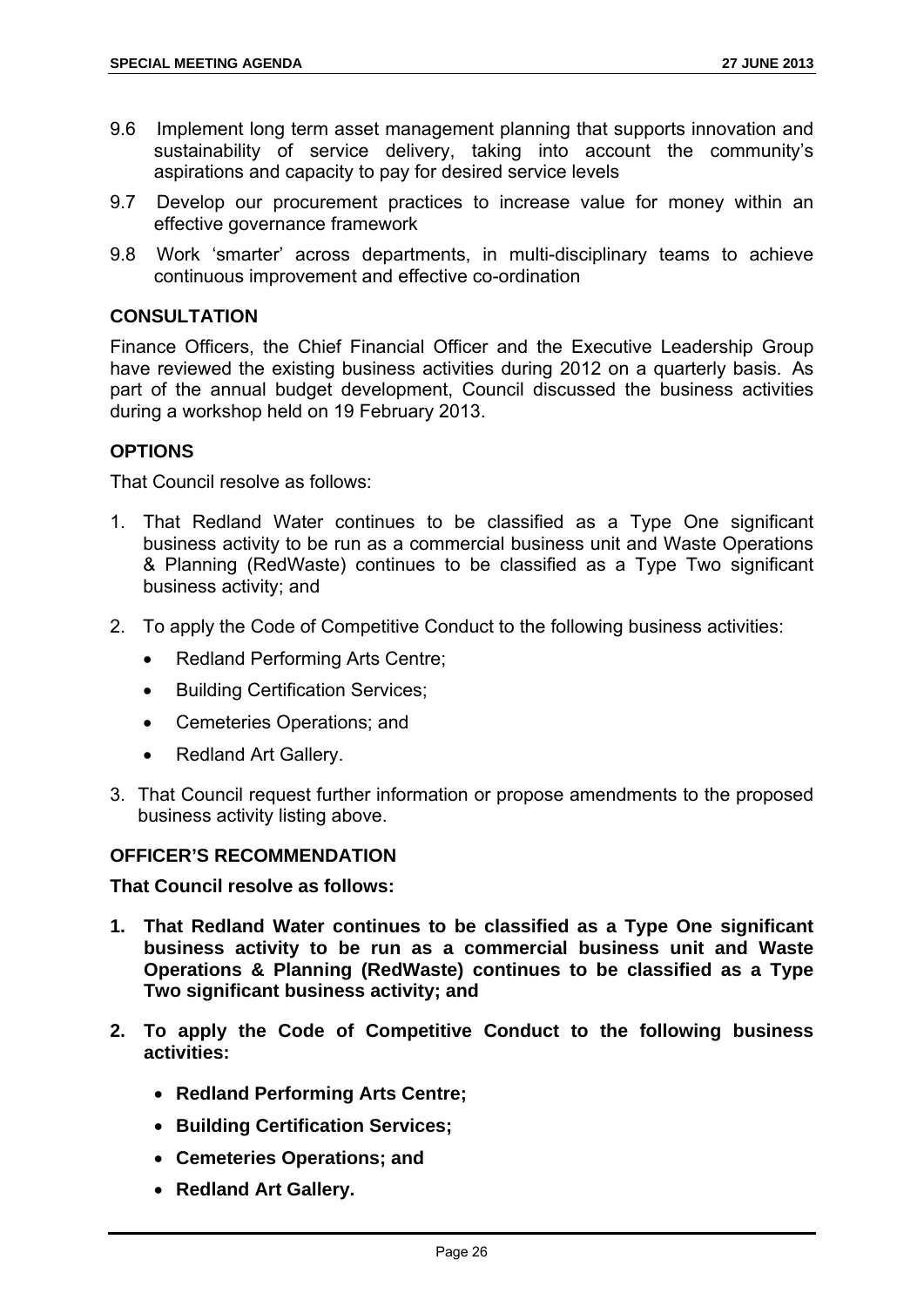9.6 Implement long term asset management planning that supports innovation and sustainability of service delivery, taking into account the community's aspirations and capacity to pay for desired service levels

9.7 Develop our procurement practices to increase value for money within an effective governance framework

9.8 Work 'smarter' across departments, in multi-disciplinary teams to achieve continuous improvement and effective co-ordination

### CONSULTATION

Finance Officers, the Chief Financial Officer and the Executive Leadership Group have reviewed the existing business activities during 2012 on a quarterly basis. As part of the annual budget development, Council discussed the business activities during a workshop held on 19 February 2013.

### OPTIONS

That Council resolve as follows:

1. That Redland Water continues to be classified as a Type One significant business activity to be run as a commercial business unit and Waste Operations & Planning (RedWaste) continues to be classified as a Type Two significant business activity; and
2. To apply the Code of Competitive Conduct to the following business activities:
   - Redland Performing Arts Centre;
   - Building Certification Services;
   - Cemeteries Operations; and
   - Redland Art Gallery.
3. That Council request further information or propose amendments to the proposed business activity listing above.

### OFFICER'S RECOMMENDATION

**That Council resolve as follows:**

1. **That Redland Water continues to be classified as a Type One significant business activity to be run as a commercial business unit and Waste Operations & Planning (RedWaste) continues to be classified as a Type Two significant business activity; and**
2. **To apply the Code of Competitive Conduct to the following business activities:**
   - **Redland Performing Arts Centre;**
   - **Building Certification Services;**
   - **Cemeteries Operations; and**
   - **Redland Art Gallery.**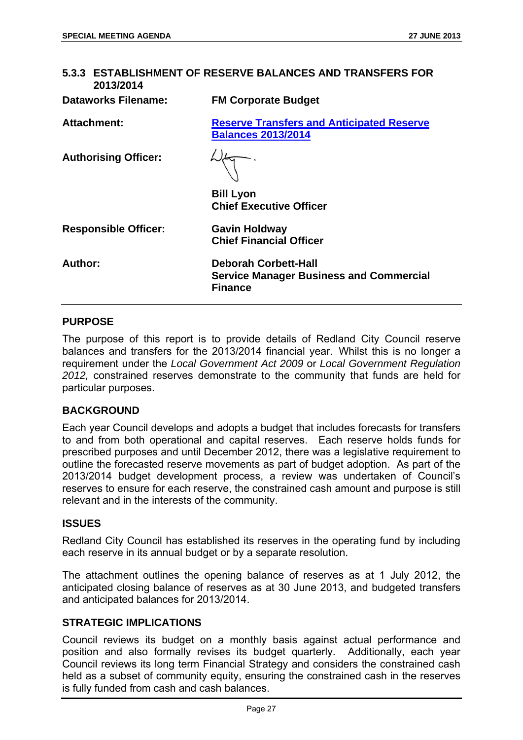## 5.3.3 ESTABLISHMENT OF RESERVE BALANCES AND TRANSFERS FOR 2013/2014

| | |
|---|---|
| **Dataworks Filename:** | **FM Corporate Budget** |
| **Attachment:** | **Reserve Transfers and Anticipated Reserve Balances 2013/2014** |
| **Authorising Officer:** | **Bill Lyon**<br>**Chief Executive Officer** |
| **Responsible Officer:** | **Gavin Holdway**<br>**Chief Financial Officer** |
| **Author:** | **Deborah Corbett-Hall**<br>**Service Manager Business and Commercial Finance** |

### PURPOSE

The purpose of this report is to provide details of Redland City Council reserve balances and transfers for the 2013/2014 financial year. Whilst this is no longer a requirement under the *Local Government Act 2009* or *Local Government Regulation 2012,* constrained reserves demonstrate to the community that funds are held for particular purposes.

### BACKGROUND

Each year Council develops and adopts a budget that includes forecasts for transfers to and from both operational and capital reserves. Each reserve holds funds for prescribed purposes and until December 2012, there was a legislative requirement to outline the forecasted reserve movements as part of budget adoption. As part of the 2013/2014 budget development process, a review was undertaken of Council's reserves to ensure for each reserve, the constrained cash amount and purpose is still relevant and in the interests of the community.

### ISSUES

Redland City Council has established its reserves in the operating fund by including each reserve in its annual budget or by a separate resolution.

The attachment outlines the opening balance of reserves as at 1 July 2012, the anticipated closing balance of reserves as at 30 June 2013, and budgeted transfers and anticipated balances for 2013/2014.

### STRATEGIC IMPLICATIONS

Council reviews its budget on a monthly basis against actual performance and position and also formally revises its budget quarterly. Additionally, each year Council reviews its long term Financial Strategy and considers the constrained cash held as a subset of community equity, ensuring the constrained cash in the reserves is fully funded from cash and cash balances.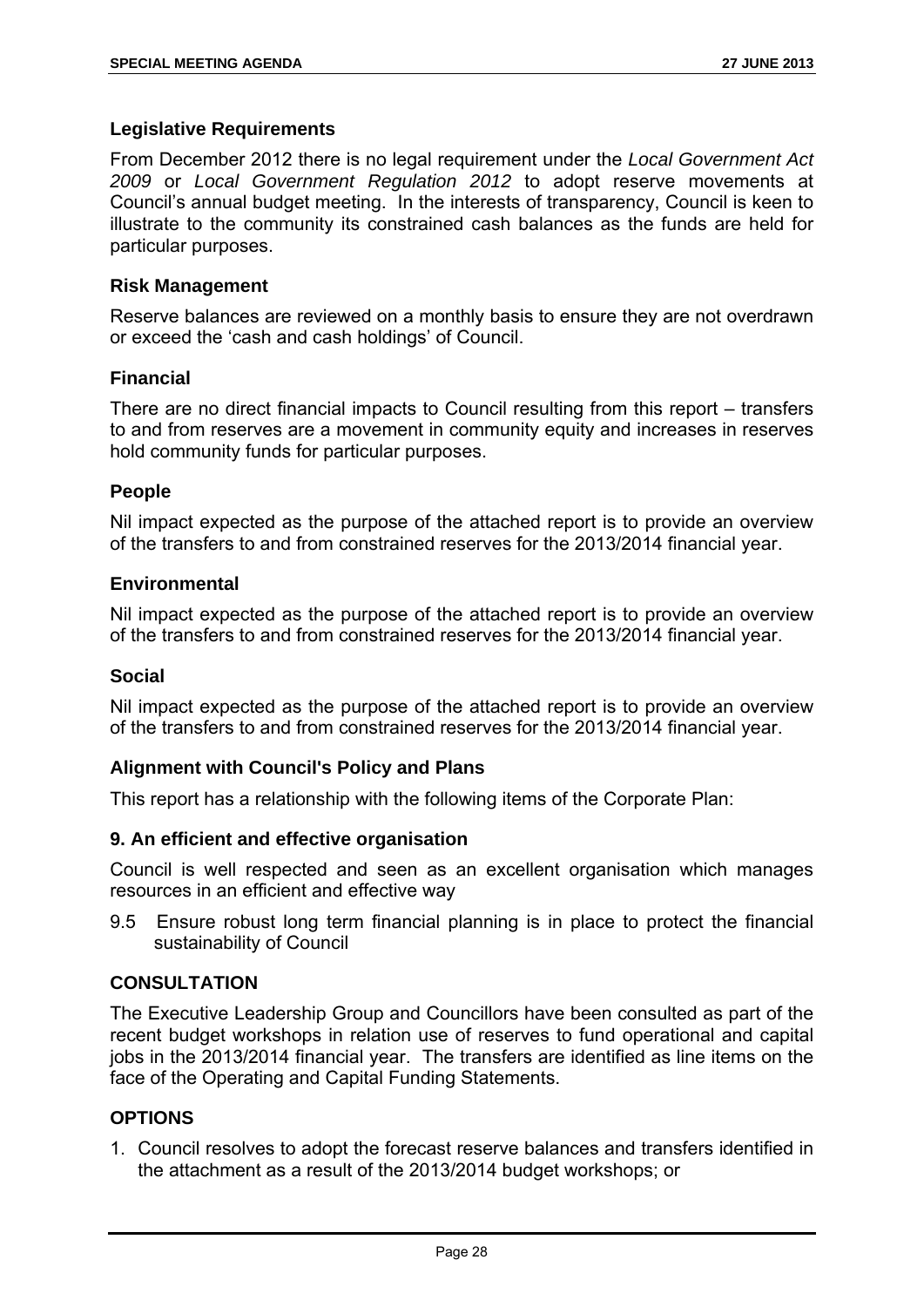### Legislative Requirements

From December 2012 there is no legal requirement under the *Local Government Act 2009* or *Local Government Regulation 2012* to adopt reserve movements at Council's annual budget meeting. In the interests of transparency, Council is keen to illustrate to the community its constrained cash balances as the funds are held for particular purposes.

### Risk Management

Reserve balances are reviewed on a monthly basis to ensure they are not overdrawn or exceed the 'cash and cash holdings' of Council.

### Financial

There are no direct financial impacts to Council resulting from this report – transfers to and from reserves are a movement in community equity and increases in reserves hold community funds for particular purposes.

### People

Nil impact expected as the purpose of the attached report is to provide an overview of the transfers to and from constrained reserves for the 2013/2014 financial year.

### Environmental

Nil impact expected as the purpose of the attached report is to provide an overview of the transfers to and from constrained reserves for the 2013/2014 financial year.

### Social

Nil impact expected as the purpose of the attached report is to provide an overview of the transfers to and from constrained reserves for the 2013/2014 financial year.

### Alignment with Council's Policy and Plans

This report has a relationship with the following items of the Corporate Plan:

### 9. An efficient and effective organisation

Council is well respected and seen as an excellent organisation which manages resources in an efficient and effective way

9.5 Ensure robust long term financial planning is in place to protect the financial sustainability of Council

## CONSULTATION

The Executive Leadership Group and Councillors have been consulted as part of the recent budget workshops in relation use of reserves to fund operational and capital jobs in the 2013/2014 financial year. The transfers are identified as line items on the face of the Operating and Capital Funding Statements.

## OPTIONS

1. Council resolves to adopt the forecast reserve balances and transfers identified in the attachment as a result of the 2013/2014 budget workshops; or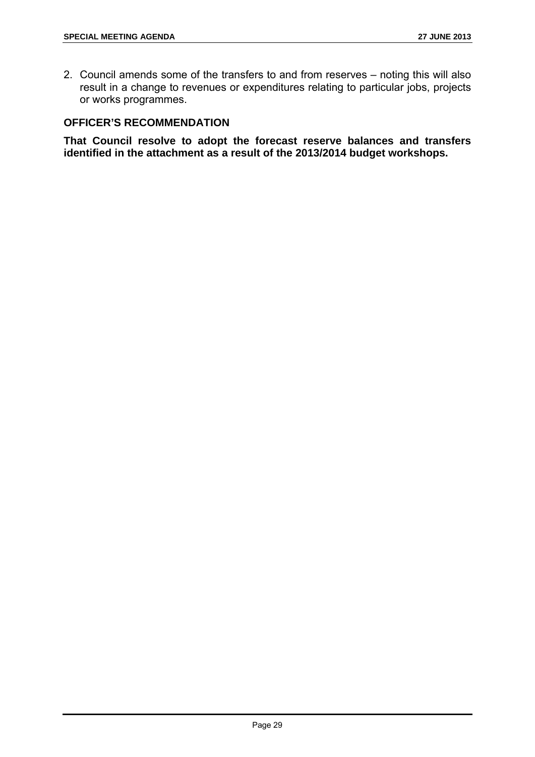2. Council amends some of the transfers to and from reserves – noting this will also result in a change to revenues or expenditures relating to particular jobs, projects or works programmes.

## OFFICER'S RECOMMENDATION

**That Council resolve to adopt the forecast reserve balances and transfers identified in the attachment as a result of the 2013/2014 budget workshops.**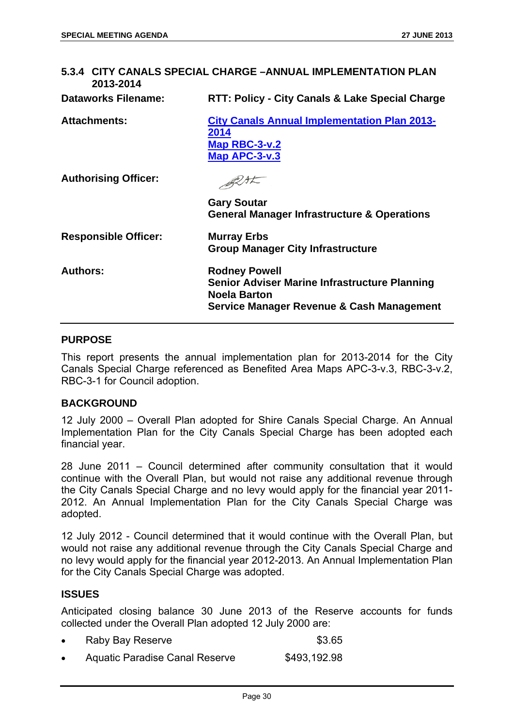### 5.3.4 CITY CANALS SPECIAL CHARGE –ANNUAL IMPLEMENTATION PLAN 2013-2014

| | |
|---|---|
| **Dataworks Filename:** | **RTT: Policy - City Canals & Lake Special Charge** |
| **Attachments:** | **City Canals Annual Implementation Plan 2013-2014**<br>**Map RBC-3-v.2**<br>**Map APC-3-v.3** |
| **Authorising Officer:** | **Gary Soutar**<br>**General Manager Infrastructure & Operations** |
| **Responsible Officer:** | **Murray Erbs**<br>**Group Manager City Infrastructure** |
| **Authors:** | **Rodney Powell**<br>**Senior Adviser Marine Infrastructure Planning**<br>**Noela Barton**<br>**Service Manager Revenue & Cash Management** |

#### PURPOSE

This report presents the annual implementation plan for 2013-2014 for the City Canals Special Charge referenced as Benefited Area Maps APC-3-v.3, RBC-3-v.2, RBC-3-1 for Council adoption.

#### BACKGROUND

12 July 2000 – Overall Plan adopted for Shire Canals Special Charge. An Annual Implementation Plan for the City Canals Special Charge has been adopted each financial year.

28 June 2011 – Council determined after community consultation that it would continue with the Overall Plan, but would not raise any additional revenue through the City Canals Special Charge and no levy would apply for the financial year 2011-2012. An Annual Implementation Plan for the City Canals Special Charge was adopted.

12 July 2012 - Council determined that it would continue with the Overall Plan, but would not raise any additional revenue through the City Canals Special Charge and no levy would apply for the financial year 2012-2013. An Annual Implementation Plan for the City Canals Special Charge was adopted.

#### ISSUES

Anticipated closing balance 30 June 2013 of the Reserve accounts for funds collected under the Overall Plan adopted 12 July 2000 are:

- Raby Bay Reserve $3.65
- Aquatic Paradise Canal Reserve $493,192.98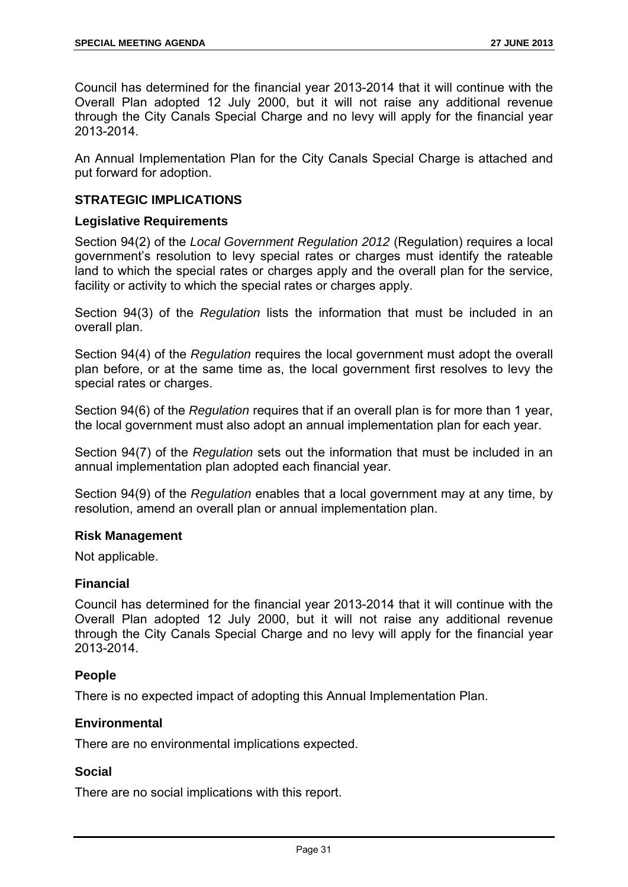Council has determined for the financial year 2013-2014 that it will continue with the Overall Plan adopted 12 July 2000, but it will not raise any additional revenue through the City Canals Special Charge and no levy will apply for the financial year 2013-2014.

An Annual Implementation Plan for the City Canals Special Charge is attached and put forward for adoption.

## STRATEGIC IMPLICATIONS

### Legislative Requirements

Section 94(2) of the *Local Government Regulation 2012* (Regulation) requires a local government's resolution to levy special rates or charges must identify the rateable land to which the special rates or charges apply and the overall plan for the service, facility or activity to which the special rates or charges apply.

Section 94(3) of the *Regulation* lists the information that must be included in an overall plan.

Section 94(4) of the *Regulation* requires the local government must adopt the overall plan before, or at the same time as, the local government first resolves to levy the special rates or charges.

Section 94(6) of the *Regulation* requires that if an overall plan is for more than 1 year, the local government must also adopt an annual implementation plan for each year.

Section 94(7) of the *Regulation* sets out the information that must be included in an annual implementation plan adopted each financial year.

Section 94(9) of the *Regulation* enables that a local government may at any time, by resolution, amend an overall plan or annual implementation plan.

### Risk Management

Not applicable.

### Financial

Council has determined for the financial year 2013-2014 that it will continue with the Overall Plan adopted 12 July 2000, but it will not raise any additional revenue through the City Canals Special Charge and no levy will apply for the financial year 2013-2014.

### People

There is no expected impact of adopting this Annual Implementation Plan.

### Environmental

There are no environmental implications expected.

### Social

There are no social implications with this report.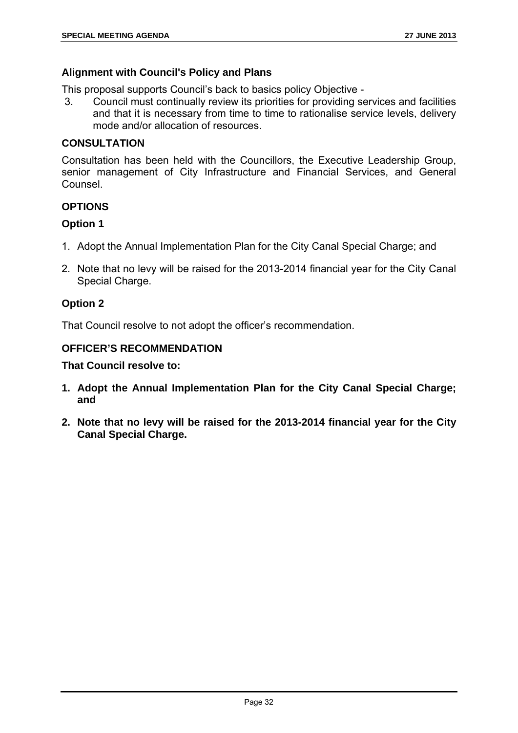**Alignment with Council's Policy and Plans**

This proposal supports Council's back to basics policy Objective -

3. Council must continually review its priorities for providing services and facilities and that it is necessary from time to time to rationalise service levels, delivery mode and/or allocation of resources.

## CONSULTATION

Consultation has been held with the Councillors, the Executive Leadership Group, senior management of City Infrastructure and Financial Services, and General Counsel.

## OPTIONS

### Option 1

1. Adopt the Annual Implementation Plan for the City Canal Special Charge; and
2. Note that no levy will be raised for the 2013-2014 financial year for the City Canal Special Charge.

### Option 2

That Council resolve to not adopt the officer's recommendation.

## OFFICER'S RECOMMENDATION

**That Council resolve to:**

1. **Adopt the Annual Implementation Plan for the City Canal Special Charge; and**
2. **Note that no levy will be raised for the 2013-2014 financial year for the City Canal Special Charge.**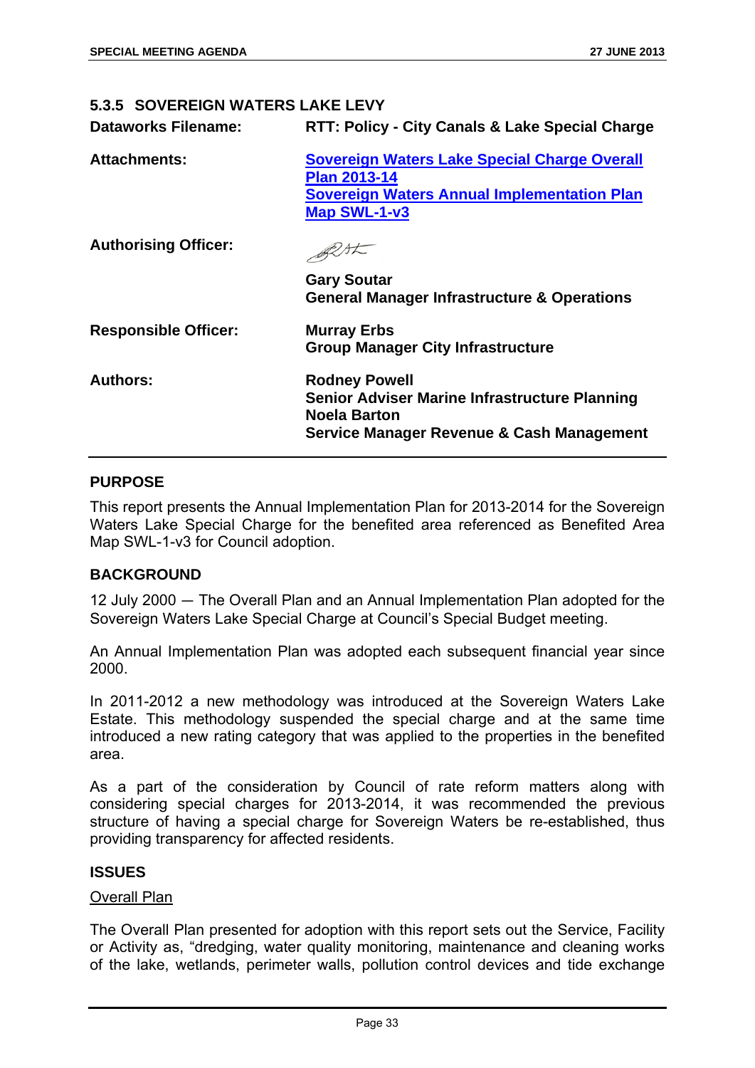## 5.3.5 SOVEREIGN WATERS LAKE LEVY

| | |
|---|---|
| **Dataworks Filename:** | **RTT: Policy - City Canals & Lake Special Charge** |
| **Attachments:** | **Sovereign Waters Lake Special Charge Overall Plan 2013-14**<br>**Sovereign Waters Annual Implementation Plan Map SWL-1-v3** |
| **Authorising Officer:** | **Gary Soutar**<br>**General Manager Infrastructure & Operations** |
| **Responsible Officer:** | **Murray Erbs**<br>**Group Manager City Infrastructure** |
| **Authors:** | **Rodney Powell**<br>**Senior Adviser Marine Infrastructure Planning**<br>**Noela Barton**<br>**Service Manager Revenue & Cash Management** |

### PURPOSE

This report presents the Annual Implementation Plan for 2013-2014 for the Sovereign Waters Lake Special Charge for the benefited area referenced as Benefited Area Map SWL-1-v3 for Council adoption.

### BACKGROUND

12 July 2000 — The Overall Plan and an Annual Implementation Plan adopted for the Sovereign Waters Lake Special Charge at Council's Special Budget meeting.

An Annual Implementation Plan was adopted each subsequent financial year since 2000.

In 2011-2012 a new methodology was introduced at the Sovereign Waters Lake Estate. This methodology suspended the special charge and at the same time introduced a new rating category that was applied to the properties in the benefited area.

As a part of the consideration by Council of rate reform matters along with considering special charges for 2013-2014, it was recommended the previous structure of having a special charge for Sovereign Waters be re-established, thus providing transparency for affected residents.

### ISSUES

Overall Plan

The Overall Plan presented for adoption with this report sets out the Service, Facility or Activity as, "dredging, water quality monitoring, maintenance and cleaning works of the lake, wetlands, perimeter walls, pollution control devices and tide exchange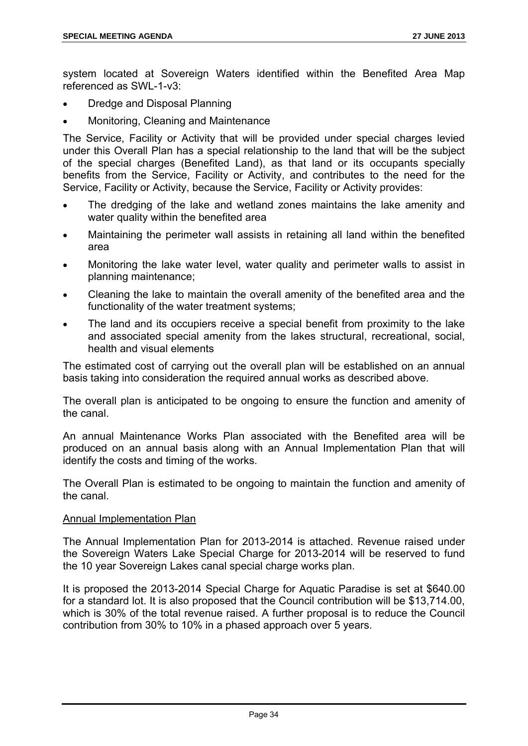system located at Sovereign Waters identified within the Benefited Area Map referenced as SWL-1-v3:

- Dredge and Disposal Planning
- Monitoring, Cleaning and Maintenance

The Service, Facility or Activity that will be provided under special charges levied under this Overall Plan has a special relationship to the land that will be the subject of the special charges (Benefited Land), as that land or its occupants specially benefits from the Service, Facility or Activity, and contributes to the need for the Service, Facility or Activity, because the Service, Facility or Activity provides:

- The dredging of the lake and wetland zones maintains the lake amenity and water quality within the benefited area
- Maintaining the perimeter wall assists in retaining all land within the benefited area
- Monitoring the lake water level, water quality and perimeter walls to assist in planning maintenance;
- Cleaning the lake to maintain the overall amenity of the benefited area and the functionality of the water treatment systems;
- The land and its occupiers receive a special benefit from proximity to the lake and associated special amenity from the lakes structural, recreational, social, health and visual elements

The estimated cost of carrying out the overall plan will be established on an annual basis taking into consideration the required annual works as described above.

The overall plan is anticipated to be ongoing to ensure the function and amenity of the canal.

An annual Maintenance Works Plan associated with the Benefited area will be produced on an annual basis along with an Annual Implementation Plan that will identify the costs and timing of the works.

The Overall Plan is estimated to be ongoing to maintain the function and amenity of the canal.

<u>Annual Implementation Plan</u>

The Annual Implementation Plan for 2013-2014 is attached. Revenue raised under the Sovereign Waters Lake Special Charge for 2013-2014 will be reserved to fund the 10 year Sovereign Lakes canal special charge works plan.

It is proposed the 2013-2014 Special Charge for Aquatic Paradise is set at $640.00 for a standard lot. It is also proposed that the Council contribution will be $13,714.00, which is 30% of the total revenue raised. A further proposal is to reduce the Council contribution from 30% to 10% in a phased approach over 5 years.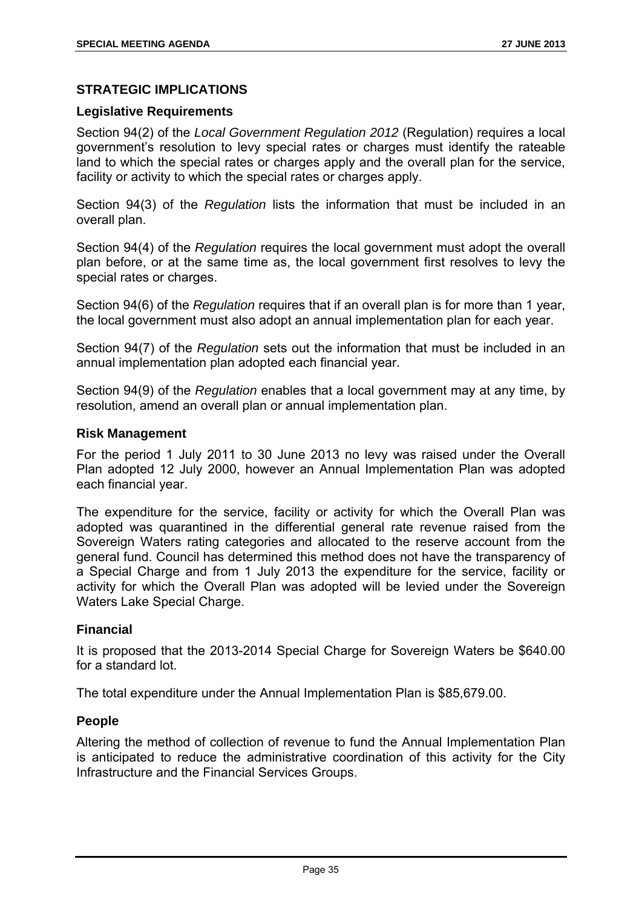## STRATEGIC IMPLICATIONS

### Legislative Requirements

Section 94(2) of the *Local Government Regulation 2012* (Regulation) requires a local government's resolution to levy special rates or charges must identify the rateable land to which the special rates or charges apply and the overall plan for the service, facility or activity to which the special rates or charges apply.

Section 94(3) of the *Regulation* lists the information that must be included in an overall plan.

Section 94(4) of the *Regulation* requires the local government must adopt the overall plan before, or at the same time as, the local government first resolves to levy the special rates or charges.

Section 94(6) of the *Regulation* requires that if an overall plan is for more than 1 year, the local government must also adopt an annual implementation plan for each year.

Section 94(7) of the *Regulation* sets out the information that must be included in an annual implementation plan adopted each financial year.

Section 94(9) of the *Regulation* enables that a local government may at any time, by resolution, amend an overall plan or annual implementation plan.

### Risk Management

For the period 1 July 2011 to 30 June 2013 no levy was raised under the Overall Plan adopted 12 July 2000, however an Annual Implementation Plan was adopted each financial year.

The expenditure for the service, facility or activity for which the Overall Plan was adopted was quarantined in the differential general rate revenue raised from the Sovereign Waters rating categories and allocated to the reserve account from the general fund. Council has determined this method does not have the transparency of a Special Charge and from 1 July 2013 the expenditure for the service, facility or activity for which the Overall Plan was adopted will be levied under the Sovereign Waters Lake Special Charge.

### Financial

It is proposed that the 2013-2014 Special Charge for Sovereign Waters be $640.00 for a standard lot.

The total expenditure under the Annual Implementation Plan is $85,679.00.

### People

Altering the method of collection of revenue to fund the Annual Implementation Plan is anticipated to reduce the administrative coordination of this activity for the City Infrastructure and the Financial Services Groups.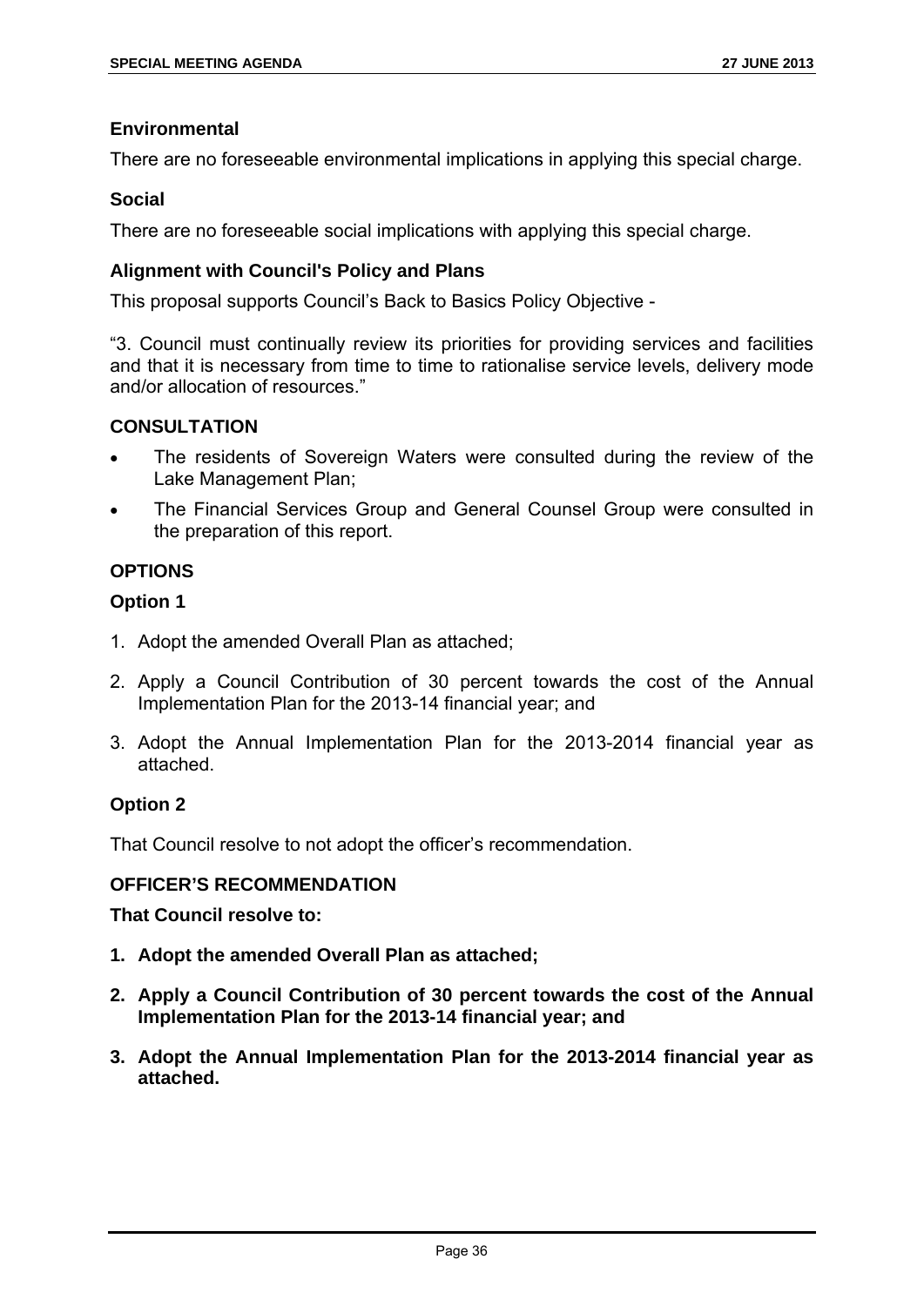### Environmental

There are no foreseeable environmental implications in applying this special charge.

### Social

There are no foreseeable social implications with applying this special charge.

### Alignment with Council's Policy and Plans

This proposal supports Council's Back to Basics Policy Objective -

"3. Council must continually review its priorities for providing services and facilities and that it is necessary from time to time to rationalise service levels, delivery mode and/or allocation of resources."

## CONSULTATION

- The residents of Sovereign Waters were consulted during the review of the Lake Management Plan;
- The Financial Services Group and General Counsel Group were consulted in the preparation of this report.

## OPTIONS

### Option 1

1. Adopt the amended Overall Plan as attached;
2. Apply a Council Contribution of 30 percent towards the cost of the Annual Implementation Plan for the 2013-14 financial year; and
3. Adopt the Annual Implementation Plan for the 2013-2014 financial year as attached.

### Option 2

That Council resolve to not adopt the officer's recommendation.

## OFFICER'S RECOMMENDATION

**That Council resolve to:**

1. **Adopt the amended Overall Plan as attached;**
2. **Apply a Council Contribution of 30 percent towards the cost of the Annual Implementation Plan for the 2013-14 financial year; and**
3. **Adopt the Annual Implementation Plan for the 2013-2014 financial year as attached.**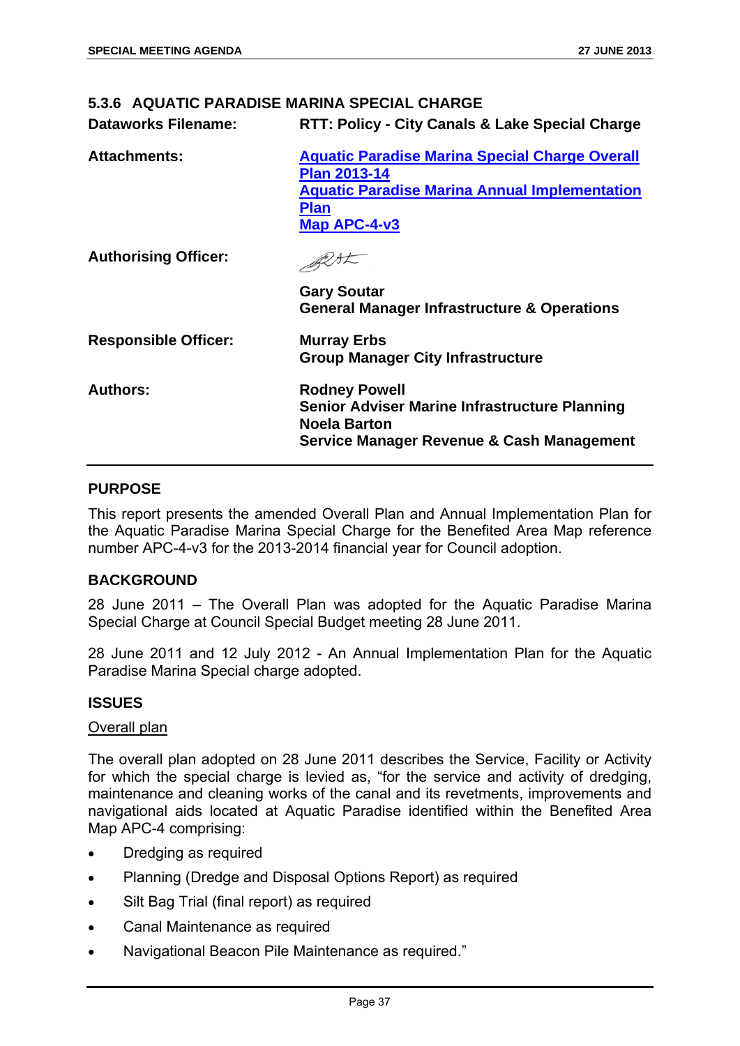## 5.3.6 AQUATIC PARADISE MARINA SPECIAL CHARGE

**Dataworks Filename:** RTT: Policy - City Canals & Lake Special Charge

**Attachments:** Aquatic Paradise Marina Special Charge Overall Plan 2013-14
Aquatic Paradise Marina Annual Implementation Plan
Map APC-4-v3

**Authorising Officer:**

**Gary Soutar**
**General Manager Infrastructure & Operations**

**Responsible Officer:** **Murray Erbs**
**Group Manager City Infrastructure**

**Authors:** **Rodney Powell**
**Senior Adviser Marine Infrastructure Planning**
**Noela Barton**
**Service Manager Revenue & Cash Management**

### PURPOSE

This report presents the amended Overall Plan and Annual Implementation Plan for the Aquatic Paradise Marina Special Charge for the Benefited Area Map reference number APC-4-v3 for the 2013-2014 financial year for Council adoption.

### BACKGROUND

28 June 2011 – The Overall Plan was adopted for the Aquatic Paradise Marina Special Charge at Council Special Budget meeting 28 June 2011.

28 June 2011 and 12 July 2012 - An Annual Implementation Plan for the Aquatic Paradise Marina Special charge adopted.

### ISSUES

Overall plan

The overall plan adopted on 28 June 2011 describes the Service, Facility or Activity for which the special charge is levied as, "for the service and activity of dredging, maintenance and cleaning works of the canal and its revetments, improvements and navigational aids located at Aquatic Paradise identified within the Benefited Area Map APC-4 comprising:

- Dredging as required
- Planning (Dredge and Disposal Options Report) as required
- Silt Bag Trial (final report) as required
- Canal Maintenance as required
- Navigational Beacon Pile Maintenance as required."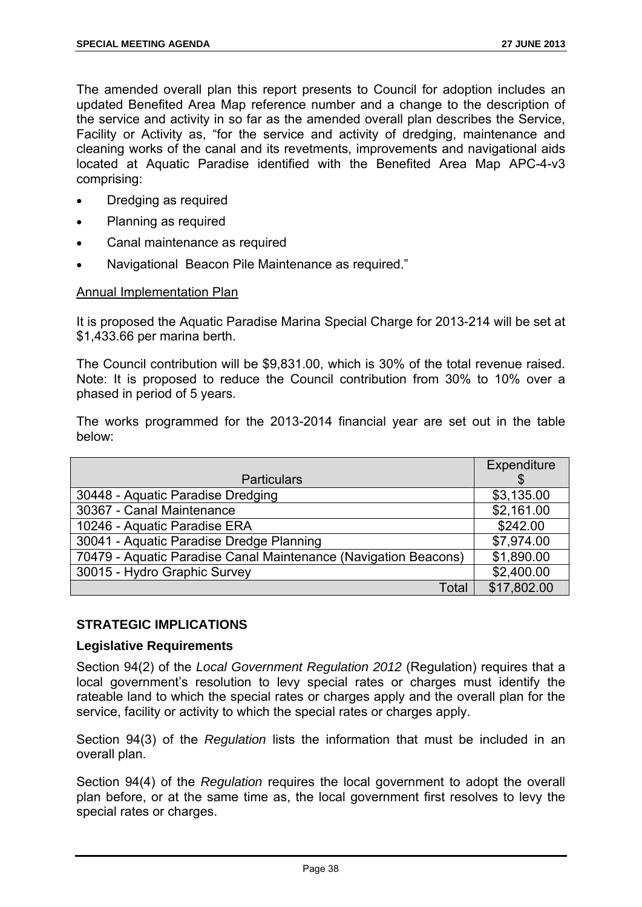The amended overall plan this report presents to Council for adoption includes an updated Benefited Area Map reference number and a change to the description of the service and activity in so far as the amended overall plan describes the Service, Facility or Activity as, "for the service and activity of dredging, maintenance and cleaning works of the canal and its revetments, improvements and navigational aids located at Aquatic Paradise identified with the Benefited Area Map APC-4-v3 comprising:

- Dredging as required
- Planning as required
- Canal maintenance as required
- Navigational Beacon Pile Maintenance as required."

<u>Annual Implementation Plan</u>

It is proposed the Aquatic Paradise Marina Special Charge for 2013-214 will be set at $1,433.66 per marina berth.

The Council contribution will be $9,831.00, which is 30% of the total revenue raised. Note: It is proposed to reduce the Council contribution from 30% to 10% over a phased in period of 5 years.

The works programmed for the 2013-2014 financial year are set out in the table below:

| Particulars | Expenditure $ |
|---|---|
| 30448 - Aquatic Paradise Dredging | $3,135.00 |
| 30367 - Canal Maintenance | $2,161.00 |
| 10246 - Aquatic Paradise ERA | $242.00 |
| 30041 - Aquatic Paradise Dredge Planning | $7,974.00 |
| 70479 - Aquatic Paradise Canal Maintenance (Navigation Beacons) | $1,890.00 |
| 30015 - Hydro Graphic Survey | $2,400.00 |
| Total | $17,802.00 |

## STRATEGIC IMPLICATIONS

### Legislative Requirements

Section 94(2) of the *Local Government Regulation 2012* (Regulation) requires that a local government's resolution to levy special rates or charges must identify the rateable land to which the special rates or charges apply and the overall plan for the service, facility or activity to which the special rates or charges apply.

Section 94(3) of the *Regulation* lists the information that must be included in an overall plan.

Section 94(4) of the *Regulation* requires the local government to adopt the overall plan before, or at the same time as, the local government first resolves to levy the special rates or charges.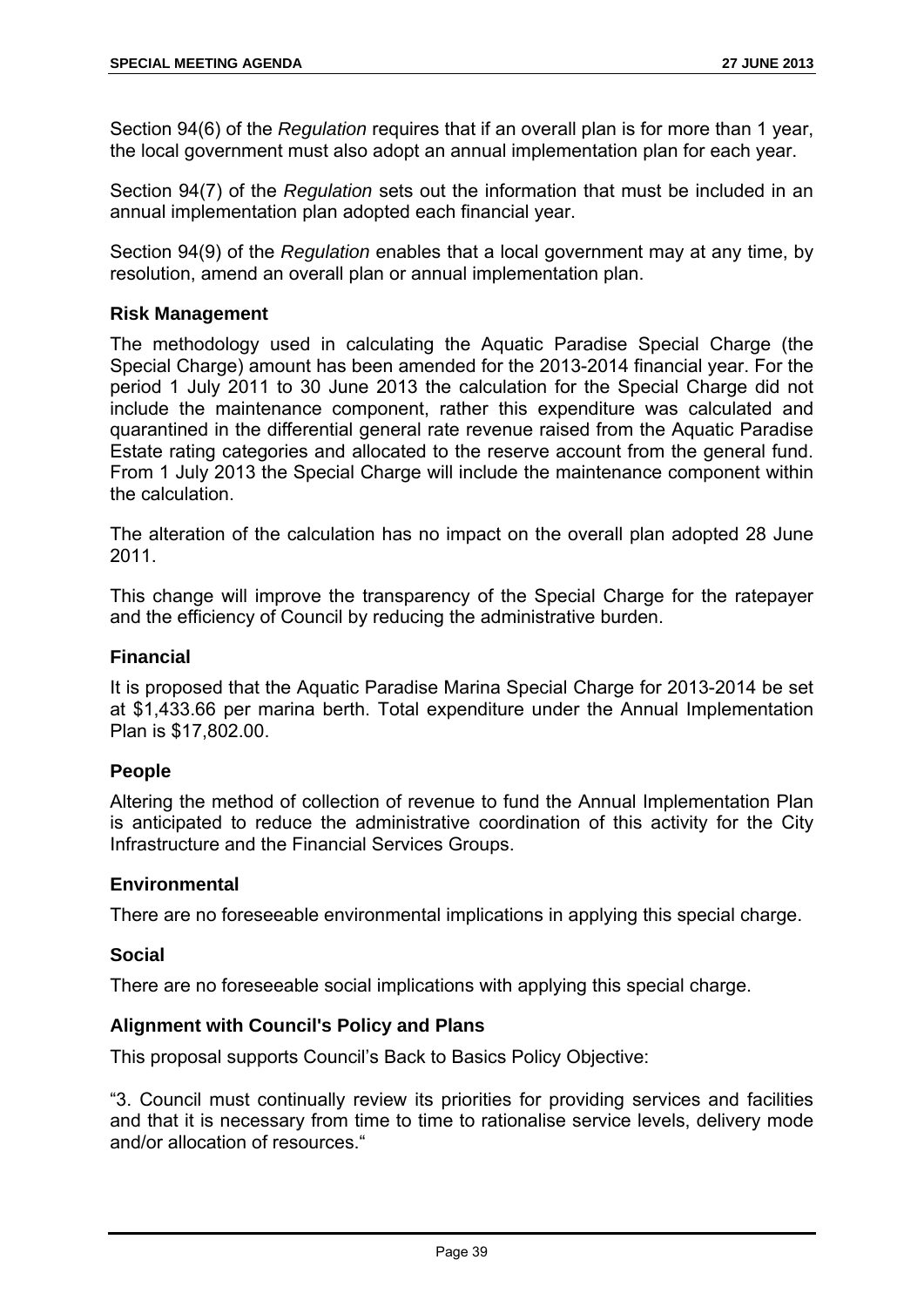Section 94(6) of the *Regulation* requires that if an overall plan is for more than 1 year, the local government must also adopt an annual implementation plan for each year.

Section 94(7) of the *Regulation* sets out the information that must be included in an annual implementation plan adopted each financial year.

Section 94(9) of the *Regulation* enables that a local government may at any time, by resolution, amend an overall plan or annual implementation plan.

### Risk Management

The methodology used in calculating the Aquatic Paradise Special Charge (the Special Charge) amount has been amended for the 2013-2014 financial year. For the period 1 July 2011 to 30 June 2013 the calculation for the Special Charge did not include the maintenance component, rather this expenditure was calculated and quarantined in the differential general rate revenue raised from the Aquatic Paradise Estate rating categories and allocated to the reserve account from the general fund. From 1 July 2013 the Special Charge will include the maintenance component within the calculation.

The alteration of the calculation has no impact on the overall plan adopted 28 June 2011.

This change will improve the transparency of the Special Charge for the ratepayer and the efficiency of Council by reducing the administrative burden.

### Financial

It is proposed that the Aquatic Paradise Marina Special Charge for 2013-2014 be set at $1,433.66 per marina berth. Total expenditure under the Annual Implementation Plan is $17,802.00.

### People

Altering the method of collection of revenue to fund the Annual Implementation Plan is anticipated to reduce the administrative coordination of this activity for the City Infrastructure and the Financial Services Groups.

### Environmental

There are no foreseeable environmental implications in applying this special charge.

### Social

There are no foreseeable social implications with applying this special charge.

### Alignment with Council's Policy and Plans

This proposal supports Council's Back to Basics Policy Objective:

"3. Council must continually review its priorities for providing services and facilities and that it is necessary from time to time to rationalise service levels, delivery mode and/or allocation of resources."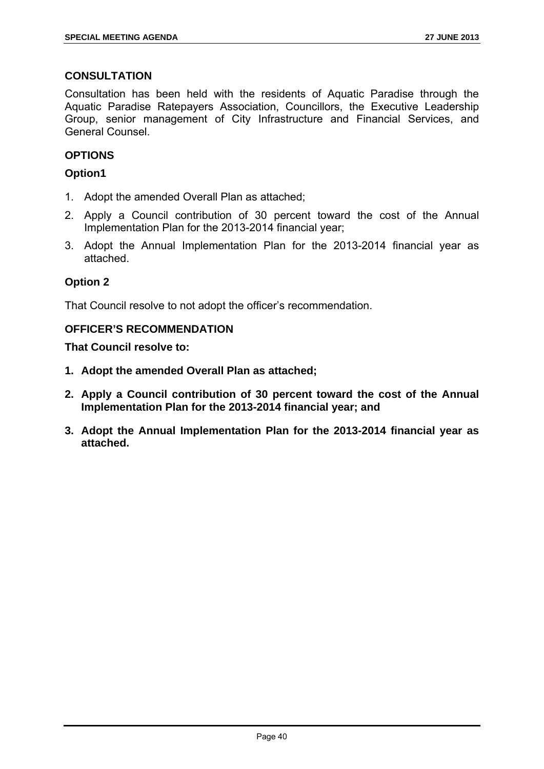## CONSULTATION

Consultation has been held with the residents of Aquatic Paradise through the Aquatic Paradise Ratepayers Association, Councillors, the Executive Leadership Group, senior management of City Infrastructure and Financial Services, and General Counsel.

## OPTIONS

### Option1

1. Adopt the amended Overall Plan as attached;
2. Apply a Council contribution of 30 percent toward the cost of the Annual Implementation Plan for the 2013-2014 financial year;
3. Adopt the Annual Implementation Plan for the 2013-2014 financial year as attached.

### Option 2

That Council resolve to not adopt the officer's recommendation.

## OFFICER'S RECOMMENDATION

**That Council resolve to:**

1. **Adopt the amended Overall Plan as attached;**
2. **Apply a Council contribution of 30 percent toward the cost of the Annual Implementation Plan for the 2013-2014 financial year; and**
3. **Adopt the Annual Implementation Plan for the 2013-2014 financial year as attached.**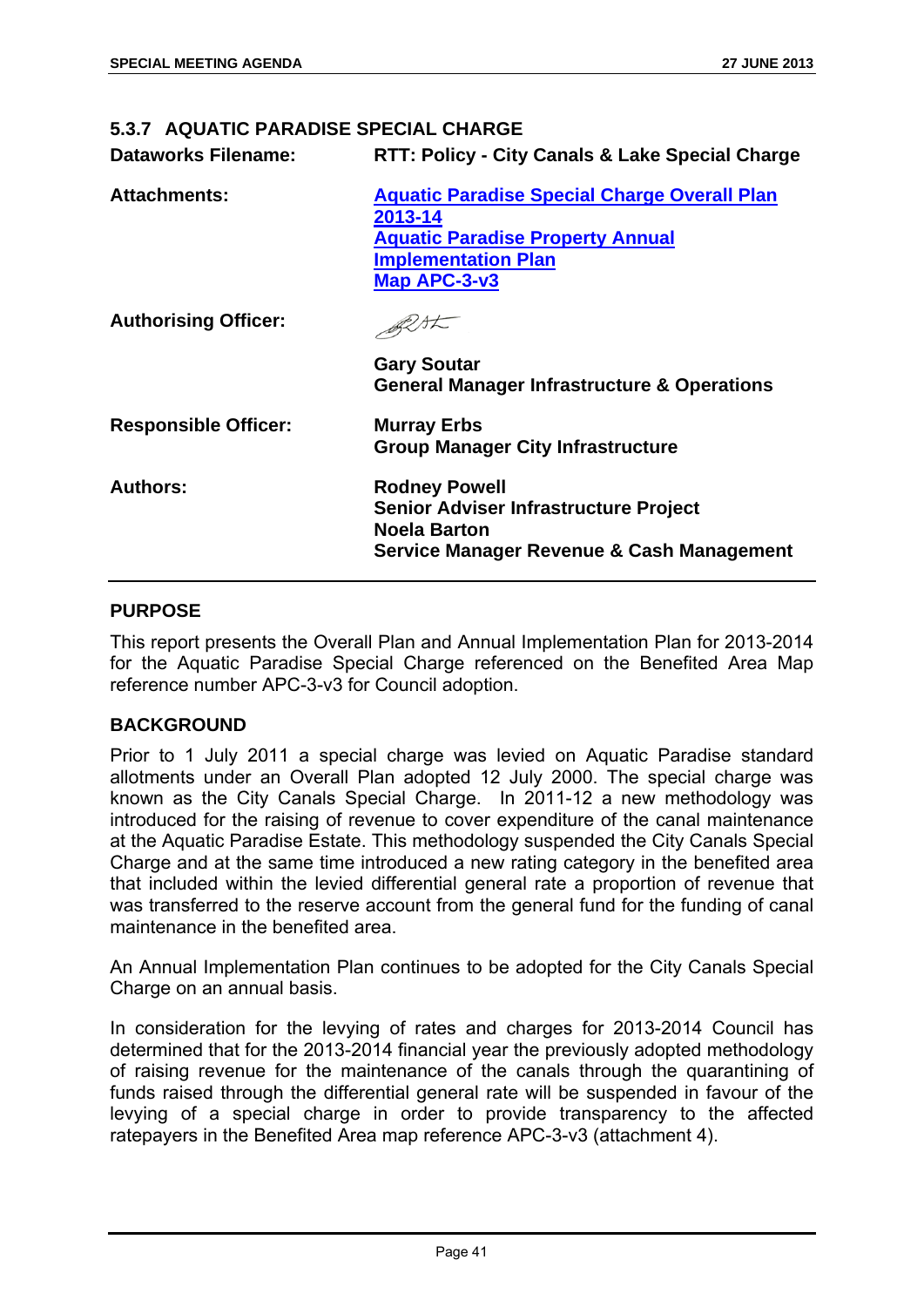## 5.3.7 AQUATIC PARADISE SPECIAL CHARGE

| | |
|---|---|
| **Dataworks Filename:** | **RTT: Policy - City Canals & Lake Special Charge** |
| **Attachments:** | **Aquatic Paradise Special Charge Overall Plan 2013-14**<br>**Aquatic Paradise Property Annual Implementation Plan**<br>**Map APC-3-v3** |
| **Authorising Officer:** | **Gary Soutar**<br>**General Manager Infrastructure & Operations** |
| **Responsible Officer:** | **Murray Erbs**<br>**Group Manager City Infrastructure** |
| **Authors:** | **Rodney Powell**<br>**Senior Adviser Infrastructure Project**<br>**Noela Barton**<br>**Service Manager Revenue & Cash Management** |

### PURPOSE

This report presents the Overall Plan and Annual Implementation Plan for 2013-2014 for the Aquatic Paradise Special Charge referenced on the Benefited Area Map reference number APC-3-v3 for Council adoption.

### BACKGROUND

Prior to 1 July 2011 a special charge was levied on Aquatic Paradise standard allotments under an Overall Plan adopted 12 July 2000. The special charge was known as the City Canals Special Charge. In 2011-12 a new methodology was introduced for the raising of revenue to cover expenditure of the canal maintenance at the Aquatic Paradise Estate. This methodology suspended the City Canals Special Charge and at the same time introduced a new rating category in the benefited area that included within the levied differential general rate a proportion of revenue that was transferred to the reserve account from the general fund for the funding of canal maintenance in the benefited area.

An Annual Implementation Plan continues to be adopted for the City Canals Special Charge on an annual basis.

In consideration for the levying of rates and charges for 2013-2014 Council has determined that for the 2013-2014 financial year the previously adopted methodology of raising revenue for the maintenance of the canals through the quarantining of funds raised through the differential general rate will be suspended in favour of the levying of a special charge in order to provide transparency to the affected ratepayers in the Benefited Area map reference APC-3-v3 (attachment 4).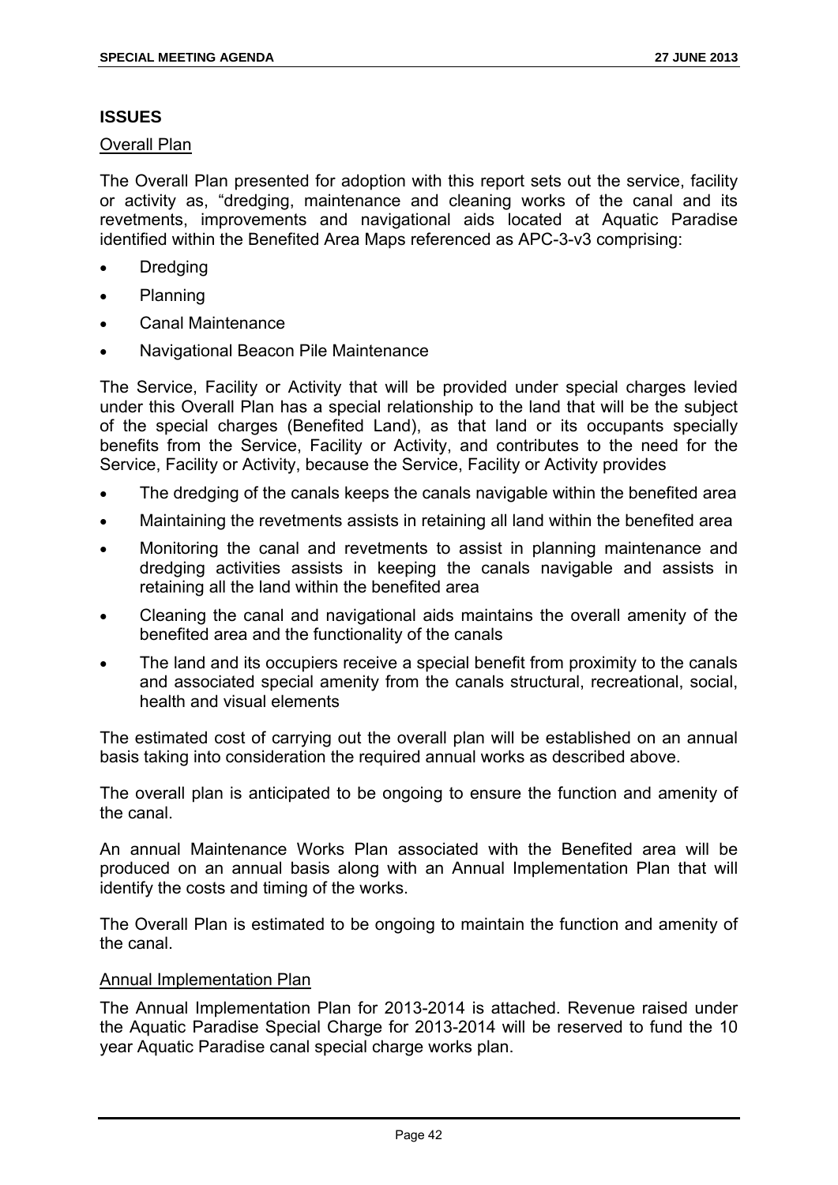## ISSUES

Overall Plan

The Overall Plan presented for adoption with this report sets out the service, facility or activity as, "dredging, maintenance and cleaning works of the canal and its revetments, improvements and navigational aids located at Aquatic Paradise identified within the Benefited Area Maps referenced as APC-3-v3 comprising:

- Dredging
- Planning
- Canal Maintenance
- Navigational Beacon Pile Maintenance

The Service, Facility or Activity that will be provided under special charges levied under this Overall Plan has a special relationship to the land that will be the subject of the special charges (Benefited Land), as that land or its occupants specially benefits from the Service, Facility or Activity, and contributes to the need for the Service, Facility or Activity, because the Service, Facility or Activity provides

- The dredging of the canals keeps the canals navigable within the benefited area
- Maintaining the revetments assists in retaining all land within the benefited area
- Monitoring the canal and revetments to assist in planning maintenance and dredging activities assists in keeping the canals navigable and assists in retaining all the land within the benefited area
- Cleaning the canal and navigational aids maintains the overall amenity of the benefited area and the functionality of the canals
- The land and its occupiers receive a special benefit from proximity to the canals and associated special amenity from the canals structural, recreational, social, health and visual elements

The estimated cost of carrying out the overall plan will be established on an annual basis taking into consideration the required annual works as described above.

The overall plan is anticipated to be ongoing to ensure the function and amenity of the canal.

An annual Maintenance Works Plan associated with the Benefited area will be produced on an annual basis along with an Annual Implementation Plan that will identify the costs and timing of the works.

The Overall Plan is estimated to be ongoing to maintain the function and amenity of the canal.

Annual Implementation Plan

The Annual Implementation Plan for 2013-2014 is attached. Revenue raised under the Aquatic Paradise Special Charge for 2013-2014 will be reserved to fund the 10 year Aquatic Paradise canal special charge works plan.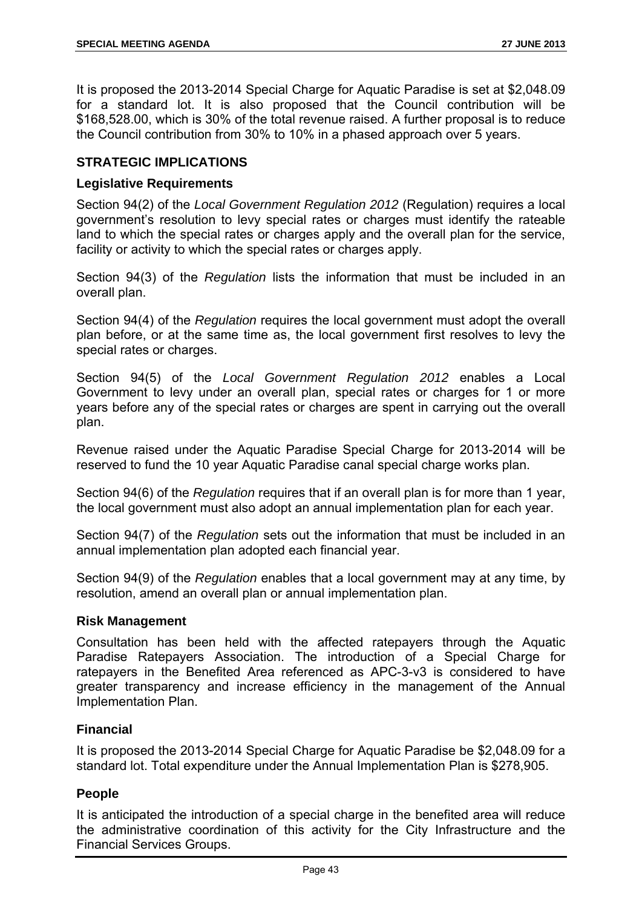It is proposed the 2013-2014 Special Charge for Aquatic Paradise is set at $2,048.09 for a standard lot. It is also proposed that the Council contribution will be $168,528.00, which is 30% of the total revenue raised. A further proposal is to reduce the Council contribution from 30% to 10% in a phased approach over 5 years.

## STRATEGIC IMPLICATIONS

### Legislative Requirements

Section 94(2) of the *Local Government Regulation 2012* (Regulation) requires a local government's resolution to levy special rates or charges must identify the rateable land to which the special rates or charges apply and the overall plan for the service, facility or activity to which the special rates or charges apply.

Section 94(3) of the *Regulation* lists the information that must be included in an overall plan.

Section 94(4) of the *Regulation* requires the local government must adopt the overall plan before, or at the same time as, the local government first resolves to levy the special rates or charges.

Section 94(5) of the *Local Government Regulation 2012* enables a Local Government to levy under an overall plan, special rates or charges for 1 or more years before any of the special rates or charges are spent in carrying out the overall plan.

Revenue raised under the Aquatic Paradise Special Charge for 2013-2014 will be reserved to fund the 10 year Aquatic Paradise canal special charge works plan.

Section 94(6) of the *Regulation* requires that if an overall plan is for more than 1 year, the local government must also adopt an annual implementation plan for each year.

Section 94(7) of the *Regulation* sets out the information that must be included in an annual implementation plan adopted each financial year.

Section 94(9) of the *Regulation* enables that a local government may at any time, by resolution, amend an overall plan or annual implementation plan.

### Risk Management

Consultation has been held with the affected ratepayers through the Aquatic Paradise Ratepayers Association. The introduction of a Special Charge for ratepayers in the Benefited Area referenced as APC-3-v3 is considered to have greater transparency and increase efficiency in the management of the Annual Implementation Plan.

### Financial

It is proposed the 2013-2014 Special Charge for Aquatic Paradise be $2,048.09 for a standard lot. Total expenditure under the Annual Implementation Plan is $278,905.

### People

It is anticipated the introduction of a special charge in the benefited area will reduce the administrative coordination of this activity for the City Infrastructure and the Financial Services Groups.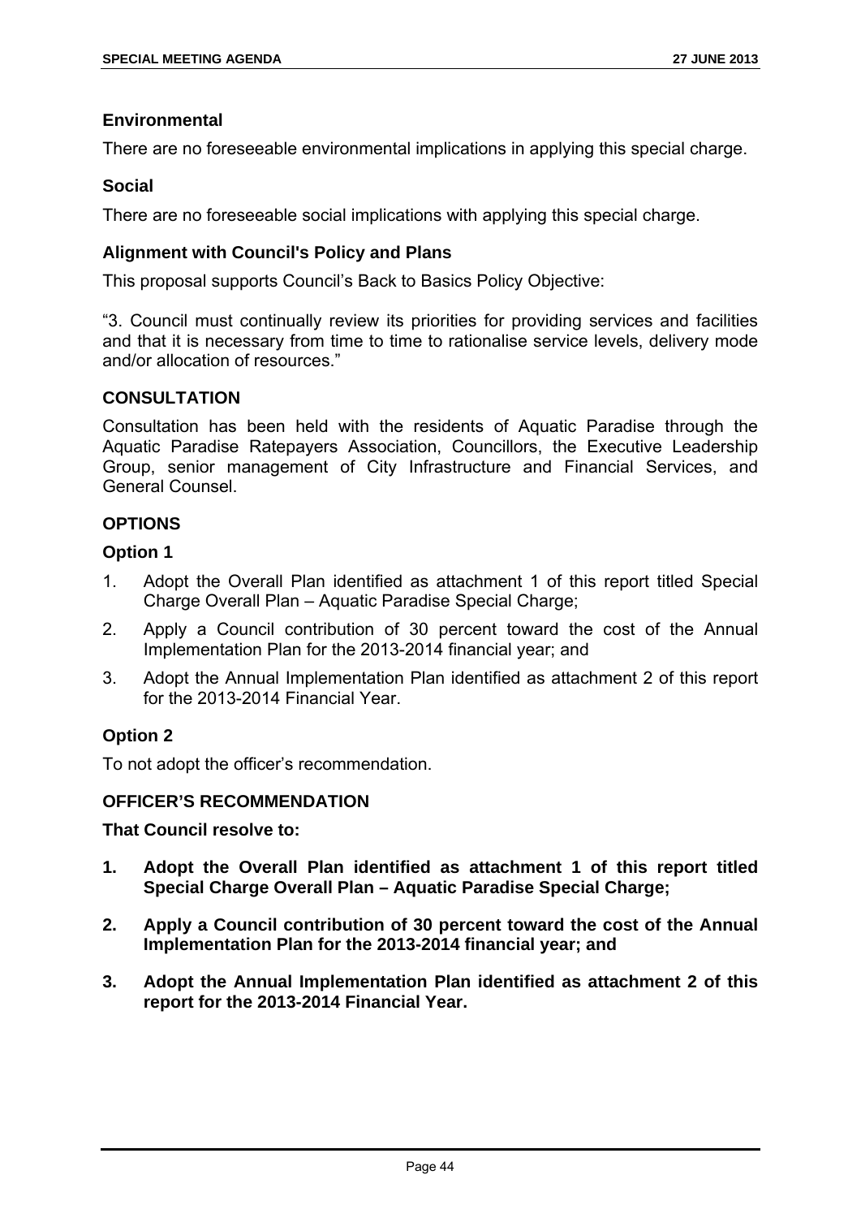### Environmental

There are no foreseeable environmental implications in applying this special charge.

### Social

There are no foreseeable social implications with applying this special charge.

### Alignment with Council's Policy and Plans

This proposal supports Council's Back to Basics Policy Objective:

"3. Council must continually review its priorities for providing services and facilities and that it is necessary from time to time to rationalise service levels, delivery mode and/or allocation of resources."

## CONSULTATION

Consultation has been held with the residents of Aquatic Paradise through the Aquatic Paradise Ratepayers Association, Councillors, the Executive Leadership Group, senior management of City Infrastructure and Financial Services, and General Counsel.

## OPTIONS

### Option 1

1. Adopt the Overall Plan identified as attachment 1 of this report titled Special Charge Overall Plan – Aquatic Paradise Special Charge;
2. Apply a Council contribution of 30 percent toward the cost of the Annual Implementation Plan for the 2013-2014 financial year; and
3. Adopt the Annual Implementation Plan identified as attachment 2 of this report for the 2013-2014 Financial Year.

### Option 2

To not adopt the officer's recommendation.

## OFFICER'S RECOMMENDATION

**That Council resolve to:**

1. **Adopt the Overall Plan identified as attachment 1 of this report titled Special Charge Overall Plan – Aquatic Paradise Special Charge;**
2. **Apply a Council contribution of 30 percent toward the cost of the Annual Implementation Plan for the 2013-2014 financial year; and**
3. **Adopt the Annual Implementation Plan identified as attachment 2 of this report for the 2013-2014 Financial Year.**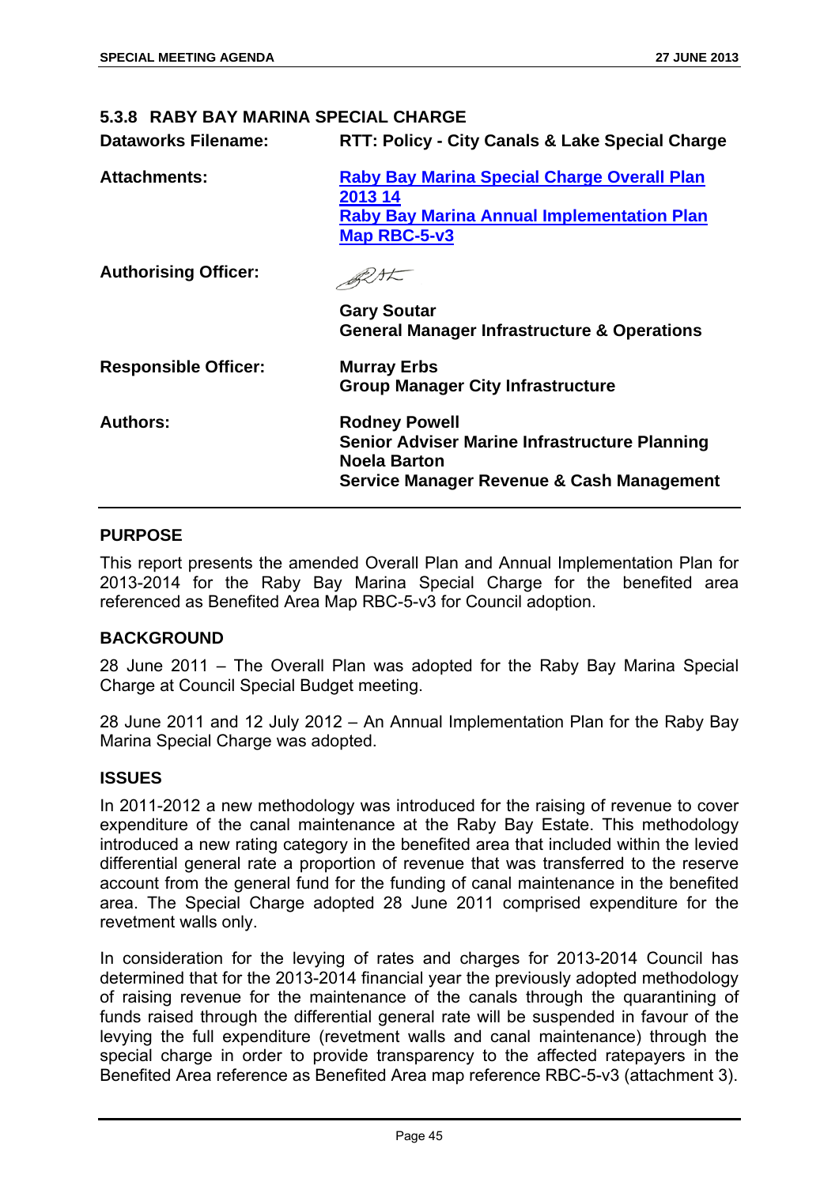### 5.3.8 RABY BAY MARINA SPECIAL CHARGE

| | |
|---|---|
| **Dataworks Filename:** | **RTT: Policy - City Canals & Lake Special Charge** |
| **Attachments:** | **Raby Bay Marina Special Charge Overall Plan 2013 14**<br>**Raby Bay Marina Annual Implementation Plan Map RBC-5-v3** |
| **Authorising Officer:** | **Gary Soutar**<br>**General Manager Infrastructure & Operations** |
| **Responsible Officer:** | **Murray Erbs**<br>**Group Manager City Infrastructure** |
| **Authors:** | **Rodney Powell**<br>**Senior Adviser Marine Infrastructure Planning**<br>**Noela Barton**<br>**Service Manager Revenue & Cash Management** |

#### PURPOSE

This report presents the amended Overall Plan and Annual Implementation Plan for 2013-2014 for the Raby Bay Marina Special Charge for the benefited area referenced as Benefited Area Map RBC-5-v3 for Council adoption.

#### BACKGROUND

28 June 2011 – The Overall Plan was adopted for the Raby Bay Marina Special Charge at Council Special Budget meeting.

28 June 2011 and 12 July 2012 – An Annual Implementation Plan for the Raby Bay Marina Special Charge was adopted.

#### ISSUES

In 2011-2012 a new methodology was introduced for the raising of revenue to cover expenditure of the canal maintenance at the Raby Bay Estate. This methodology introduced a new rating category in the benefited area that included within the levied differential general rate a proportion of revenue that was transferred to the reserve account from the general fund for the funding of canal maintenance in the benefited area. The Special Charge adopted 28 June 2011 comprised expenditure for the revetment walls only.

In consideration for the levying of rates and charges for 2013-2014 Council has determined that for the 2013-2014 financial year the previously adopted methodology of raising revenue for the maintenance of the canals through the quarantining of funds raised through the differential general rate will be suspended in favour of the levying the full expenditure (revetment walls and canal maintenance) through the special charge in order to provide transparency to the affected ratepayers in the Benefited Area reference as Benefited Area map reference RBC-5-v3 (attachment 3).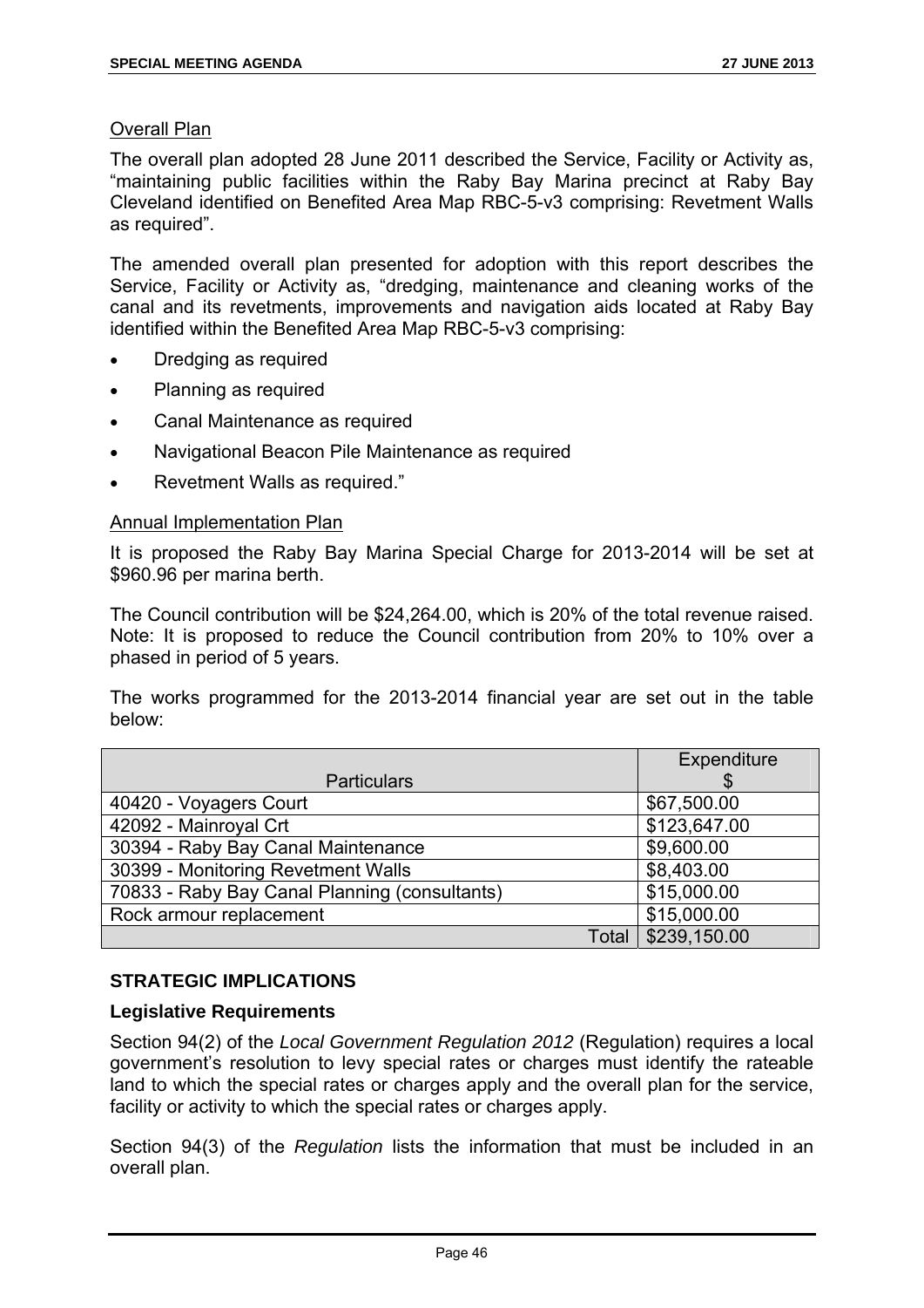Overall Plan

The overall plan adopted 28 June 2011 described the Service, Facility or Activity as, "maintaining public facilities within the Raby Bay Marina precinct at Raby Bay Cleveland identified on Benefited Area Map RBC-5-v3 comprising: Revetment Walls as required".

The amended overall plan presented for adoption with this report describes the Service, Facility or Activity as, "dredging, maintenance and cleaning works of the canal and its revetments, improvements and navigation aids located at Raby Bay identified within the Benefited Area Map RBC-5-v3 comprising:

- Dredging as required
- Planning as required
- Canal Maintenance as required
- Navigational Beacon Pile Maintenance as required
- Revetment Walls as required."

Annual Implementation Plan

It is proposed the Raby Bay Marina Special Charge for 2013-2014 will be set at $960.96 per marina berth.

The Council contribution will be $24,264.00, which is 20% of the total revenue raised. Note: It is proposed to reduce the Council contribution from 20% to 10% over a phased in period of 5 years.

The works programmed for the 2013-2014 financial year are set out in the table below:

| Particulars | Expenditure $ |
| --- | --- |
| 40420 - Voyagers Court | $67,500.00 |
| 42092 - Mainroyal Crt | $123,647.00 |
| 30394 - Raby Bay Canal Maintenance | $9,600.00 |
| 30399 - Monitoring Revetment Walls | $8,403.00 |
| 70833 - Raby Bay Canal Planning (consultants) | $15,000.00 |
| Rock armour replacement | $15,000.00 |
| Total | $239,150.00 |

## STRATEGIC IMPLICATIONS

### Legislative Requirements

Section 94(2) of the *Local Government Regulation 2012* (Regulation) requires a local government's resolution to levy special rates or charges must identify the rateable land to which the special rates or charges apply and the overall plan for the service, facility or activity to which the special rates or charges apply.

Section 94(3) of the *Regulation* lists the information that must be included in an overall plan.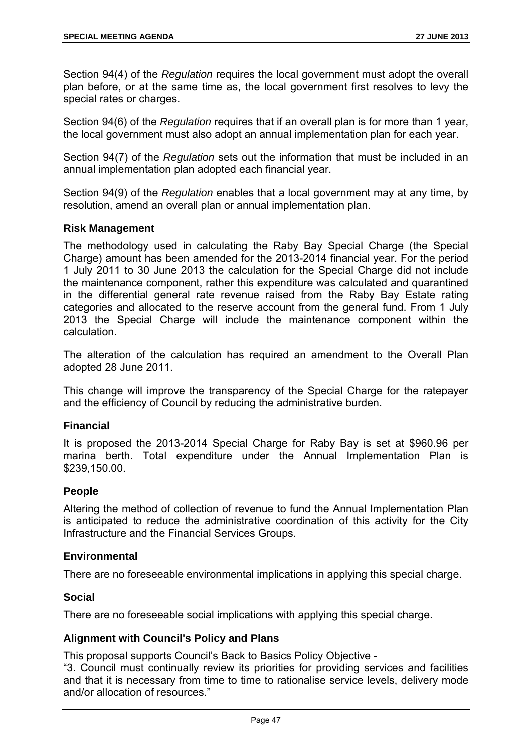Section 94(4) of the *Regulation* requires the local government must adopt the overall plan before, or at the same time as, the local government first resolves to levy the special rates or charges.

Section 94(6) of the *Regulation* requires that if an overall plan is for more than 1 year, the local government must also adopt an annual implementation plan for each year.

Section 94(7) of the *Regulation* sets out the information that must be included in an annual implementation plan adopted each financial year.

Section 94(9) of the *Regulation* enables that a local government may at any time, by resolution, amend an overall plan or annual implementation plan.

### Risk Management

The methodology used in calculating the Raby Bay Special Charge (the Special Charge) amount has been amended for the 2013-2014 financial year. For the period 1 July 2011 to 30 June 2013 the calculation for the Special Charge did not include the maintenance component, rather this expenditure was calculated and quarantined in the differential general rate revenue raised from the Raby Bay Estate rating categories and allocated to the reserve account from the general fund. From 1 July 2013 the Special Charge will include the maintenance component within the calculation.

The alteration of the calculation has required an amendment to the Overall Plan adopted 28 June 2011.

This change will improve the transparency of the Special Charge for the ratepayer and the efficiency of Council by reducing the administrative burden.

### Financial

It is proposed the 2013-2014 Special Charge for Raby Bay is set at $960.96 per marina berth. Total expenditure under the Annual Implementation Plan is $239,150.00.

### People

Altering the method of collection of revenue to fund the Annual Implementation Plan is anticipated to reduce the administrative coordination of this activity for the City Infrastructure and the Financial Services Groups.

### Environmental

There are no foreseeable environmental implications in applying this special charge.

### Social

There are no foreseeable social implications with applying this special charge.

### Alignment with Council's Policy and Plans

This proposal supports Council's Back to Basics Policy Objective -
"3. Council must continually review its priorities for providing services and facilities and that it is necessary from time to time to rationalise service levels, delivery mode and/or allocation of resources."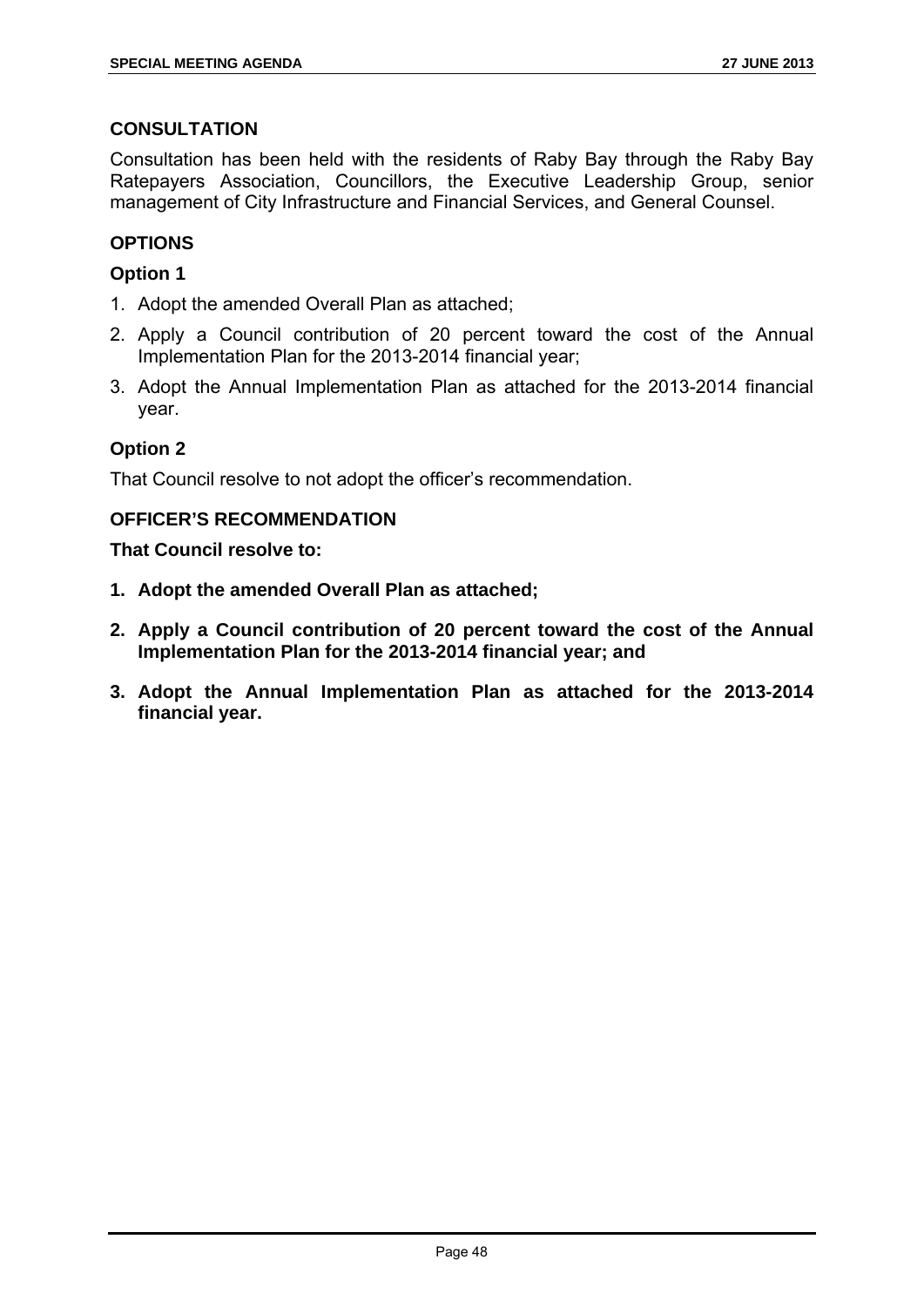## CONSULTATION

Consultation has been held with the residents of Raby Bay through the Raby Bay Ratepayers Association, Councillors, the Executive Leadership Group, senior management of City Infrastructure and Financial Services, and General Counsel.

## OPTIONS

### Option 1

1. Adopt the amended Overall Plan as attached;
2. Apply a Council contribution of 20 percent toward the cost of the Annual Implementation Plan for the 2013-2014 financial year;
3. Adopt the Annual Implementation Plan as attached for the 2013-2014 financial year.

### Option 2

That Council resolve to not adopt the officer's recommendation.

## OFFICER'S RECOMMENDATION

**That Council resolve to:**

1. **Adopt the amended Overall Plan as attached;**
2. **Apply a Council contribution of 20 percent toward the cost of the Annual Implementation Plan for the 2013-2014 financial year; and**
3. **Adopt the Annual Implementation Plan as attached for the 2013-2014 financial year.**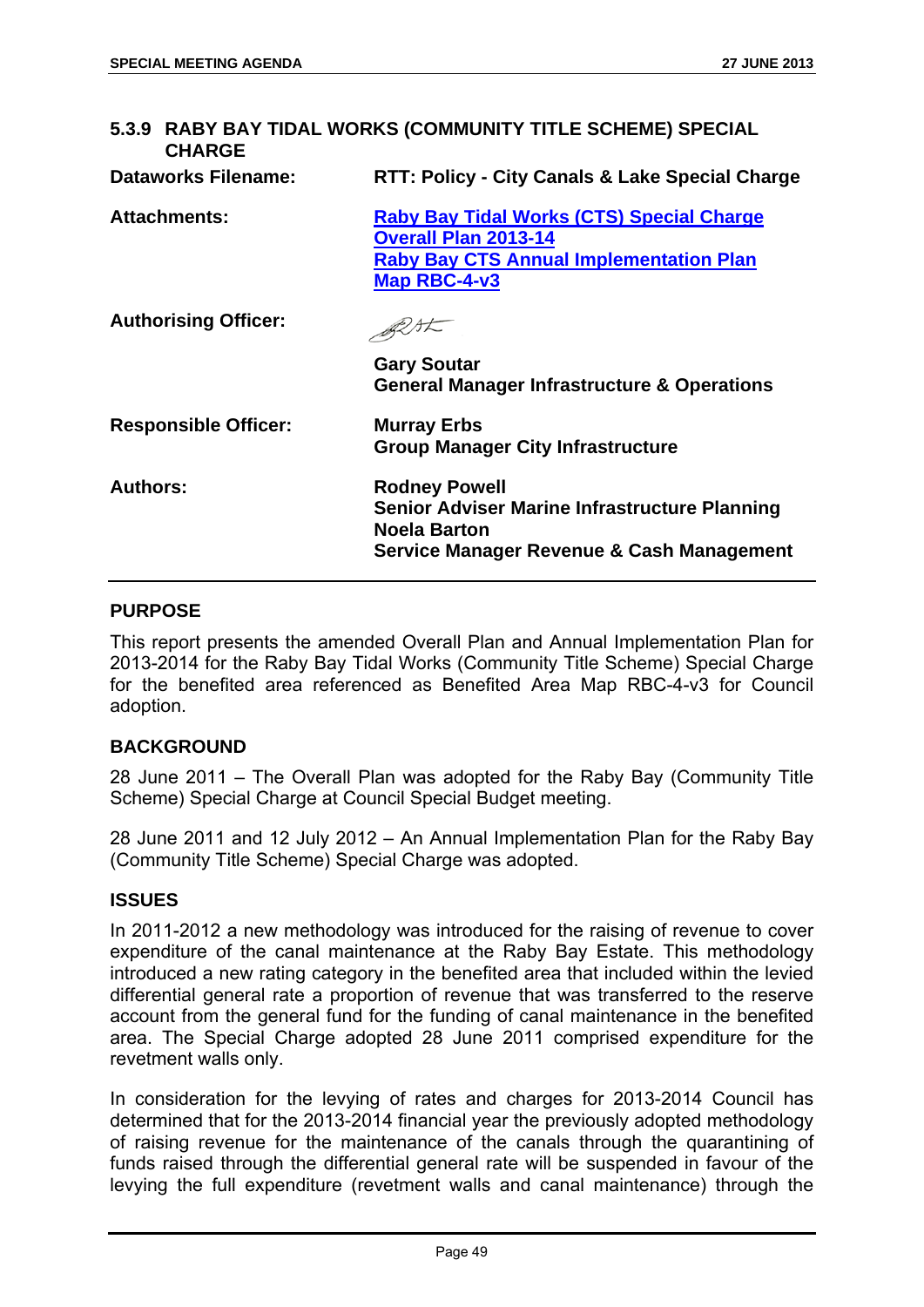## 5.3.9 RABY BAY TIDAL WORKS (COMMUNITY TITLE SCHEME) SPECIAL CHARGE

| | |
|---|---|
| **Dataworks Filename:** | **RTT: Policy - City Canals & Lake Special Charge** |
| **Attachments:** | **Raby Bay Tidal Works (CTS) Special Charge Overall Plan 2013-14**<br>**Raby Bay CTS Annual Implementation Plan**<br>**Map RBC-4-v3** |
| **Authorising Officer:** | **Gary Soutar**<br>**General Manager Infrastructure & Operations** |
| **Responsible Officer:** | **Murray Erbs**<br>**Group Manager City Infrastructure** |
| **Authors:** | **Rodney Powell**<br>**Senior Adviser Marine Infrastructure Planning**<br>**Noela Barton**<br>**Service Manager Revenue & Cash Management** |

### PURPOSE

This report presents the amended Overall Plan and Annual Implementation Plan for 2013-2014 for the Raby Bay Tidal Works (Community Title Scheme) Special Charge for the benefited area referenced as Benefited Area Map RBC-4-v3 for Council adoption.

### BACKGROUND

28 June 2011 – The Overall Plan was adopted for the Raby Bay (Community Title Scheme) Special Charge at Council Special Budget meeting.

28 June 2011 and 12 July 2012 – An Annual Implementation Plan for the Raby Bay (Community Title Scheme) Special Charge was adopted.

### ISSUES

In 2011-2012 a new methodology was introduced for the raising of revenue to cover expenditure of the canal maintenance at the Raby Bay Estate. This methodology introduced a new rating category in the benefited area that included within the levied differential general rate a proportion of revenue that was transferred to the reserve account from the general fund for the funding of canal maintenance in the benefited area. The Special Charge adopted 28 June 2011 comprised expenditure for the revetment walls only.

In consideration for the levying of rates and charges for 2013-2014 Council has determined that for the 2013-2014 financial year the previously adopted methodology of raising revenue for the maintenance of the canals through the quarantining of funds raised through the differential general rate will be suspended in favour of the levying the full expenditure (revetment walls and canal maintenance) through the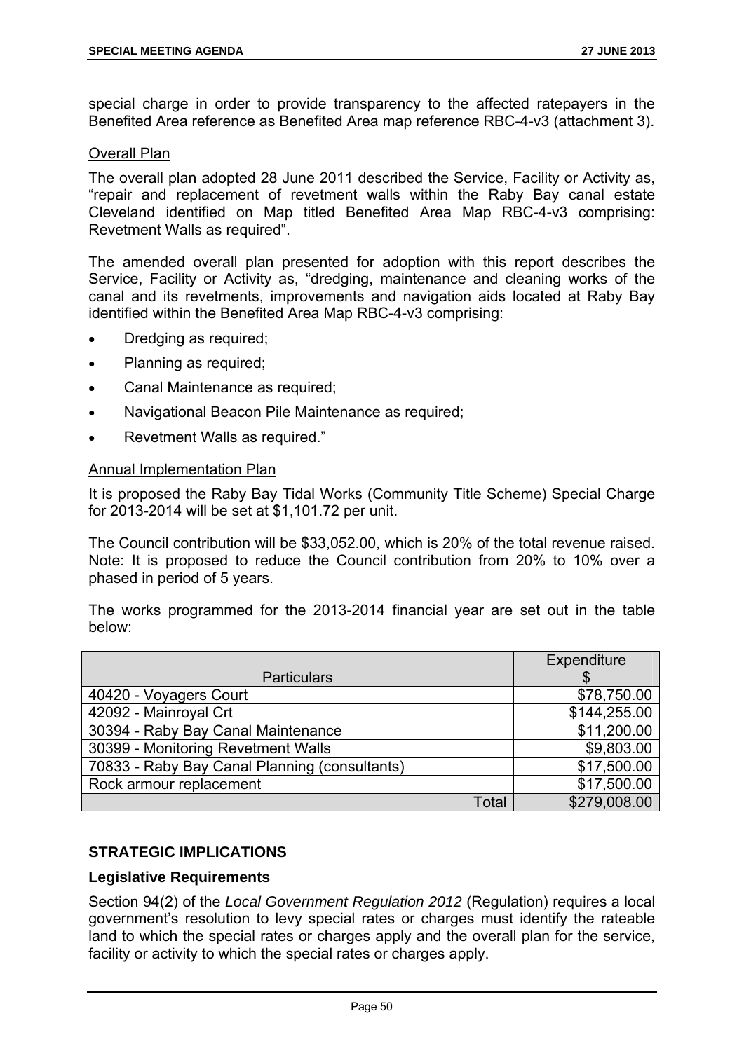special charge in order to provide transparency to the affected ratepayers in the Benefited Area reference as Benefited Area map reference RBC-4-v3 (attachment 3).

Overall Plan

The overall plan adopted 28 June 2011 described the Service, Facility or Activity as, "repair and replacement of revetment walls within the Raby Bay canal estate Cleveland identified on Map titled Benefited Area Map RBC-4-v3 comprising: Revetment Walls as required".

The amended overall plan presented for adoption with this report describes the Service, Facility or Activity as, "dredging, maintenance and cleaning works of the canal and its revetments, improvements and navigation aids located at Raby Bay identified within the Benefited Area Map RBC-4-v3 comprising:

- Dredging as required;
- Planning as required;
- Canal Maintenance as required;
- Navigational Beacon Pile Maintenance as required;
- Revetment Walls as required."

Annual Implementation Plan

It is proposed the Raby Bay Tidal Works (Community Title Scheme) Special Charge for 2013-2014 will be set at $1,101.72 per unit.

The Council contribution will be $33,052.00, which is 20% of the total revenue raised. Note: It is proposed to reduce the Council contribution from 20% to 10% over a phased in period of 5 years.

The works programmed for the 2013-2014 financial year are set out in the table below:

| Particulars | Expenditure $ |
|---|---|
| 40420 - Voyagers Court | $78,750.00 |
| 42092 - Mainroyal Crt | $144,255.00 |
| 30394 - Raby Bay Canal Maintenance | $11,200.00 |
| 30399 - Monitoring Revetment Walls | $9,803.00 |
| 70833 - Raby Bay Canal Planning (consultants) | $17,500.00 |
| Rock armour replacement | $17,500.00 |
| Total | $279,008.00 |

## STRATEGIC IMPLICATIONS

### Legislative Requirements

Section 94(2) of the *Local Government Regulation 2012* (Regulation) requires a local government's resolution to levy special rates or charges must identify the rateable land to which the special rates or charges apply and the overall plan for the service, facility or activity to which the special rates or charges apply.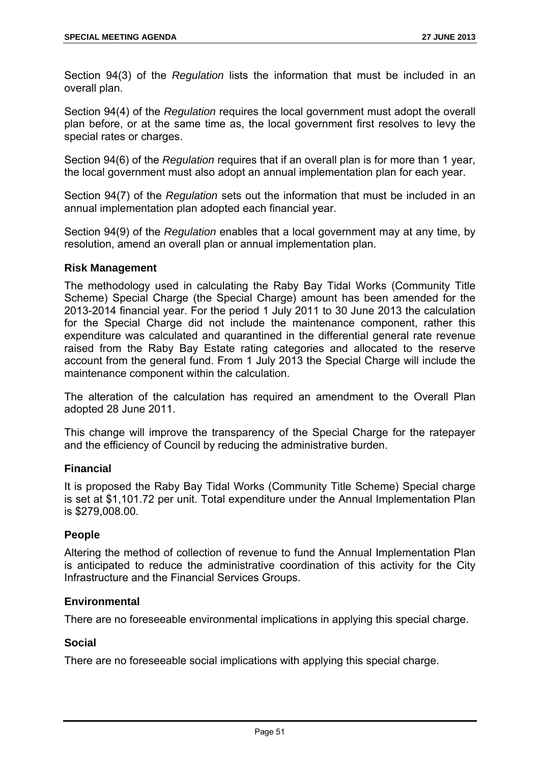Section 94(3) of the *Regulation* lists the information that must be included in an overall plan.

Section 94(4) of the *Regulation* requires the local government must adopt the overall plan before, or at the same time as, the local government first resolves to levy the special rates or charges.

Section 94(6) of the *Regulation* requires that if an overall plan is for more than 1 year, the local government must also adopt an annual implementation plan for each year.

Section 94(7) of the *Regulation* sets out the information that must be included in an annual implementation plan adopted each financial year.

Section 94(9) of the *Regulation* enables that a local government may at any time, by resolution, amend an overall plan or annual implementation plan.

### Risk Management

The methodology used in calculating the Raby Bay Tidal Works (Community Title Scheme) Special Charge (the Special Charge) amount has been amended for the 2013-2014 financial year. For the period 1 July 2011 to 30 June 2013 the calculation for the Special Charge did not include the maintenance component, rather this expenditure was calculated and quarantined in the differential general rate revenue raised from the Raby Bay Estate rating categories and allocated to the reserve account from the general fund. From 1 July 2013 the Special Charge will include the maintenance component within the calculation.

The alteration of the calculation has required an amendment to the Overall Plan adopted 28 June 2011.

This change will improve the transparency of the Special Charge for the ratepayer and the efficiency of Council by reducing the administrative burden.

### Financial

It is proposed the Raby Bay Tidal Works (Community Title Scheme) Special charge is set at $1,101.72 per unit. Total expenditure under the Annual Implementation Plan is $279,008.00.

### People

Altering the method of collection of revenue to fund the Annual Implementation Plan is anticipated to reduce the administrative coordination of this activity for the City Infrastructure and the Financial Services Groups.

### Environmental

There are no foreseeable environmental implications in applying this special charge.

### Social

There are no foreseeable social implications with applying this special charge.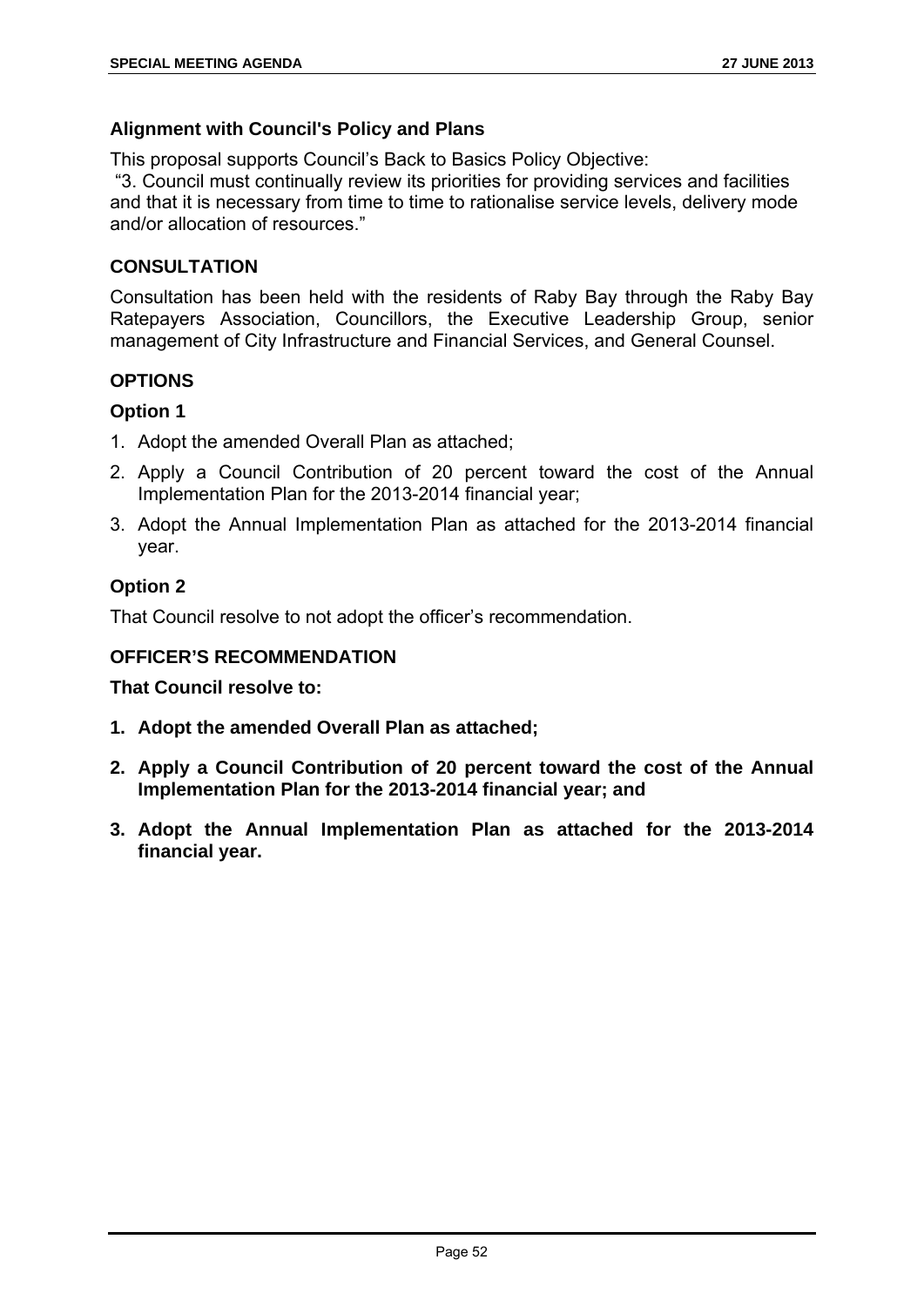### Alignment with Council's Policy and Plans

This proposal supports Council's Back to Basics Policy Objective:

"3. Council must continually review its priorities for providing services and facilities and that it is necessary from time to time to rationalise service levels, delivery mode and/or allocation of resources."

### CONSULTATION

Consultation has been held with the residents of Raby Bay through the Raby Bay Ratepayers Association, Councillors, the Executive Leadership Group, senior management of City Infrastructure and Financial Services, and General Counsel.

### OPTIONS

### Option 1

1. Adopt the amended Overall Plan as attached;
2. Apply a Council Contribution of 20 percent toward the cost of the Annual Implementation Plan for the 2013-2014 financial year;
3. Adopt the Annual Implementation Plan as attached for the 2013-2014 financial year.

### Option 2

That Council resolve to not adopt the officer's recommendation.

### OFFICER'S RECOMMENDATION

**That Council resolve to:**

1. **Adopt the amended Overall Plan as attached;**
2. **Apply a Council Contribution of 20 percent toward the cost of the Annual Implementation Plan for the 2013-2014 financial year; and**
3. **Adopt the Annual Implementation Plan as attached for the 2013-2014 financial year.**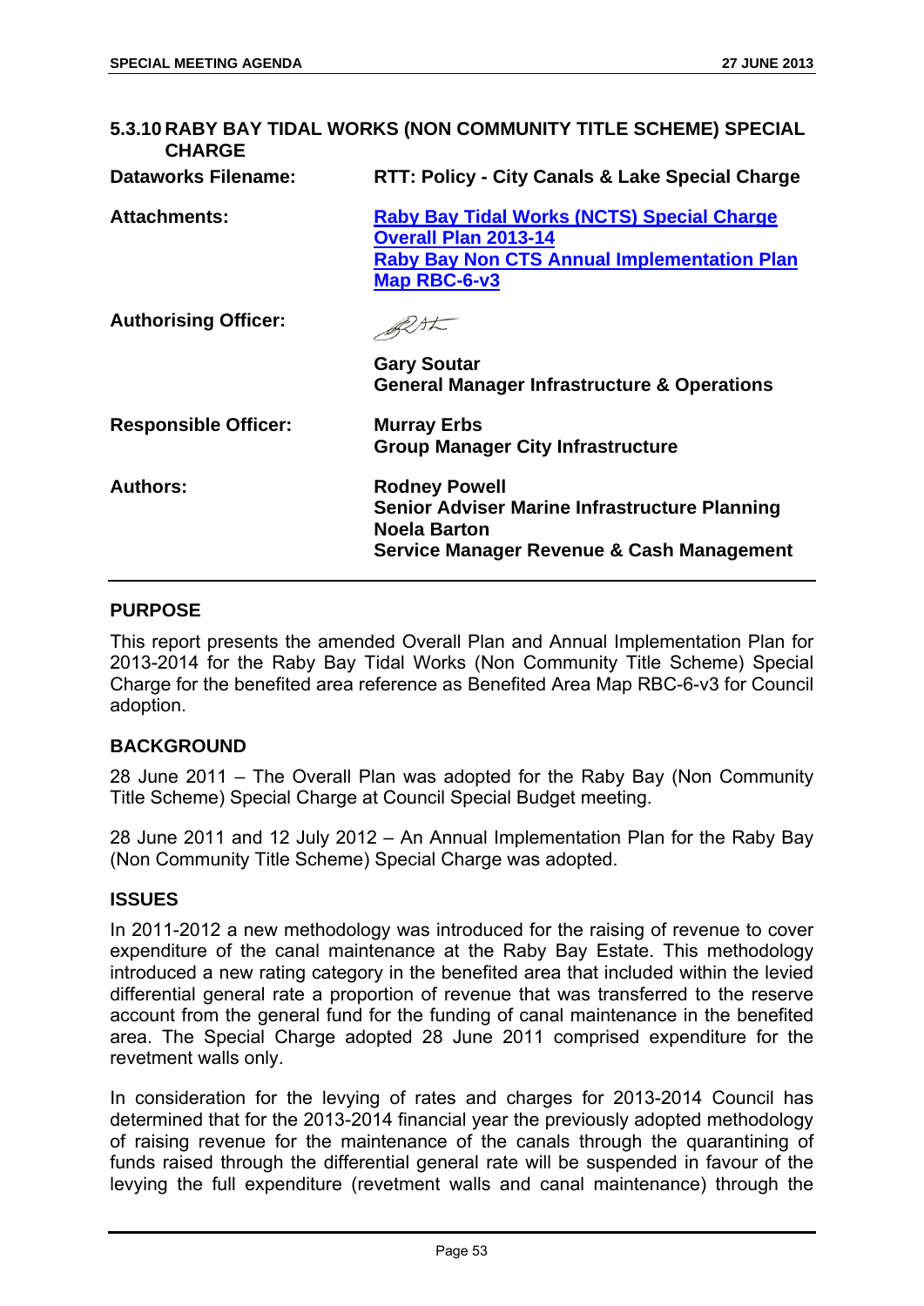## 5.3.10 RABY BAY TIDAL WORKS (NON COMMUNITY TITLE SCHEME) SPECIAL CHARGE

| | |
|---|---|
| **Dataworks Filename:** | **RTT: Policy - City Canals & Lake Special Charge** |
| **Attachments:** | **Raby Bay Tidal Works (NCTS) Special Charge Overall Plan 2013-14**<br>**Raby Bay Non CTS Annual Implementation Plan**<br>**Map RBC-6-v3** |
| **Authorising Officer:** | **Gary Soutar**<br>**General Manager Infrastructure & Operations** |
| **Responsible Officer:** | **Murray Erbs**<br>**Group Manager City Infrastructure** |
| **Authors:** | **Rodney Powell**<br>**Senior Adviser Marine Infrastructure Planning**<br>**Noela Barton**<br>**Service Manager Revenue & Cash Management** |

### PURPOSE

This report presents the amended Overall Plan and Annual Implementation Plan for 2013-2014 for the Raby Bay Tidal Works (Non Community Title Scheme) Special Charge for the benefited area reference as Benefited Area Map RBC-6-v3 for Council adoption.

### BACKGROUND

28 June 2011 – The Overall Plan was adopted for the Raby Bay (Non Community Title Scheme) Special Charge at Council Special Budget meeting.

28 June 2011 and 12 July 2012 – An Annual Implementation Plan for the Raby Bay (Non Community Title Scheme) Special Charge was adopted.

### ISSUES

In 2011-2012 a new methodology was introduced for the raising of revenue to cover expenditure of the canal maintenance at the Raby Bay Estate. This methodology introduced a new rating category in the benefited area that included within the levied differential general rate a proportion of revenue that was transferred to the reserve account from the general fund for the funding of canal maintenance in the benefited area. The Special Charge adopted 28 June 2011 comprised expenditure for the revetment walls only.

In consideration for the levying of rates and charges for 2013-2014 Council has determined that for the 2013-2014 financial year the previously adopted methodology of raising revenue for the maintenance of the canals through the quarantining of funds raised through the differential general rate will be suspended in favour of the levying the full expenditure (revetment walls and canal maintenance) through the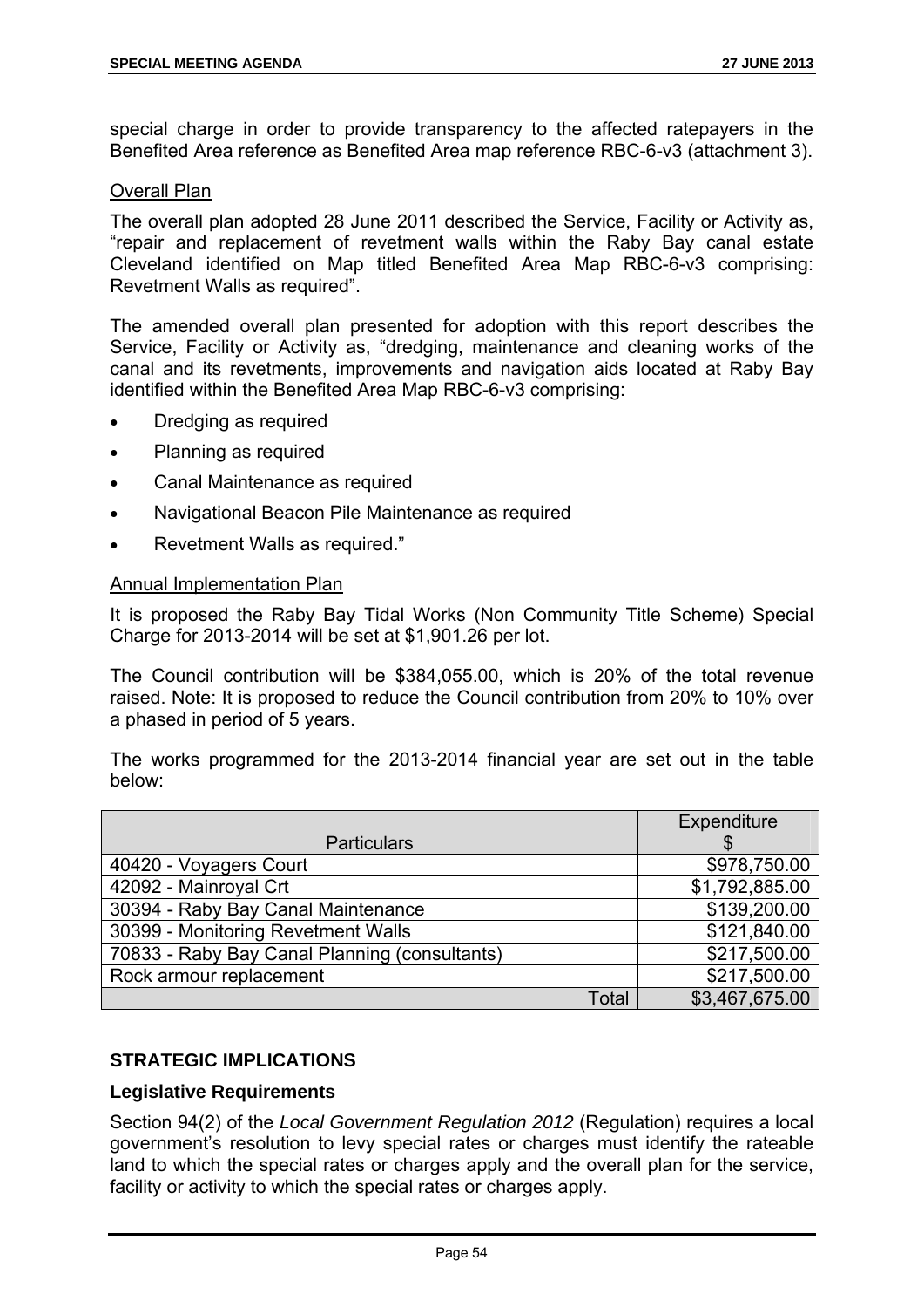special charge in order to provide transparency to the affected ratepayers in the Benefited Area reference as Benefited Area map reference RBC-6-v3 (attachment 3).

Overall Plan

The overall plan adopted 28 June 2011 described the Service, Facility or Activity as, "repair and replacement of revetment walls within the Raby Bay canal estate Cleveland identified on Map titled Benefited Area Map RBC-6-v3 comprising: Revetment Walls as required".

The amended overall plan presented for adoption with this report describes the Service, Facility or Activity as, "dredging, maintenance and cleaning works of the canal and its revetments, improvements and navigation aids located at Raby Bay identified within the Benefited Area Map RBC-6-v3 comprising:

- Dredging as required
- Planning as required
- Canal Maintenance as required
- Navigational Beacon Pile Maintenance as required
- Revetment Walls as required."

Annual Implementation Plan

It is proposed the Raby Bay Tidal Works (Non Community Title Scheme) Special Charge for 2013-2014 will be set at $1,901.26 per lot.

The Council contribution will be $384,055.00, which is 20% of the total revenue raised. Note: It is proposed to reduce the Council contribution from 20% to 10% over a phased in period of 5 years.

The works programmed for the 2013-2014 financial year are set out in the table below:

| Particulars | Expenditure $ |
|---|---|
| 40420 - Voyagers Court | $978,750.00 |
| 42092 - Mainroyal Crt | $1,792,885.00 |
| 30394 - Raby Bay Canal Maintenance | $139,200.00 |
| 30399 - Monitoring Revetment Walls | $121,840.00 |
| 70833 - Raby Bay Canal Planning (consultants) | $217,500.00 |
| Rock armour replacement | $217,500.00 |
| Total | $3,467,675.00 |

## STRATEGIC IMPLICATIONS

### Legislative Requirements

Section 94(2) of the *Local Government Regulation 2012* (Regulation) requires a local government's resolution to levy special rates or charges must identify the rateable land to which the special rates or charges apply and the overall plan for the service, facility or activity to which the special rates or charges apply.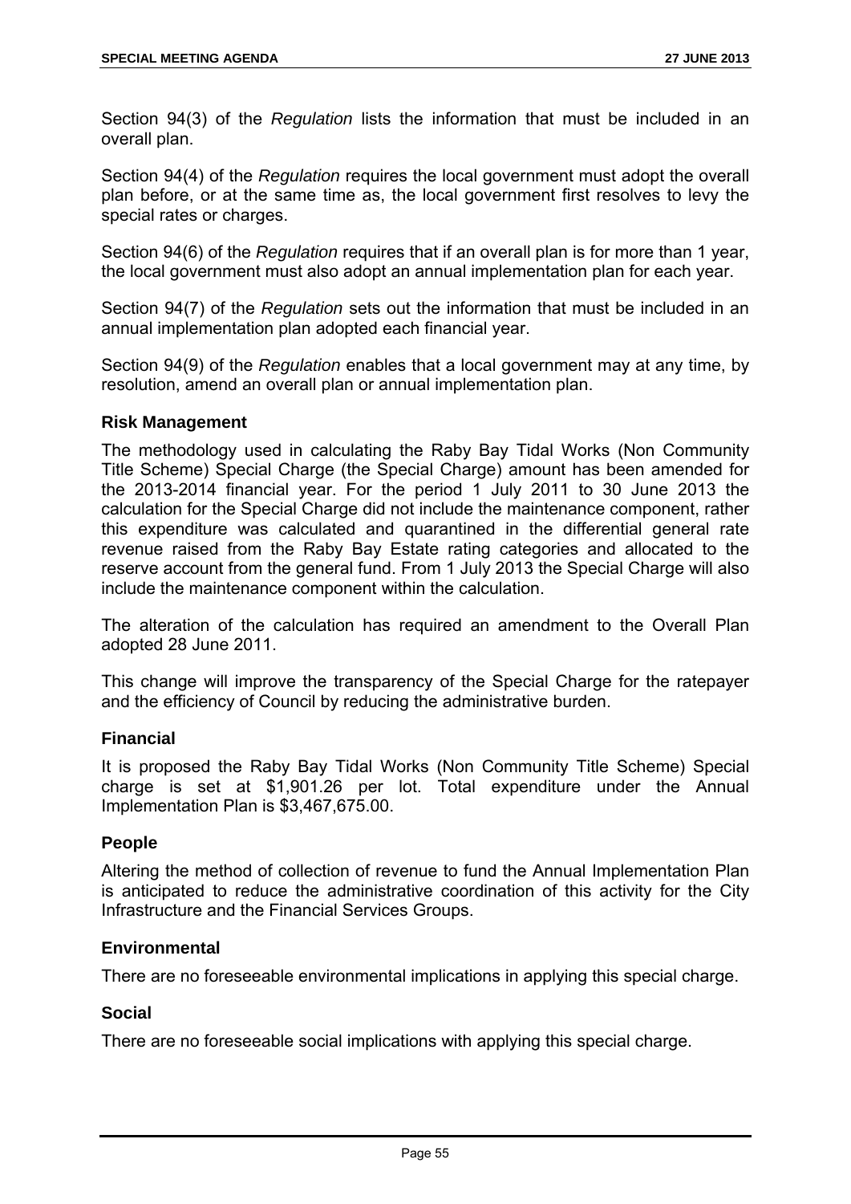Section 94(3) of the *Regulation* lists the information that must be included in an overall plan.

Section 94(4) of the *Regulation* requires the local government must adopt the overall plan before, or at the same time as, the local government first resolves to levy the special rates or charges.

Section 94(6) of the *Regulation* requires that if an overall plan is for more than 1 year, the local government must also adopt an annual implementation plan for each year.

Section 94(7) of the *Regulation* sets out the information that must be included in an annual implementation plan adopted each financial year.

Section 94(9) of the *Regulation* enables that a local government may at any time, by resolution, amend an overall plan or annual implementation plan.

### Risk Management

The methodology used in calculating the Raby Bay Tidal Works (Non Community Title Scheme) Special Charge (the Special Charge) amount has been amended for the 2013-2014 financial year. For the period 1 July 2011 to 30 June 2013 the calculation for the Special Charge did not include the maintenance component, rather this expenditure was calculated and quarantined in the differential general rate revenue raised from the Raby Bay Estate rating categories and allocated to the reserve account from the general fund. From 1 July 2013 the Special Charge will also include the maintenance component within the calculation.

The alteration of the calculation has required an amendment to the Overall Plan adopted 28 June 2011.

This change will improve the transparency of the Special Charge for the ratepayer and the efficiency of Council by reducing the administrative burden.

### Financial

It is proposed the Raby Bay Tidal Works (Non Community Title Scheme) Special charge is set at $1,901.26 per lot. Total expenditure under the Annual Implementation Plan is $3,467,675.00.

### People

Altering the method of collection of revenue to fund the Annual Implementation Plan is anticipated to reduce the administrative coordination of this activity for the City Infrastructure and the Financial Services Groups.

### Environmental

There are no foreseeable environmental implications in applying this special charge.

### Social

There are no foreseeable social implications with applying this special charge.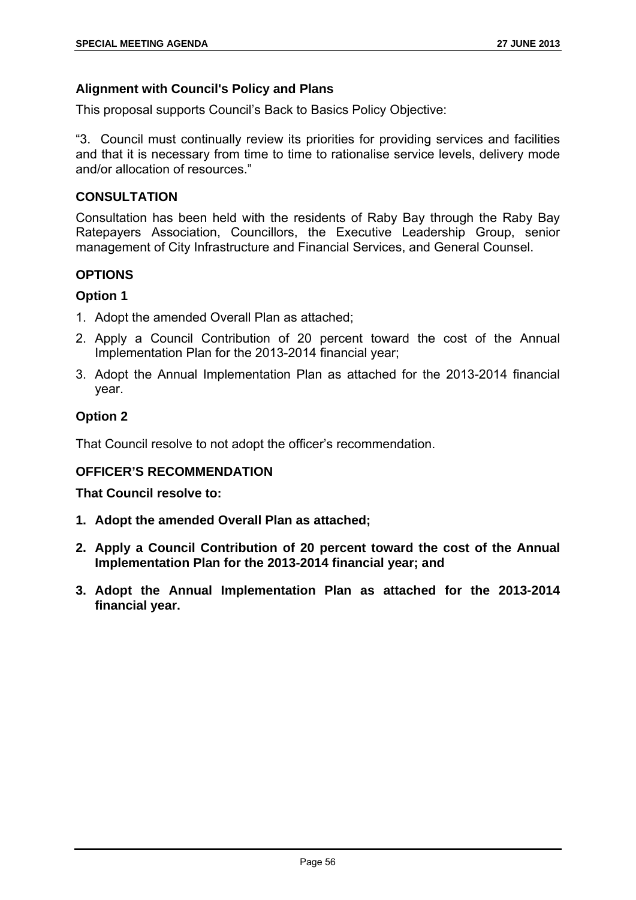## Alignment with Council's Policy and Plans

This proposal supports Council's Back to Basics Policy Objective:

"3. Council must continually review its priorities for providing services and facilities and that it is necessary from time to time to rationalise service levels, delivery mode and/or allocation of resources."

## CONSULTATION

Consultation has been held with the residents of Raby Bay through the Raby Bay Ratepayers Association, Councillors, the Executive Leadership Group, senior management of City Infrastructure and Financial Services, and General Counsel.

## OPTIONS

### Option 1

1. Adopt the amended Overall Plan as attached;
2. Apply a Council Contribution of 20 percent toward the cost of the Annual Implementation Plan for the 2013-2014 financial year;
3. Adopt the Annual Implementation Plan as attached for the 2013-2014 financial year.

### Option 2

That Council resolve to not adopt the officer's recommendation.

## OFFICER'S RECOMMENDATION

**That Council resolve to:**

1. **Adopt the amended Overall Plan as attached;**
2. **Apply a Council Contribution of 20 percent toward the cost of the Annual Implementation Plan for the 2013-2014 financial year; and**
3. **Adopt the Annual Implementation Plan as attached for the 2013-2014 financial year.**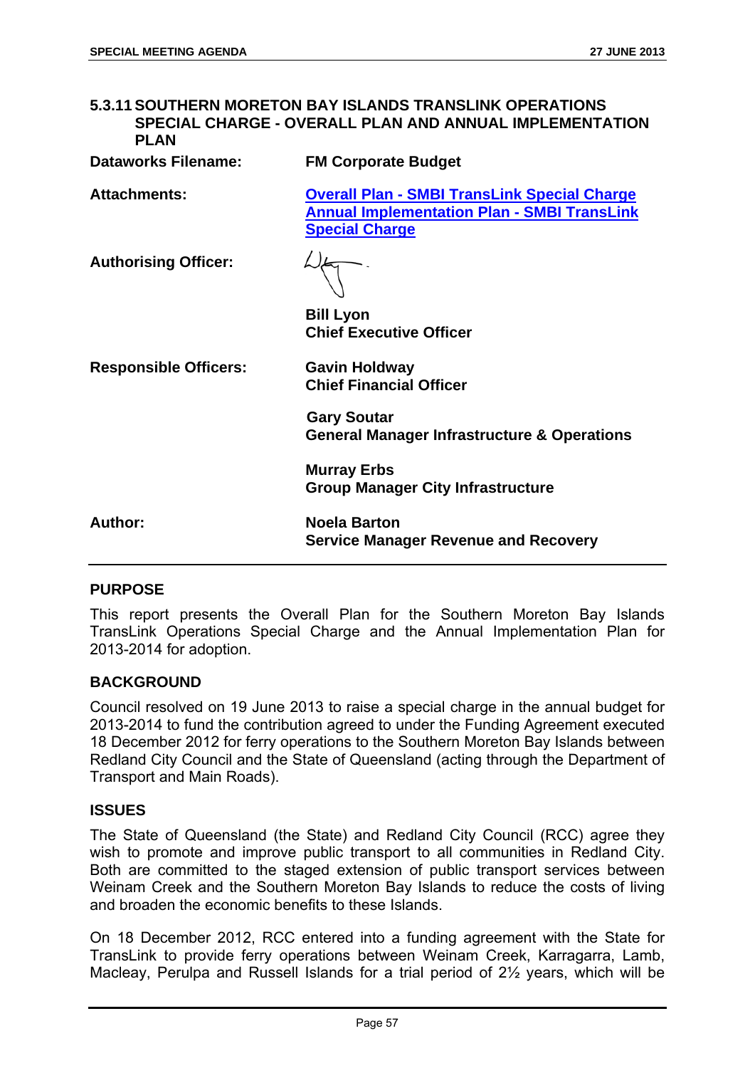### 5.3.11 SOUTHERN MORETON BAY ISLANDS TRANSLINK OPERATIONS SPECIAL CHARGE - OVERALL PLAN AND ANNUAL IMPLEMENTATION PLAN

**Dataworks Filename:** FM Corporate Budget

**Attachments:** Overall Plan - SMBI TransLink Special Charge
Annual Implementation Plan - SMBI TransLink Special Charge

**Authorising Officer:**

**Bill Lyon**
**Chief Executive Officer**

**Responsible Officers:**

**Gavin Holdway**
**Chief Financial Officer**

**Gary Soutar**
**General Manager Infrastructure & Operations**

**Murray Erbs**
**Group Manager City Infrastructure**

**Author:**

**Noela Barton**
**Service Manager Revenue and Recovery**

---

#### PURPOSE

This report presents the Overall Plan for the Southern Moreton Bay Islands TransLink Operations Special Charge and the Annual Implementation Plan for 2013-2014 for adoption.

#### BACKGROUND

Council resolved on 19 June 2013 to raise a special charge in the annual budget for 2013-2014 to fund the contribution agreed to under the Funding Agreement executed 18 December 2012 for ferry operations to the Southern Moreton Bay Islands between Redland City Council and the State of Queensland (acting through the Department of Transport and Main Roads).

#### ISSUES

The State of Queensland (the State) and Redland City Council (RCC) agree they wish to promote and improve public transport to all communities in Redland City. Both are committed to the staged extension of public transport services between Weinam Creek and the Southern Moreton Bay Islands to reduce the costs of living and broaden the economic benefits to these Islands.

On 18 December 2012, RCC entered into a funding agreement with the State for TransLink to provide ferry operations between Weinam Creek, Karragarra, Lamb, Macleay, Perulpa and Russell Islands for a trial period of 2½ years, which will be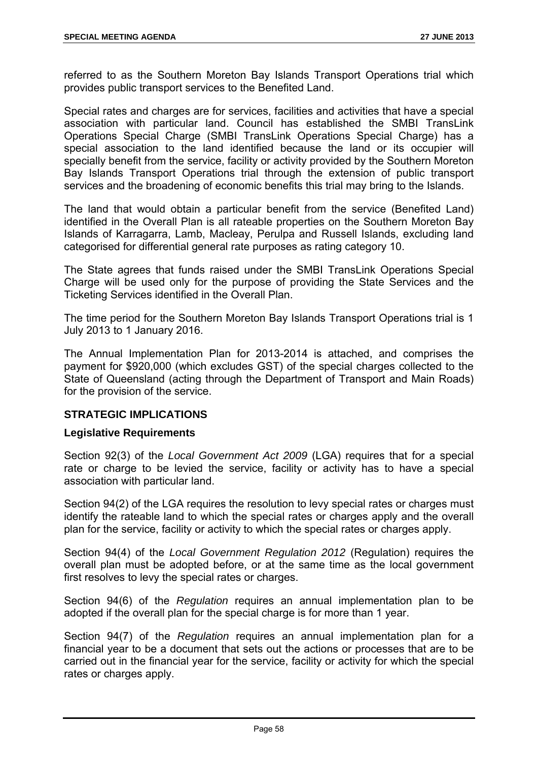referred to as the Southern Moreton Bay Islands Transport Operations trial which provides public transport services to the Benefited Land.

Special rates and charges are for services, facilities and activities that have a special association with particular land. Council has established the SMBI TransLink Operations Special Charge (SMBI TransLink Operations Special Charge) has a special association to the land identified because the land or its occupier will specially benefit from the service, facility or activity provided by the Southern Moreton Bay Islands Transport Operations trial through the extension of public transport services and the broadening of economic benefits this trial may bring to the Islands.

The land that would obtain a particular benefit from the service (Benefited Land) identified in the Overall Plan is all rateable properties on the Southern Moreton Bay Islands of Karragarra, Lamb, Macleay, Perulpa and Russell Islands, excluding land categorised for differential general rate purposes as rating category 10.

The State agrees that funds raised under the SMBI TransLink Operations Special Charge will be used only for the purpose of providing the State Services and the Ticketing Services identified in the Overall Plan.

The time period for the Southern Moreton Bay Islands Transport Operations trial is 1 July 2013 to 1 January 2016.

The Annual Implementation Plan for 2013-2014 is attached, and comprises the payment for $920,000 (which excludes GST) of the special charges collected to the State of Queensland (acting through the Department of Transport and Main Roads) for the provision of the service.

## STRATEGIC IMPLICATIONS

### Legislative Requirements

Section 92(3) of the *Local Government Act 2009* (LGA) requires that for a special rate or charge to be levied the service, facility or activity has to have a special association with particular land.

Section 94(2) of the LGA requires the resolution to levy special rates or charges must identify the rateable land to which the special rates or charges apply and the overall plan for the service, facility or activity to which the special rates or charges apply.

Section 94(4) of the *Local Government Regulation 2012* (Regulation) requires the overall plan must be adopted before, or at the same time as the local government first resolves to levy the special rates or charges.

Section 94(6) of the *Regulation* requires an annual implementation plan to be adopted if the overall plan for the special charge is for more than 1 year.

Section 94(7) of the *Regulation* requires an annual implementation plan for a financial year to be a document that sets out the actions or processes that are to be carried out in the financial year for the service, facility or activity for which the special rates or charges apply.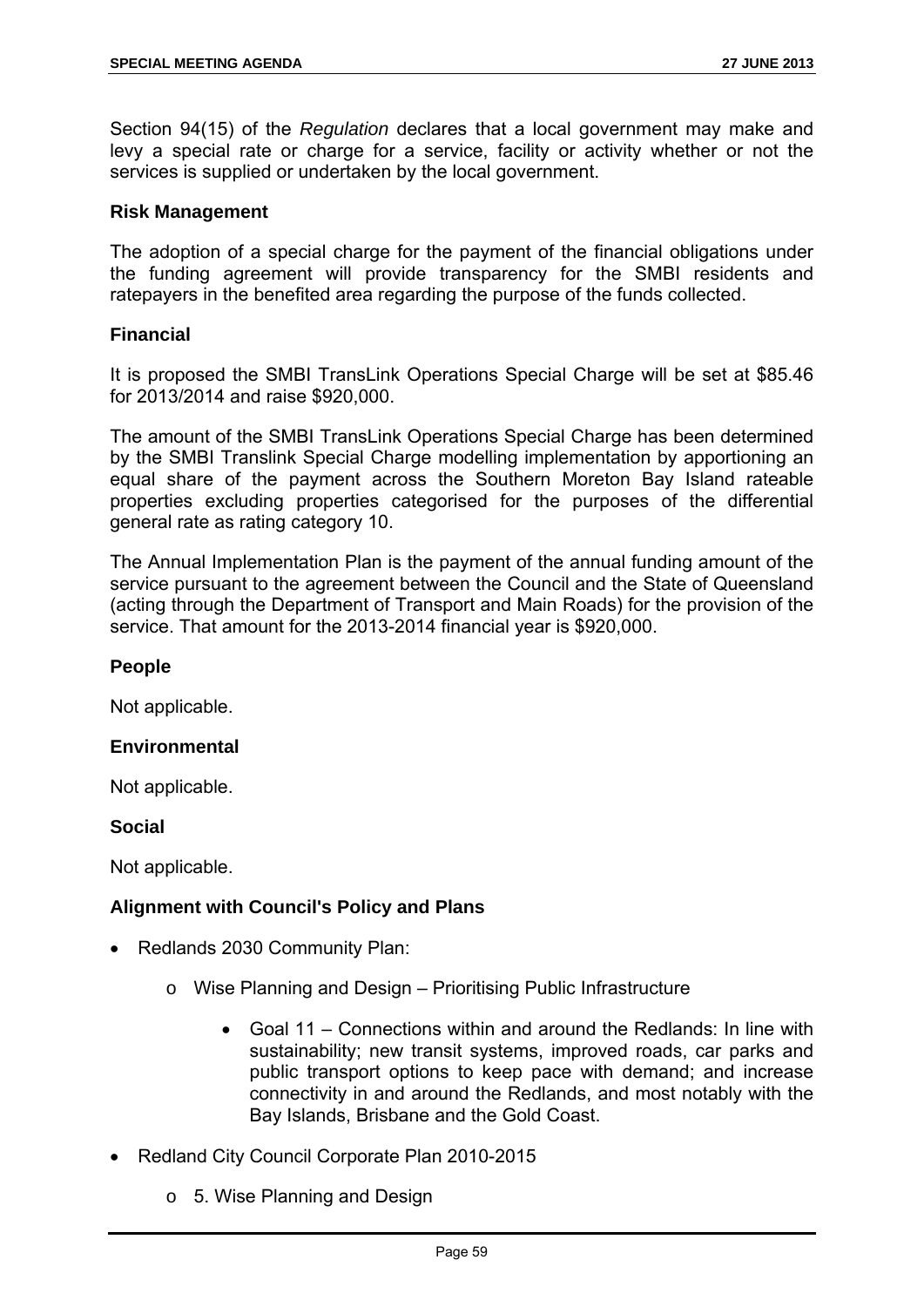Section 94(15) of the *Regulation* declares that a local government may make and levy a special rate or charge for a service, facility or activity whether or not the services is supplied or undertaken by the local government.

**Risk Management**

The adoption of a special charge for the payment of the financial obligations under the funding agreement will provide transparency for the SMBI residents and ratepayers in the benefited area regarding the purpose of the funds collected.

**Financial**

It is proposed the SMBI TransLink Operations Special Charge will be set at $85.46 for 2013/2014 and raise $920,000.

The amount of the SMBI TransLink Operations Special Charge has been determined by the SMBI Translink Special Charge modelling implementation by apportioning an equal share of the payment across the Southern Moreton Bay Island rateable properties excluding properties categorised for the purposes of the differential general rate as rating category 10.

The Annual Implementation Plan is the payment of the annual funding amount of the service pursuant to the agreement between the Council and the State of Queensland (acting through the Department of Transport and Main Roads) for the provision of the service. That amount for the 2013-2014 financial year is $920,000.

**People**

Not applicable.

**Environmental**

Not applicable.

**Social**

Not applicable.

**Alignment with Council's Policy and Plans**

- Redlands 2030 Community Plan:
  - Wise Planning and Design – Prioritising Public Infrastructure
    - Goal 11 – Connections within and around the Redlands: In line with sustainability; new transit systems, improved roads, car parks and public transport options to keep pace with demand; and increase connectivity in and around the Redlands, and most notably with the Bay Islands, Brisbane and the Gold Coast.
- Redland City Council Corporate Plan 2010-2015
  - 5. Wise Planning and Design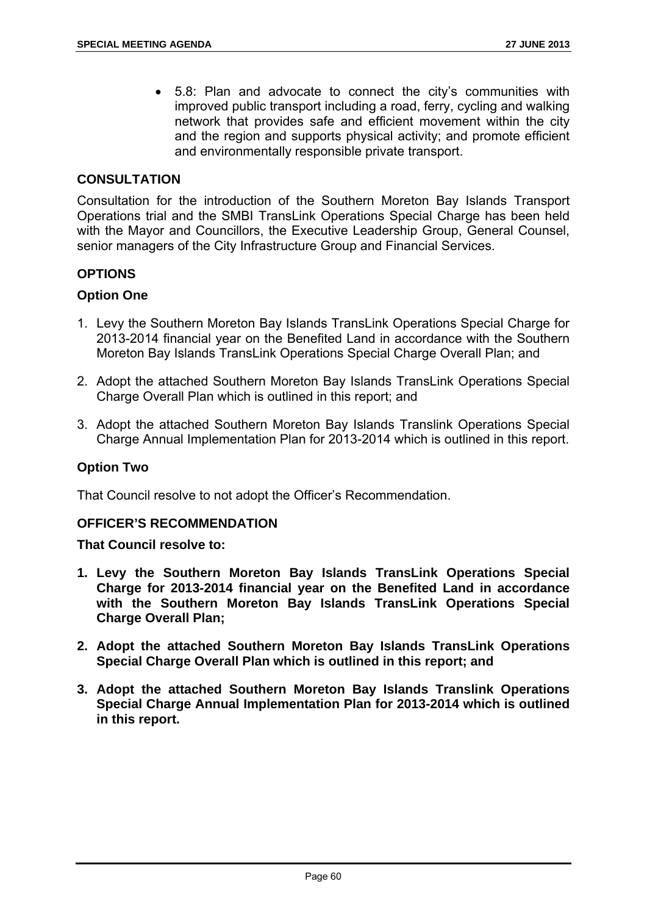- 5.8: Plan and advocate to connect the city's communities with improved public transport including a road, ferry, cycling and walking network that provides safe and efficient movement within the city and the region and supports physical activity; and promote efficient and environmentally responsible private transport.

## CONSULTATION

Consultation for the introduction of the Southern Moreton Bay Islands Transport Operations trial and the SMBI TransLink Operations Special Charge has been held with the Mayor and Councillors, the Executive Leadership Group, General Counsel, senior managers of the City Infrastructure Group and Financial Services.

## OPTIONS

### Option One

1. Levy the Southern Moreton Bay Islands TransLink Operations Special Charge for 2013-2014 financial year on the Benefited Land in accordance with the Southern Moreton Bay Islands TransLink Operations Special Charge Overall Plan; and
2. Adopt the attached Southern Moreton Bay Islands TransLink Operations Special Charge Overall Plan which is outlined in this report; and
3. Adopt the attached Southern Moreton Bay Islands Translink Operations Special Charge Annual Implementation Plan for 2013-2014 which is outlined in this report.

### Option Two

That Council resolve to not adopt the Officer's Recommendation.

## OFFICER'S RECOMMENDATION

**That Council resolve to:**

1. **Levy the Southern Moreton Bay Islands TransLink Operations Special Charge for 2013-2014 financial year on the Benefited Land in accordance with the Southern Moreton Bay Islands TransLink Operations Special Charge Overall Plan;**
2. **Adopt the attached Southern Moreton Bay Islands TransLink Operations Special Charge Overall Plan which is outlined in this report; and**
3. **Adopt the attached Southern Moreton Bay Islands Translink Operations Special Charge Annual Implementation Plan for 2013-2014 which is outlined in this report.**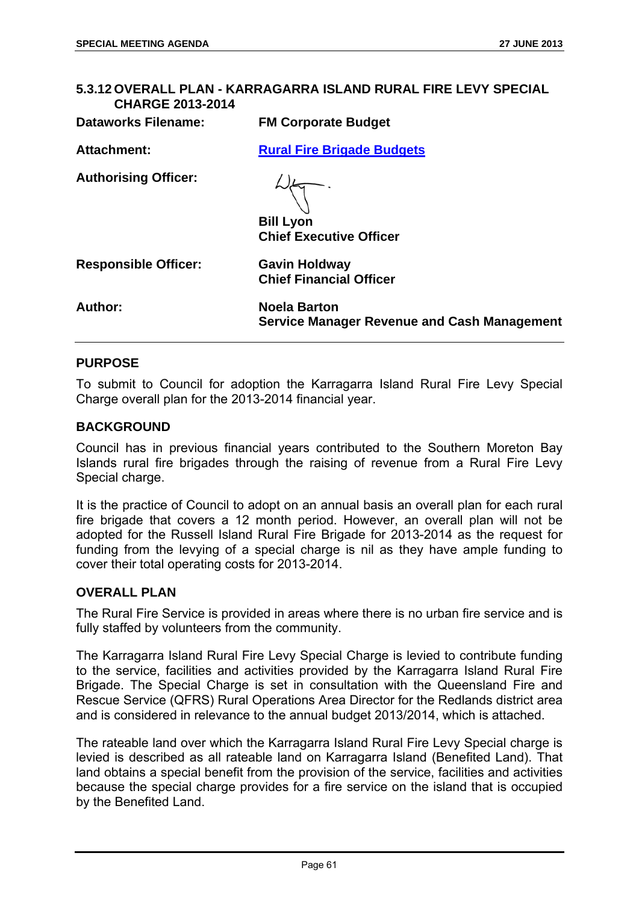### 5.3.12 OVERALL PLAN - KARRAGARRA ISLAND RURAL FIRE LEVY SPECIAL CHARGE 2013-2014

**Dataworks Filename:** FM Corporate Budget

**Attachment:** Rural Fire Brigade Budgets

**Authorising Officer:** Bill Lyon
Chief Executive Officer

**Responsible Officer:** Gavin Holdway
Chief Financial Officer

**Author:** Noela Barton
Service Manager Revenue and Cash Management

---

#### PURPOSE

To submit to Council for adoption the Karragarra Island Rural Fire Levy Special Charge overall plan for the 2013-2014 financial year.

#### BACKGROUND

Council has in previous financial years contributed to the Southern Moreton Bay Islands rural fire brigades through the raising of revenue from a Rural Fire Levy Special charge.

It is the practice of Council to adopt on an annual basis an overall plan for each rural fire brigade that covers a 12 month period. However, an overall plan will not be adopted for the Russell Island Rural Fire Brigade for 2013-2014 as the request for funding from the levying of a special charge is nil as they have ample funding to cover their total operating costs for 2013-2014.

#### OVERALL PLAN

The Rural Fire Service is provided in areas where there is no urban fire service and is fully staffed by volunteers from the community.

The Karragarra Island Rural Fire Levy Special Charge is levied to contribute funding to the service, facilities and activities provided by the Karragarra Island Rural Fire Brigade. The Special Charge is set in consultation with the Queensland Fire and Rescue Service (QFRS) Rural Operations Area Director for the Redlands district area and is considered in relevance to the annual budget 2013/2014, which is attached.

The rateable land over which the Karragarra Island Rural Fire Levy Special charge is levied is described as all rateable land on Karragarra Island (Benefited Land). That land obtains a special benefit from the provision of the service, facilities and activities because the special charge provides for a fire service on the island that is occupied by the Benefited Land.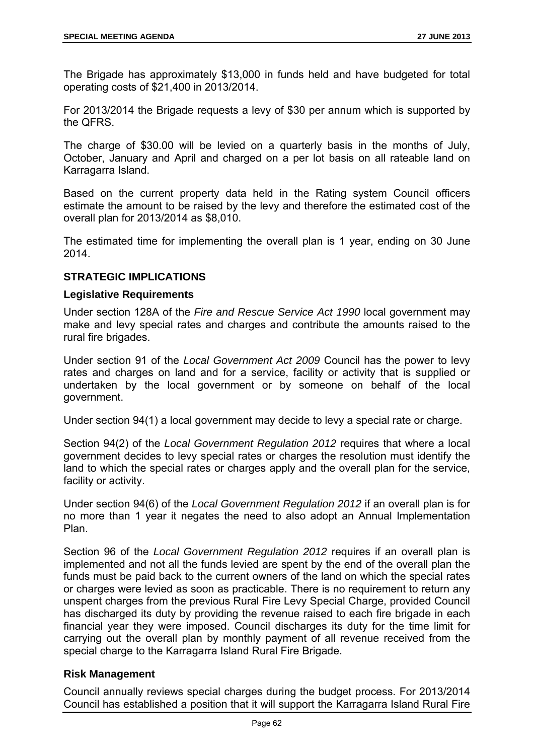The Brigade has approximately $13,000 in funds held and have budgeted for total operating costs of $21,400 in 2013/2014.

For 2013/2014 the Brigade requests a levy of $30 per annum which is supported by the QFRS.

The charge of $30.00 will be levied on a quarterly basis in the months of July, October, January and April and charged on a per lot basis on all rateable land on Karragarra Island.

Based on the current property data held in the Rating system Council officers estimate the amount to be raised by the levy and therefore the estimated cost of the overall plan for 2013/2014 as $8,010.

The estimated time for implementing the overall plan is 1 year, ending on 30 June 2014.

## STRATEGIC IMPLICATIONS

### Legislative Requirements

Under section 128A of the *Fire and Rescue Service Act 1990* local government may make and levy special rates and charges and contribute the amounts raised to the rural fire brigades.

Under section 91 of the *Local Government Act 2009* Council has the power to levy rates and charges on land and for a service, facility or activity that is supplied or undertaken by the local government or by someone on behalf of the local government.

Under section 94(1) a local government may decide to levy a special rate or charge.

Section 94(2) of the *Local Government Regulation 2012* requires that where a local government decides to levy special rates or charges the resolution must identify the land to which the special rates or charges apply and the overall plan for the service, facility or activity.

Under section 94(6) of the *Local Government Regulation 2012* if an overall plan is for no more than 1 year it negates the need to also adopt an Annual Implementation Plan.

Section 96 of the *Local Government Regulation 2012* requires if an overall plan is implemented and not all the funds levied are spent by the end of the overall plan the funds must be paid back to the current owners of the land on which the special rates or charges were levied as soon as practicable. There is no requirement to return any unspent charges from the previous Rural Fire Levy Special Charge, provided Council has discharged its duty by providing the revenue raised to each fire brigade in each financial year they were imposed. Council discharges its duty for the time limit for carrying out the overall plan by monthly payment of all revenue received from the special charge to the Karragarra Island Rural Fire Brigade.

### Risk Management

Council annually reviews special charges during the budget process. For 2013/2014 Council has established a position that it will support the Karragarra Island Rural Fire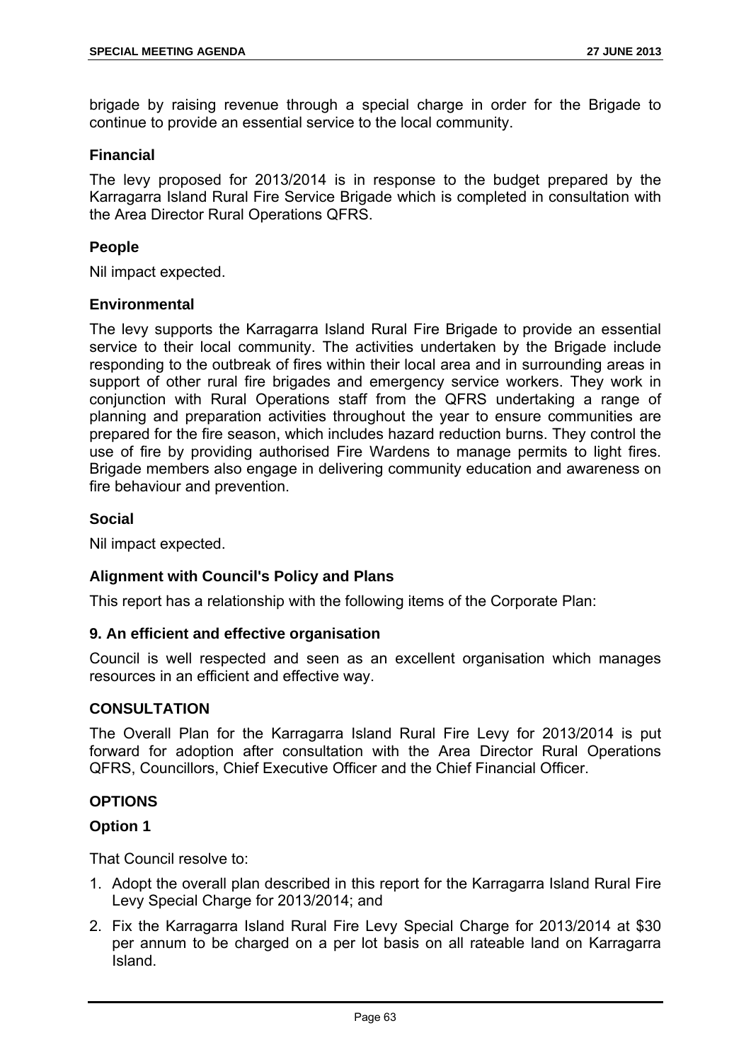brigade by raising revenue through a special charge in order for the Brigade to continue to provide an essential service to the local community.

### Financial

The levy proposed for 2013/2014 is in response to the budget prepared by the Karragarra Island Rural Fire Service Brigade which is completed in consultation with the Area Director Rural Operations QFRS.

### People

Nil impact expected.

### Environmental

The levy supports the Karragarra Island Rural Fire Brigade to provide an essential service to their local community. The activities undertaken by the Brigade include responding to the outbreak of fires within their local area and in surrounding areas in support of other rural fire brigades and emergency service workers. They work in conjunction with Rural Operations staff from the QFRS undertaking a range of planning and preparation activities throughout the year to ensure communities are prepared for the fire season, which includes hazard reduction burns. They control the use of fire by providing authorised Fire Wardens to manage permits to light fires. Brigade members also engage in delivering community education and awareness on fire behaviour and prevention.

### Social

Nil impact expected.

### Alignment with Council's Policy and Plans

This report has a relationship with the following items of the Corporate Plan:

### 9. An efficient and effective organisation

Council is well respected and seen as an excellent organisation which manages resources in an efficient and effective way.

## CONSULTATION

The Overall Plan for the Karragarra Island Rural Fire Levy for 2013/2014 is put forward for adoption after consultation with the Area Director Rural Operations QFRS, Councillors, Chief Executive Officer and the Chief Financial Officer.

## OPTIONS

### Option 1

That Council resolve to:

1. Adopt the overall plan described in this report for the Karragarra Island Rural Fire Levy Special Charge for 2013/2014; and
2. Fix the Karragarra Island Rural Fire Levy Special Charge for 2013/2014 at $30 per annum to be charged on a per lot basis on all rateable land on Karragarra Island.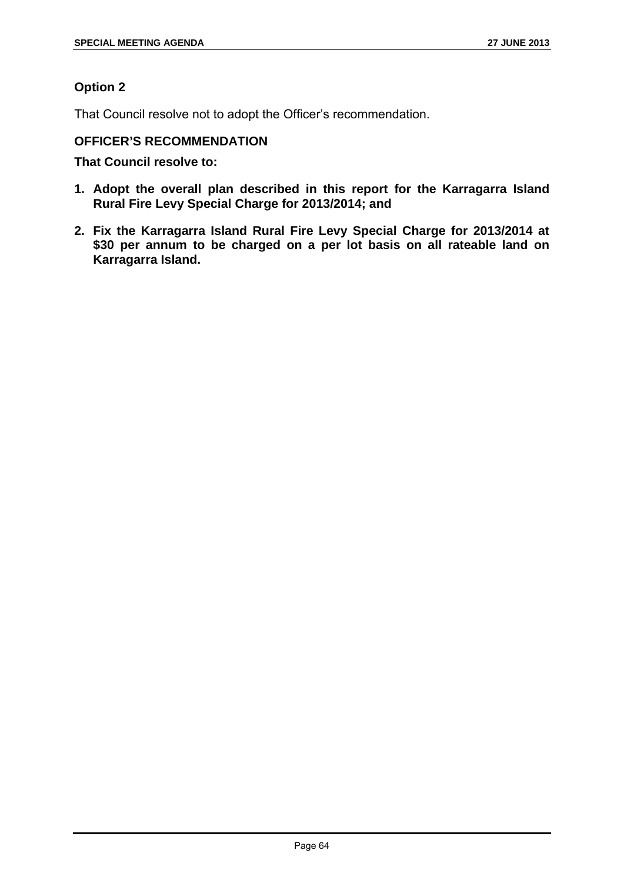### Option 2

That Council resolve not to adopt the Officer's recommendation.

### OFFICER'S RECOMMENDATION

**That Council resolve to:**

1. **Adopt the overall plan described in this report for the Karragarra Island Rural Fire Levy Special Charge for 2013/2014; and**
2. **Fix the Karragarra Island Rural Fire Levy Special Charge for 2013/2014 at $30 per annum to be charged on a per lot basis on all rateable land on Karragarra Island.**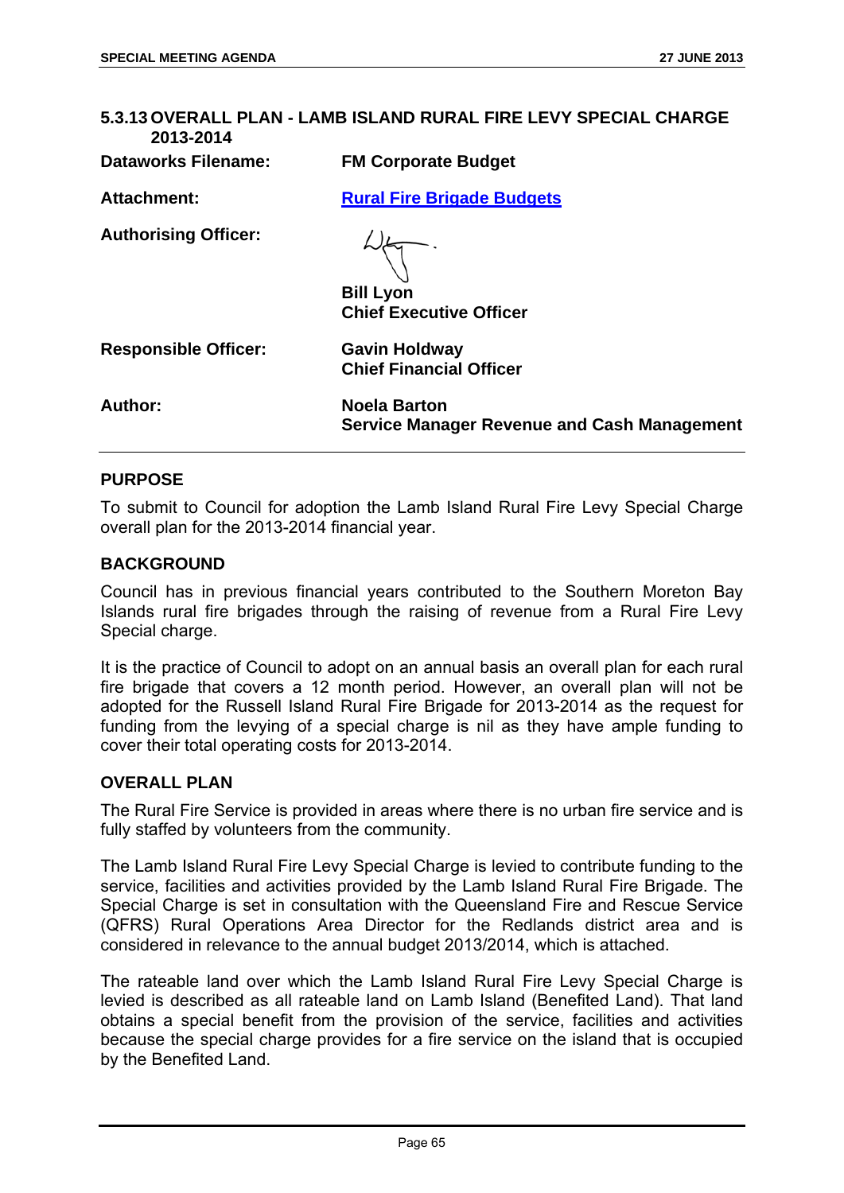### 5.3.13 OVERALL PLAN - LAMB ISLAND RURAL FIRE LEVY SPECIAL CHARGE 2013-2014

| | |
|---|---|
| **Dataworks Filename:** | **FM Corporate Budget** |
| **Attachment:** | **Rural Fire Brigade Budgets** |
| **Authorising Officer:** | **Bill Lyon**<br>**Chief Executive Officer** |
| **Responsible Officer:** | **Gavin Holdway**<br>**Chief Financial Officer** |
| **Author:** | **Noela Barton**<br>**Service Manager Revenue and Cash Management** |

#### PURPOSE

To submit to Council for adoption the Lamb Island Rural Fire Levy Special Charge overall plan for the 2013-2014 financial year.

#### BACKGROUND

Council has in previous financial years contributed to the Southern Moreton Bay Islands rural fire brigades through the raising of revenue from a Rural Fire Levy Special charge.

It is the practice of Council to adopt on an annual basis an overall plan for each rural fire brigade that covers a 12 month period. However, an overall plan will not be adopted for the Russell Island Rural Fire Brigade for 2013-2014 as the request for funding from the levying of a special charge is nil as they have ample funding to cover their total operating costs for 2013-2014.

#### OVERALL PLAN

The Rural Fire Service is provided in areas where there is no urban fire service and is fully staffed by volunteers from the community.

The Lamb Island Rural Fire Levy Special Charge is levied to contribute funding to the service, facilities and activities provided by the Lamb Island Rural Fire Brigade. The Special Charge is set in consultation with the Queensland Fire and Rescue Service (QFRS) Rural Operations Area Director for the Redlands district area and is considered in relevance to the annual budget 2013/2014, which is attached.

The rateable land over which the Lamb Island Rural Fire Levy Special Charge is levied is described as all rateable land on Lamb Island (Benefited Land). That land obtains a special benefit from the provision of the service, facilities and activities because the special charge provides for a fire service on the island that is occupied by the Benefited Land.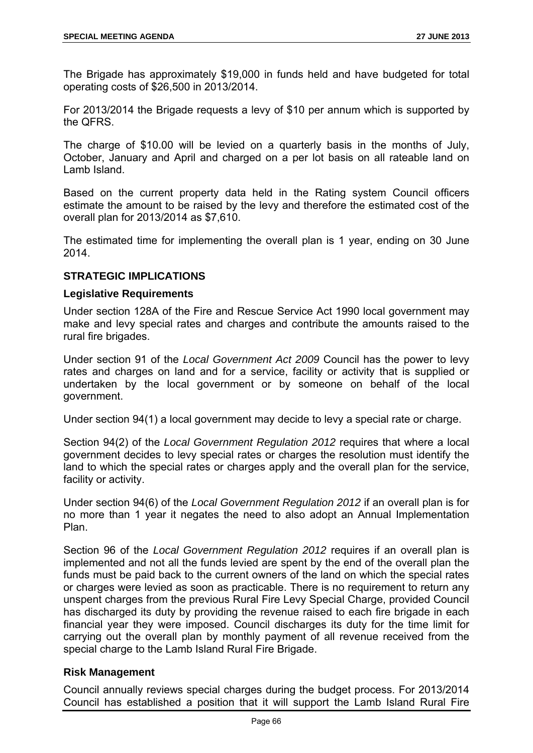The Brigade has approximately $19,000 in funds held and have budgeted for total operating costs of $26,500 in 2013/2014.

For 2013/2014 the Brigade requests a levy of $10 per annum which is supported by the QFRS.

The charge of $10.00 will be levied on a quarterly basis in the months of July, October, January and April and charged on a per lot basis on all rateable land on Lamb Island.

Based on the current property data held in the Rating system Council officers estimate the amount to be raised by the levy and therefore the estimated cost of the overall plan for 2013/2014 as $7,610.

The estimated time for implementing the overall plan is 1 year, ending on 30 June 2014.

## STRATEGIC IMPLICATIONS

### Legislative Requirements

Under section 128A of the Fire and Rescue Service Act 1990 local government may make and levy special rates and charges and contribute the amounts raised to the rural fire brigades.

Under section 91 of the *Local Government Act 2009* Council has the power to levy rates and charges on land and for a service, facility or activity that is supplied or undertaken by the local government or by someone on behalf of the local government.

Under section 94(1) a local government may decide to levy a special rate or charge.

Section 94(2) of the *Local Government Regulation 2012* requires that where a local government decides to levy special rates or charges the resolution must identify the land to which the special rates or charges apply and the overall plan for the service, facility or activity.

Under section 94(6) of the *Local Government Regulation 2012* if an overall plan is for no more than 1 year it negates the need to also adopt an Annual Implementation Plan.

Section 96 of the *Local Government Regulation 2012* requires if an overall plan is implemented and not all the funds levied are spent by the end of the overall plan the funds must be paid back to the current owners of the land on which the special rates or charges were levied as soon as practicable. There is no requirement to return any unspent charges from the previous Rural Fire Levy Special Charge, provided Council has discharged its duty by providing the revenue raised to each fire brigade in each financial year they were imposed. Council discharges its duty for the time limit for carrying out the overall plan by monthly payment of all revenue received from the special charge to the Lamb Island Rural Fire Brigade.

### Risk Management

Council annually reviews special charges during the budget process. For 2013/2014 Council has established a position that it will support the Lamb Island Rural Fire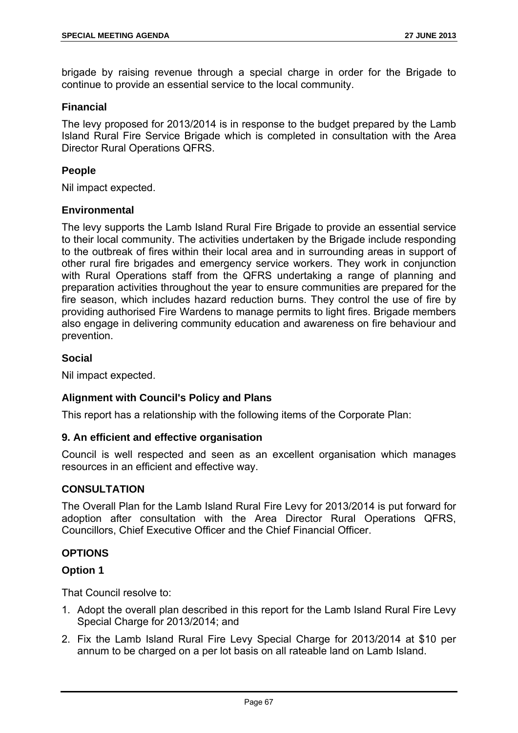brigade by raising revenue through a special charge in order for the Brigade to continue to provide an essential service to the local community.

### Financial

The levy proposed for 2013/2014 is in response to the budget prepared by the Lamb Island Rural Fire Service Brigade which is completed in consultation with the Area Director Rural Operations QFRS.

### People

Nil impact expected.

### Environmental

The levy supports the Lamb Island Rural Fire Brigade to provide an essential service to their local community. The activities undertaken by the Brigade include responding to the outbreak of fires within their local area and in surrounding areas in support of other rural fire brigades and emergency service workers. They work in conjunction with Rural Operations staff from the QFRS undertaking a range of planning and preparation activities throughout the year to ensure communities are prepared for the fire season, which includes hazard reduction burns. They control the use of fire by providing authorised Fire Wardens to manage permits to light fires. Brigade members also engage in delivering community education and awareness on fire behaviour and prevention.

### Social

Nil impact expected.

### Alignment with Council's Policy and Plans

This report has a relationship with the following items of the Corporate Plan:

#### 9. An efficient and effective organisation

Council is well respected and seen as an excellent organisation which manages resources in an efficient and effective way.

## CONSULTATION

The Overall Plan for the Lamb Island Rural Fire Levy for 2013/2014 is put forward for adoption after consultation with the Area Director Rural Operations QFRS, Councillors, Chief Executive Officer and the Chief Financial Officer.

## OPTIONS

### Option 1

That Council resolve to:

1. Adopt the overall plan described in this report for the Lamb Island Rural Fire Levy Special Charge for 2013/2014; and
2. Fix the Lamb Island Rural Fire Levy Special Charge for 2013/2014 at $10 per annum to be charged on a per lot basis on all rateable land on Lamb Island.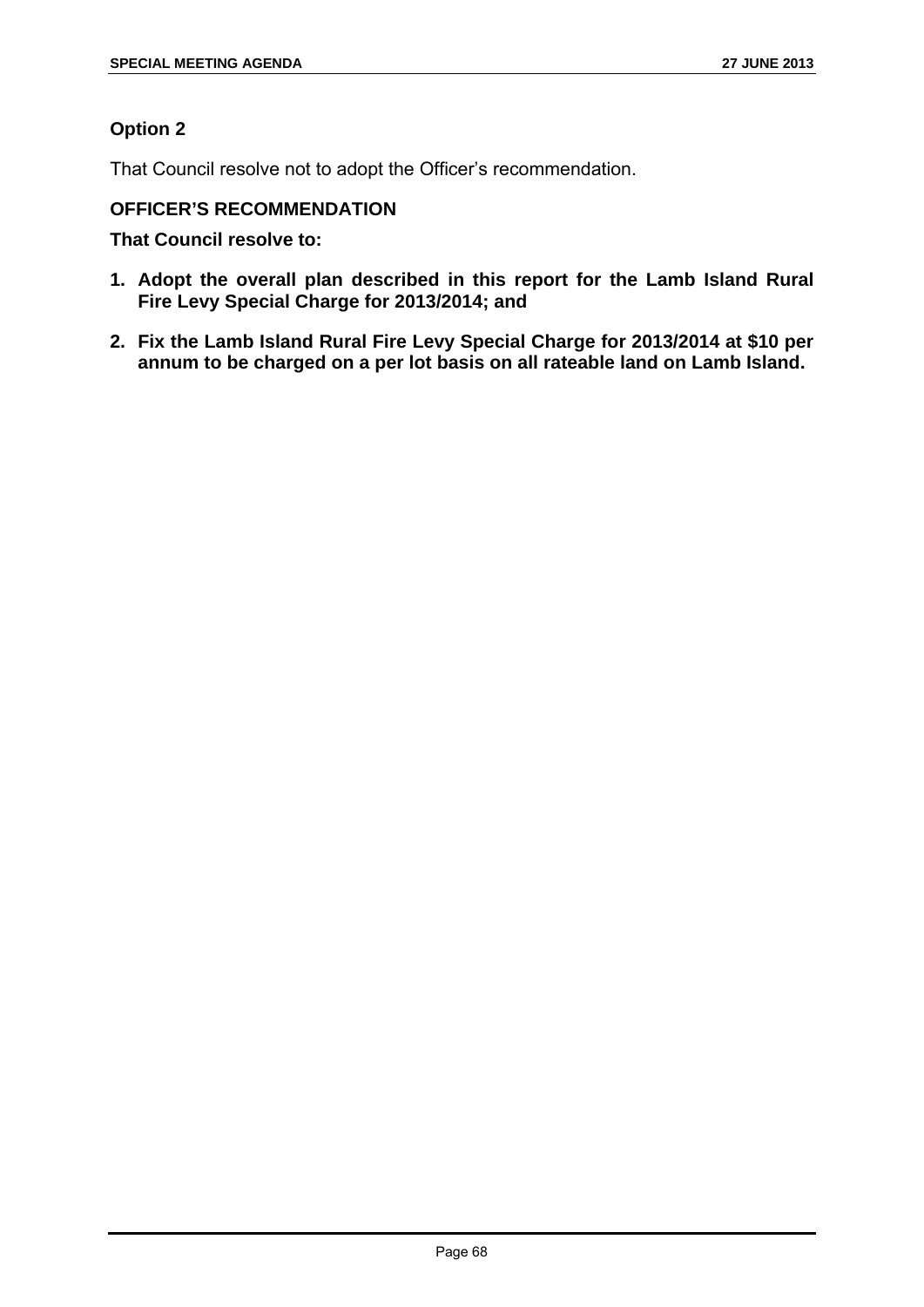### Option 2

That Council resolve not to adopt the Officer's recommendation.

### OFFICER'S RECOMMENDATION

**That Council resolve to:**

1. **Adopt the overall plan described in this report for the Lamb Island Rural Fire Levy Special Charge for 2013/2014; and**
2. **Fix the Lamb Island Rural Fire Levy Special Charge for 2013/2014 at $10 per annum to be charged on a per lot basis on all rateable land on Lamb Island.**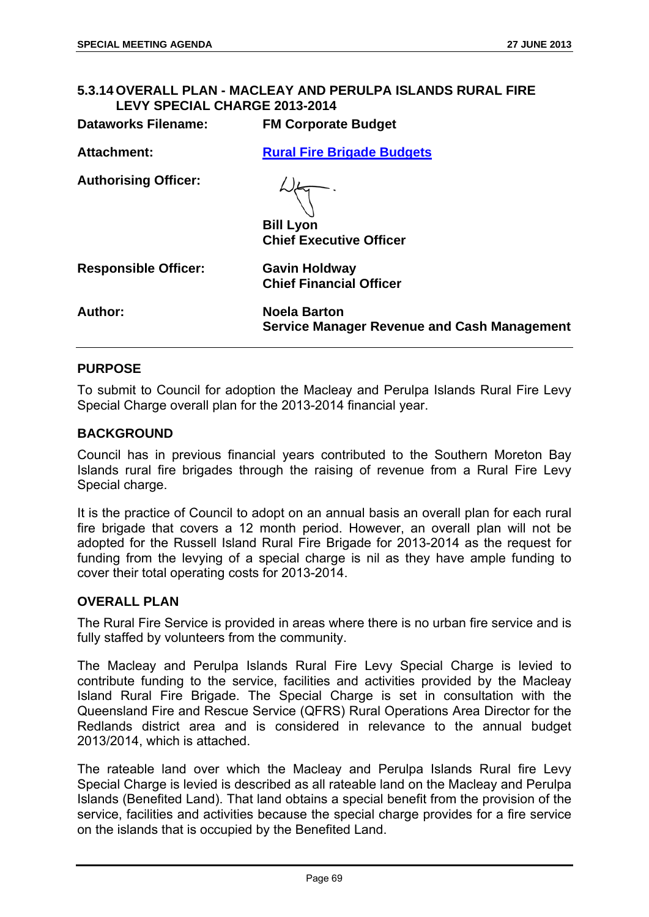### 5.3.14 OVERALL PLAN - MACLEAY AND PERULPA ISLANDS RURAL FIRE LEVY SPECIAL CHARGE 2013-2014

**Dataworks Filename:** FM Corporate Budget

**Attachment:** Rural Fire Brigade Budgets

**Authorising Officer:**
Bill Lyon
Chief Executive Officer

**Responsible Officer:** Gavin Holdway
Chief Financial Officer

**Author:** Noela Barton
Service Manager Revenue and Cash Management

#### PURPOSE

To submit to Council for adoption the Macleay and Perulpa Islands Rural Fire Levy Special Charge overall plan for the 2013-2014 financial year.

#### BACKGROUND

Council has in previous financial years contributed to the Southern Moreton Bay Islands rural fire brigades through the raising of revenue from a Rural Fire Levy Special charge.

It is the practice of Council to adopt on an annual basis an overall plan for each rural fire brigade that covers a 12 month period. However, an overall plan will not be adopted for the Russell Island Rural Fire Brigade for 2013-2014 as the request for funding from the levying of a special charge is nil as they have ample funding to cover their total operating costs for 2013-2014.

#### OVERALL PLAN

The Rural Fire Service is provided in areas where there is no urban fire service and is fully staffed by volunteers from the community.

The Macleay and Perulpa Islands Rural Fire Levy Special Charge is levied to contribute funding to the service, facilities and activities provided by the Macleay Island Rural Fire Brigade. The Special Charge is set in consultation with the Queensland Fire and Rescue Service (QFRS) Rural Operations Area Director for the Redlands district area and is considered in relevance to the annual budget 2013/2014, which is attached.

The rateable land over which the Macleay and Perulpa Islands Rural fire Levy Special Charge is levied is described as all rateable land on the Macleay and Perulpa Islands (Benefited Land). That land obtains a special benefit from the provision of the service, facilities and activities because the special charge provides for a fire service on the islands that is occupied by the Benefited Land.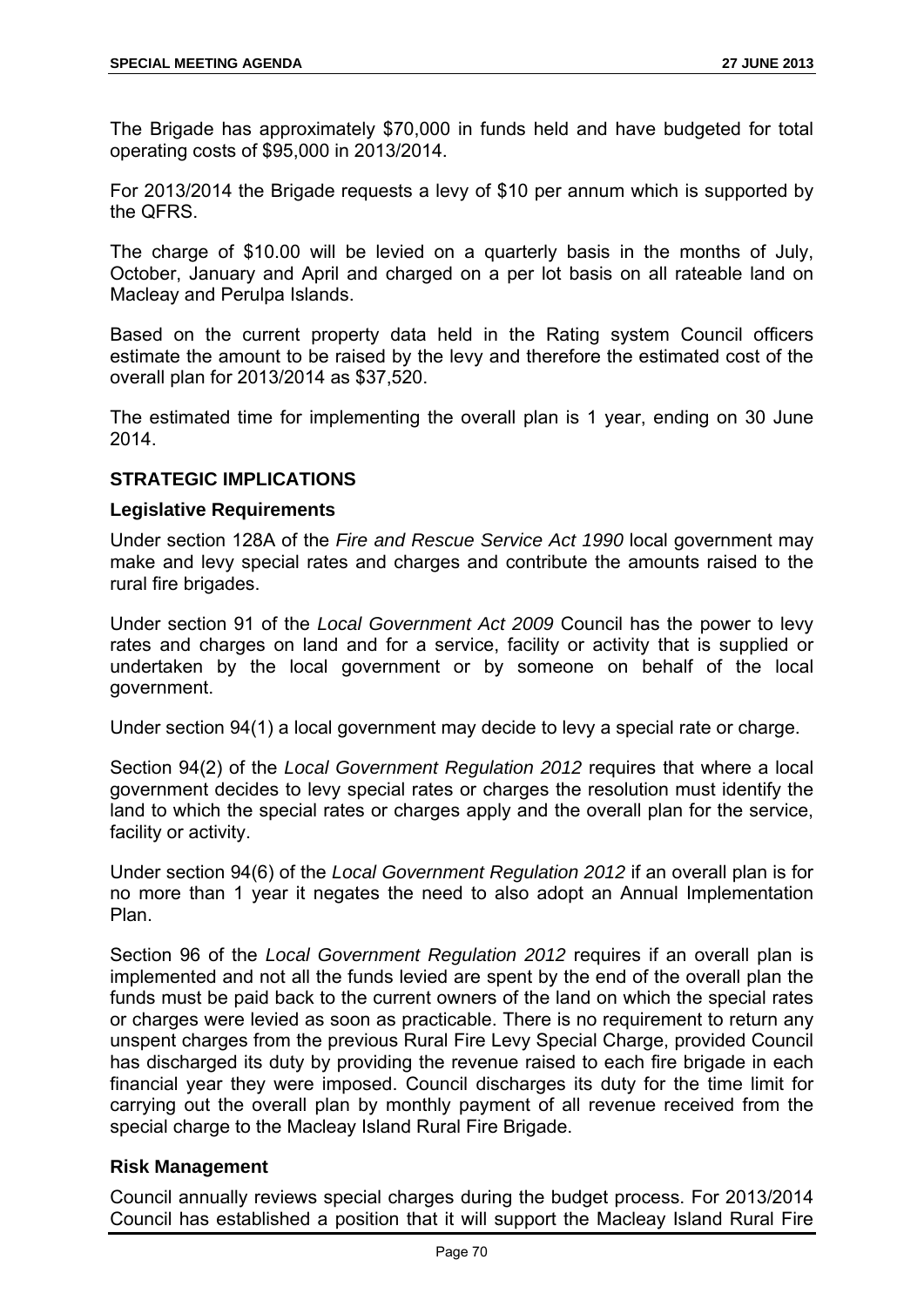The Brigade has approximately $70,000 in funds held and have budgeted for total operating costs of $95,000 in 2013/2014.

For 2013/2014 the Brigade requests a levy of $10 per annum which is supported by the QFRS.

The charge of $10.00 will be levied on a quarterly basis in the months of July, October, January and April and charged on a per lot basis on all rateable land on Macleay and Perulpa Islands.

Based on the current property data held in the Rating system Council officers estimate the amount to be raised by the levy and therefore the estimated cost of the overall plan for 2013/2014 as $37,520.

The estimated time for implementing the overall plan is 1 year, ending on 30 June 2014.

## STRATEGIC IMPLICATIONS

### Legislative Requirements

Under section 128A of the *Fire and Rescue Service Act 1990* local government may make and levy special rates and charges and contribute the amounts raised to the rural fire brigades.

Under section 91 of the *Local Government Act 2009* Council has the power to levy rates and charges on land and for a service, facility or activity that is supplied or undertaken by the local government or by someone on behalf of the local government.

Under section 94(1) a local government may decide to levy a special rate or charge.

Section 94(2) of the *Local Government Regulation 2012* requires that where a local government decides to levy special rates or charges the resolution must identify the land to which the special rates or charges apply and the overall plan for the service, facility or activity.

Under section 94(6) of the *Local Government Regulation 2012* if an overall plan is for no more than 1 year it negates the need to also adopt an Annual Implementation Plan.

Section 96 of the *Local Government Regulation 2012* requires if an overall plan is implemented and not all the funds levied are spent by the end of the overall plan the funds must be paid back to the current owners of the land on which the special rates or charges were levied as soon as practicable. There is no requirement to return any unspent charges from the previous Rural Fire Levy Special Charge, provided Council has discharged its duty by providing the revenue raised to each fire brigade in each financial year they were imposed. Council discharges its duty for the time limit for carrying out the overall plan by monthly payment of all revenue received from the special charge to the Macleay Island Rural Fire Brigade.

### Risk Management

Council annually reviews special charges during the budget process. For 2013/2014 Council has established a position that it will support the Macleay Island Rural Fire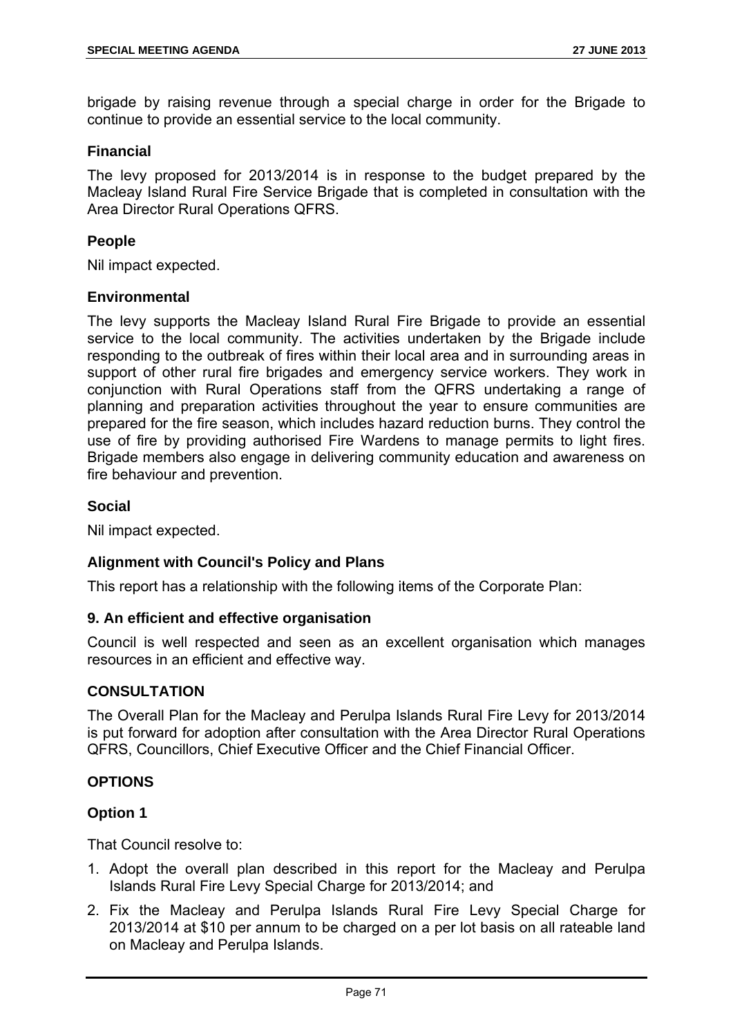brigade by raising revenue through a special charge in order for the Brigade to continue to provide an essential service to the local community.

### Financial

The levy proposed for 2013/2014 is in response to the budget prepared by the Macleay Island Rural Fire Service Brigade that is completed in consultation with the Area Director Rural Operations QFRS.

### People

Nil impact expected.

### Environmental

The levy supports the Macleay Island Rural Fire Brigade to provide an essential service to the local community. The activities undertaken by the Brigade include responding to the outbreak of fires within their local area and in surrounding areas in support of other rural fire brigades and emergency service workers. They work in conjunction with Rural Operations staff from the QFRS undertaking a range of planning and preparation activities throughout the year to ensure communities are prepared for the fire season, which includes hazard reduction burns. They control the use of fire by providing authorised Fire Wardens to manage permits to light fires. Brigade members also engage in delivering community education and awareness on fire behaviour and prevention.

### Social

Nil impact expected.

### Alignment with Council's Policy and Plans

This report has a relationship with the following items of the Corporate Plan:

### 9. An efficient and effective organisation

Council is well respected and seen as an excellent organisation which manages resources in an efficient and effective way.

## CONSULTATION

The Overall Plan for the Macleay and Perulpa Islands Rural Fire Levy for 2013/2014 is put forward for adoption after consultation with the Area Director Rural Operations QFRS, Councillors, Chief Executive Officer and the Chief Financial Officer.

## OPTIONS

### Option 1

That Council resolve to:

1. Adopt the overall plan described in this report for the Macleay and Perulpa Islands Rural Fire Levy Special Charge for 2013/2014; and
2. Fix the Macleay and Perulpa Islands Rural Fire Levy Special Charge for 2013/2014 at $10 per annum to be charged on a per lot basis on all rateable land on Macleay and Perulpa Islands.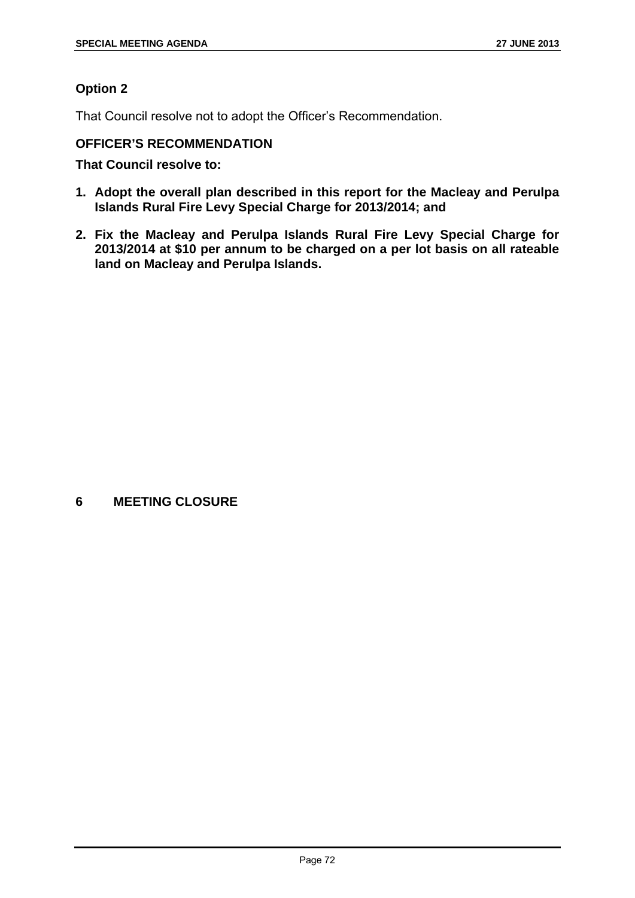### Option 2

That Council resolve not to adopt the Officer's Recommendation.

### OFFICER'S RECOMMENDATION

**That Council resolve to:**

1. **Adopt the overall plan described in this report for the Macleay and Perulpa Islands Rural Fire Levy Special Charge for 2013/2014; and**
2. **Fix the Macleay and Perulpa Islands Rural Fire Levy Special Charge for 2013/2014 at $10 per annum to be charged on a per lot basis on all rateable land on Macleay and Perulpa Islands.**

## 6 MEETING CLOSURE